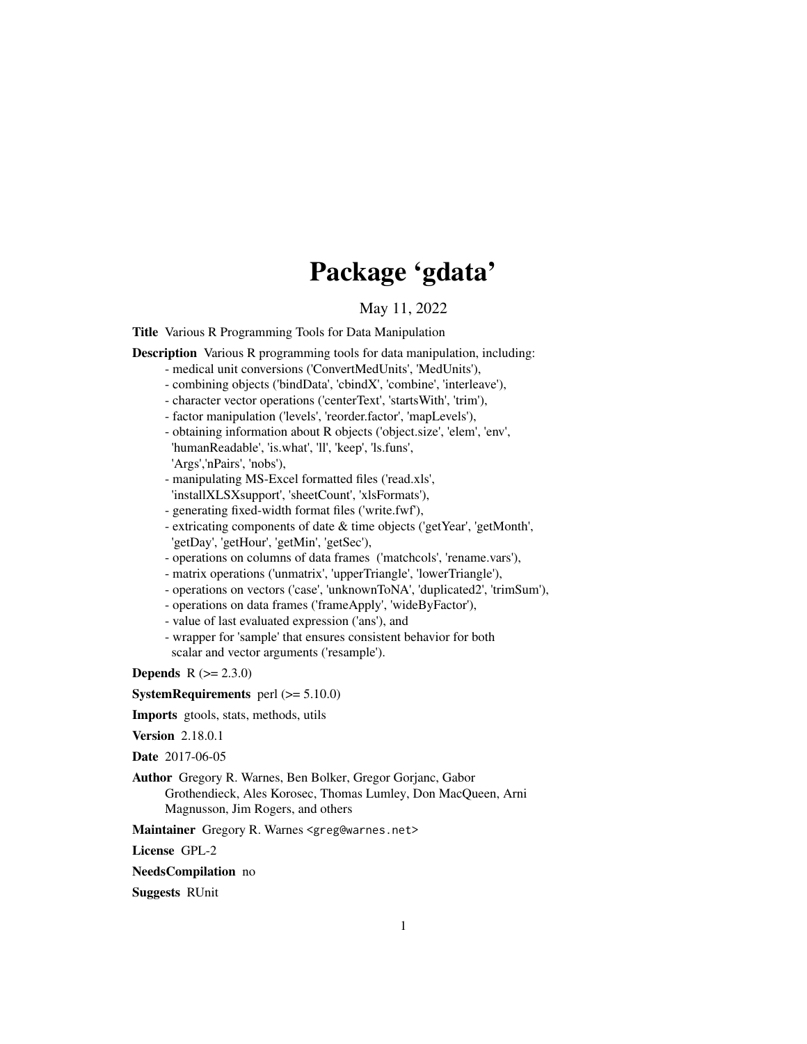# Package 'gdata'

May 11, 2022

**Title** Various R Programming Tools for Data Manipulation

**Description** Various R programming tools for data manipulation, including:
- medical unit conversions ('ConvertMedUnits', 'MedUnits'),
- combining objects ('bindData', 'cbindX', 'combine', 'interleave'),
- character vector operations ('centerText', 'startsWith', 'trim'),
- factor manipulation ('levels', 'reorder.factor', 'mapLevels'),
- obtaining information about R objects ('object.size', 'elem', 'env', 'humanReadable', 'is.what', 'll', 'keep', 'ls.funs', 'Args','nPairs', 'nobs'),
- manipulating MS-Excel formatted files ('read.xls', 'installXLSXsupport', 'sheetCount', 'xlsFormats'),
- generating fixed-width format files ('write.fwf'),
- extricating components of date & time objects ('getYear', 'getMonth', 'getDay', 'getHour', 'getMin', 'getSec'),
- operations on columns of data frames ('matchcols', 'rename.vars'),
- matrix operations ('unmatrix', 'upperTriangle', 'lowerTriangle'),
- operations on vectors ('case', 'unknownToNA', 'duplicated2', 'trimSum'),
- operations on data frames ('frameApply', 'wideByFactor'),
- value of last evaluated expression ('ans'), and
- wrapper for 'sample' that ensures consistent behavior for both scalar and vector arguments ('resample').

**Depends** R (>= 2.3.0)

**SystemRequirements** perl (>= 5.10.0)

**Imports** gtools, stats, methods, utils

**Version** 2.18.0.1

**Date** 2017-06-05

**Author** Gregory R. Warnes, Ben Bolker, Gregor Gorjanc, Gabor Grothendieck, Ales Korosec, Thomas Lumley, Don MacQueen, Arni Magnusson, Jim Rogers, and others

**Maintainer** Gregory R. Warnes <greg@warnes.net>

**License** GPL-2

**NeedsCompilation** no

**Suggests** RUnit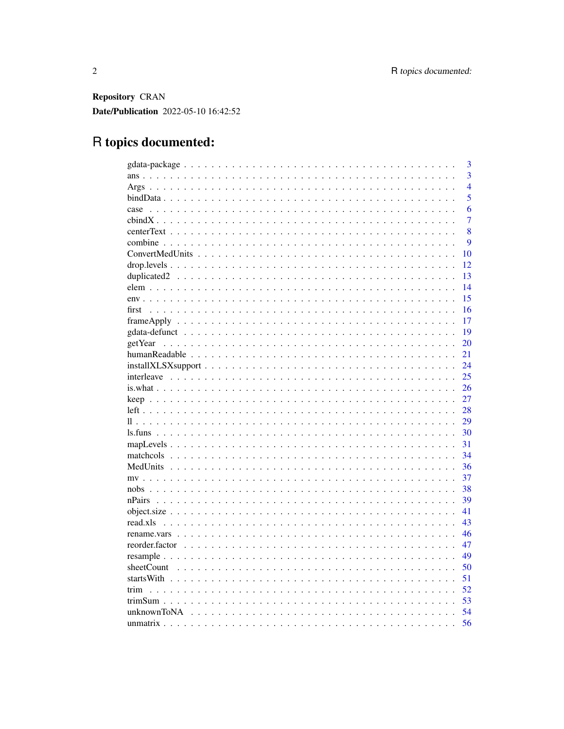**Repository** CRAN

**Date/Publication** 2022-05-10 16:42:52

# R topics documented:

| | |
|---|---|
| gdata-package | 3 |
| ans | 3 |
| Args | 4 |
| bindData | 5 |
| case | 6 |
| cbindX | 7 |
| centerText | 8 |
| combine | 9 |
| ConvertMedUnits | 10 |
| drop.levels | 12 |
| duplicated2 | 13 |
| elem | 14 |
| env | 15 |
| first | 16 |
| frameApply | 17 |
| gdata-defunct | 19 |
| getYear | 20 |
| humanReadable | 21 |
| installXLSXsupport | 24 |
| interleave | 25 |
| is.what | 26 |
| keep | 27 |
| left | 28 |
| ll | 29 |
| ls.funs | 30 |
| mapLevels | 31 |
| matchcols | 34 |
| MedUnits | 36 |
| mv | 37 |
| nobs | 38 |
| nPairs | 39 |
| object.size | 41 |
| read.xls | 43 |
| rename.vars | 46 |
| reorder.factor | 47 |
| resample | 49 |
| sheetCount | 50 |
| startsWith | 51 |
| trim | 52 |
| trimSum | 53 |
| unknownToNA | 54 |
| unmatrix | 56 |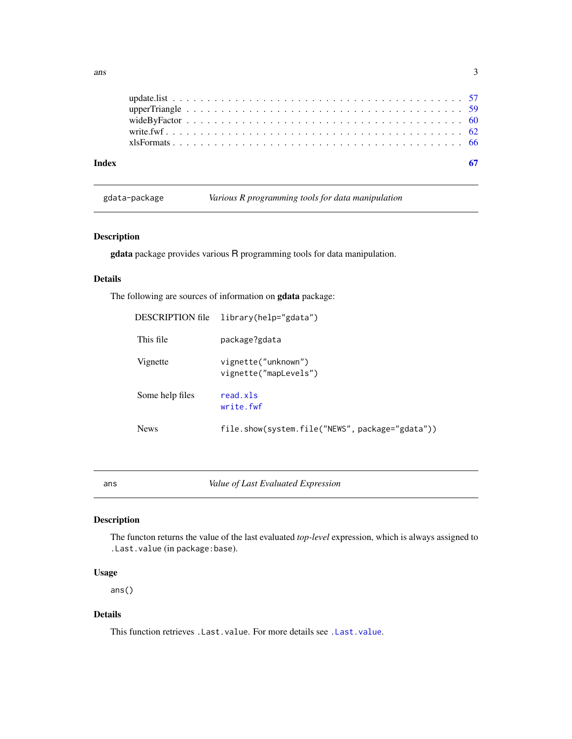update.list . . . . . . . . . . . . . . . . . . . . . . . . . . . . . . . . . . . . . . . . 57
upperTriangle . . . . . . . . . . . . . . . . . . . . . . . . . . . . . . . . . . . . . . 59
wideByFactor . . . . . . . . . . . . . . . . . . . . . . . . . . . . . . . . . . . . . . 60
write.fwf . . . . . . . . . . . . . . . . . . . . . . . . . . . . . . . . . . . . . . . . 62
xlsFormats . . . . . . . . . . . . . . . . . . . . . . . . . . . . . . . . . . . . . . . 66

**Index** **67**

---

## gdata-package — *Various R programming tools for data manipulation*

### Description

**gdata** package provides various R programming tools for data manipulation.

### Details

The following are sources of information on **gdata** package:

| | |
|---|---|
| DESCRIPTION file | `library(help="gdata")` |
| This file | `package?gdata` |
| Vignette | `vignette("unknown")`<br>`vignette("mapLevels")` |
| Some help files | `read.xls`<br>`write.fwf` |
| News | `file.show(system.file("NEWS", package="gdata"))` |

---

## ans — *Value of Last Evaluated Expression*

### Description

The functon returns the value of the last evaluated *top-level* expression, which is always assigned to `.Last.value` (in `package:base`).

### Usage

```
ans()
```

### Details

This function retrieves `.Last.value`. For more details see `.Last.value`.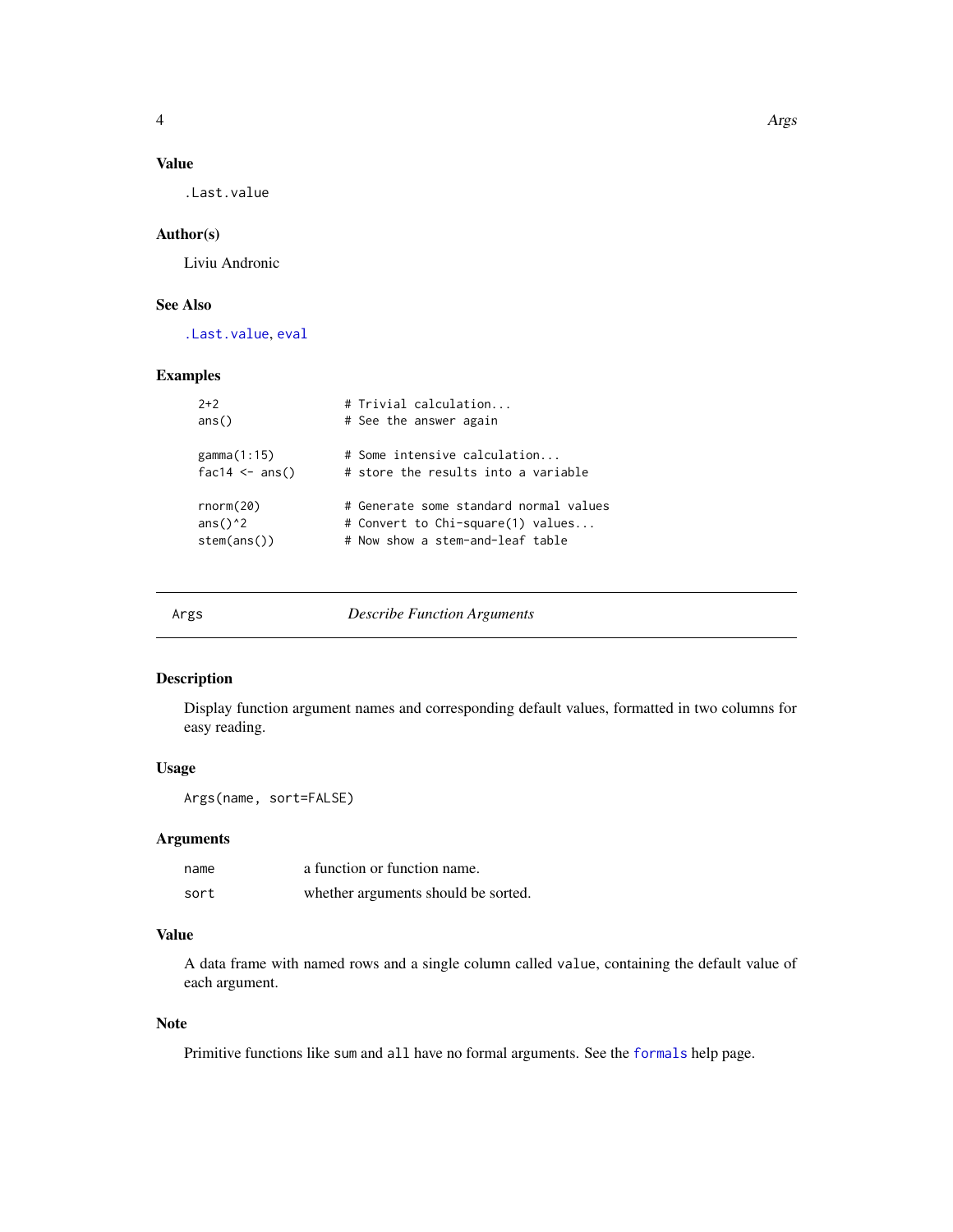## Value

`.Last.value`

## Author(s)

Liviu Andronic

## See Also

`.Last.value`, `eval`

## Examples

```
2+2                  # Trivial calculation...
ans()                # See the answer again

gamma(1:15)          # Some intensive calculation...
fac14 <- ans()       # store the results into a variable

rnorm(20)            # Generate some standard normal values
ans()^2              # Convert to Chi-square(1) values...
stem(ans())          # Now show a stem-and-leaf table
```

---

# Args — *Describe Function Arguments*

---

## Description

Display function argument names and corresponding default values, formatted in two columns for easy reading.

## Usage

```
Args(name, sort=FALSE)
```

## Arguments

| | |
|---|---|
| `name` | a function or function name. |
| `sort` | whether arguments should be sorted. |

## Value

A data frame with named rows and a single column called `value`, containing the default value of each argument.

## Note

Primitive functions like `sum` and `all` have no formal arguments. See the `formals` help page.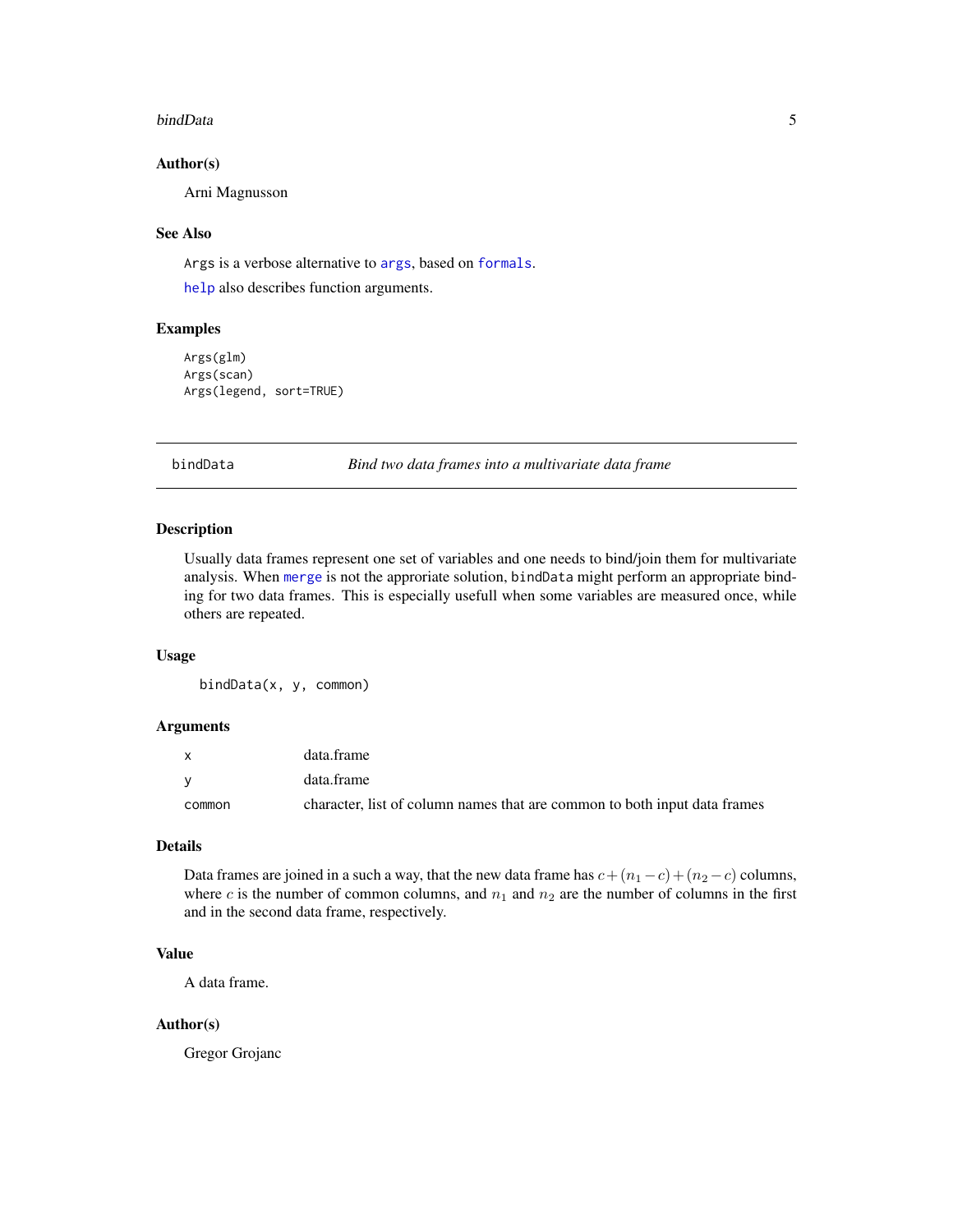### Author(s)

Arni Magnusson

### See Also

`Args` is a verbose alternative to `args`, based on `formals`.

`help` also describes function arguments.

### Examples

```
Args(glm)
Args(scan)
Args(legend, sort=TRUE)
```

---

## bindData *Bind two data frames into a multivariate data frame*

---

### Description

Usually data frames represent one set of variables and one needs to bind/join them for multivariate analysis. When `merge` is not the approriate solution, `bindData` might perform an appropriate binding for two data frames. This is especially usefull when some variables are measured once, while others are repeated.

### Usage

```
bindData(x, y, common)
```

### Arguments

| | |
|---|---|
| `x` | data.frame |
| `y` | data.frame |
| `common` | character, list of column names that are common to both input data frames |

### Details

Data frames are joined in a such a way, that the new data frame has $c + (n_1 - c) + (n_2 - c)$ columns, where $c$ is the number of common columns, and $n_1$ and $n_2$ are the number of columns in the first and in the second data frame, respectively.

### Value

A data frame.

### Author(s)

Gregor Grojanc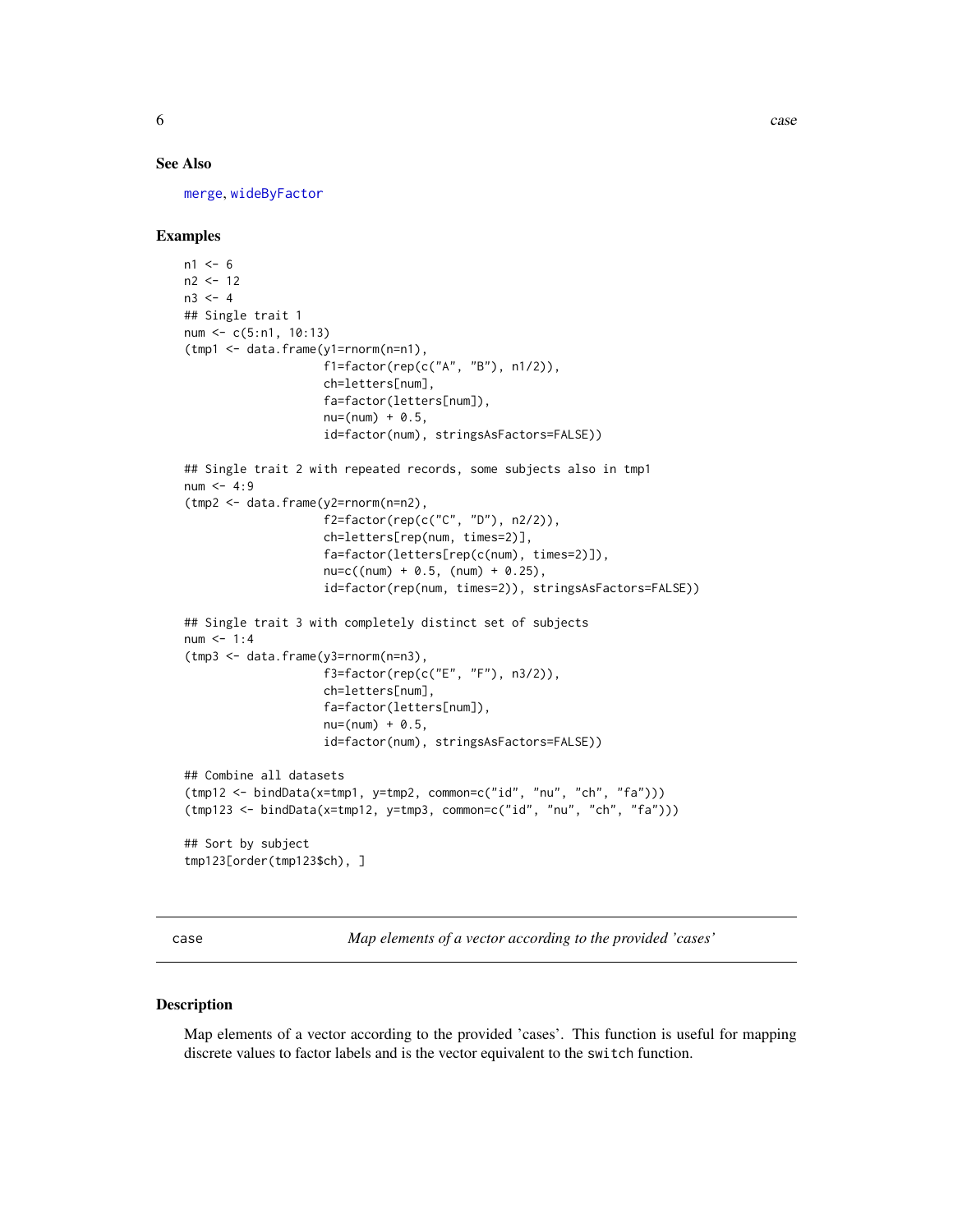## See Also

merge, wideByFactor

## Examples

```
n1 <- 6
n2 <- 12
n3 <- 4
## Single trait 1
num <- c(5:n1, 10:13)
(tmp1 <- data.frame(y1=rnorm(n=n1),
                    f1=factor(rep(c("A", "B"), n1/2)),
                    ch=letters[num],
                    fa=factor(letters[num]),
                    nu=(num) + 0.5,
                    id=factor(num), stringsAsFactors=FALSE))

## Single trait 2 with repeated records, some subjects also in tmp1
num <- 4:9
(tmp2 <- data.frame(y2=rnorm(n=n2),
                    f2=factor(rep(c("C", "D"), n2/2)),
                    ch=letters[rep(num, times=2)],
                    fa=factor(letters[rep(c(num), times=2)]),
                    nu=c((num) + 0.5, (num) + 0.25),
                    id=factor(rep(num, times=2)), stringsAsFactors=FALSE))

## Single trait 3 with completely distinct set of subjects
num <- 1:4
(tmp3 <- data.frame(y3=rnorm(n=n3),
                    f3=factor(rep(c("E", "F"), n3/2)),
                    ch=letters[num],
                    fa=factor(letters[num]),
                    nu=(num) + 0.5,
                    id=factor(num), stringsAsFactors=FALSE))

## Combine all datasets
(tmp12 <- bindData(x=tmp1, y=tmp2, common=c("id", "nu", "ch", "fa")))
(tmp123 <- bindData(x=tmp12, y=tmp3, common=c("id", "nu", "ch", "fa")))

## Sort by subject
tmp123[order(tmp123$ch), ]
```

---

# case — *Map elements of a vector according to the provided 'cases'*

## Description

Map elements of a vector according to the provided 'cases'. This function is useful for mapping discrete values to factor labels and is the vector equivalent to the `switch` function.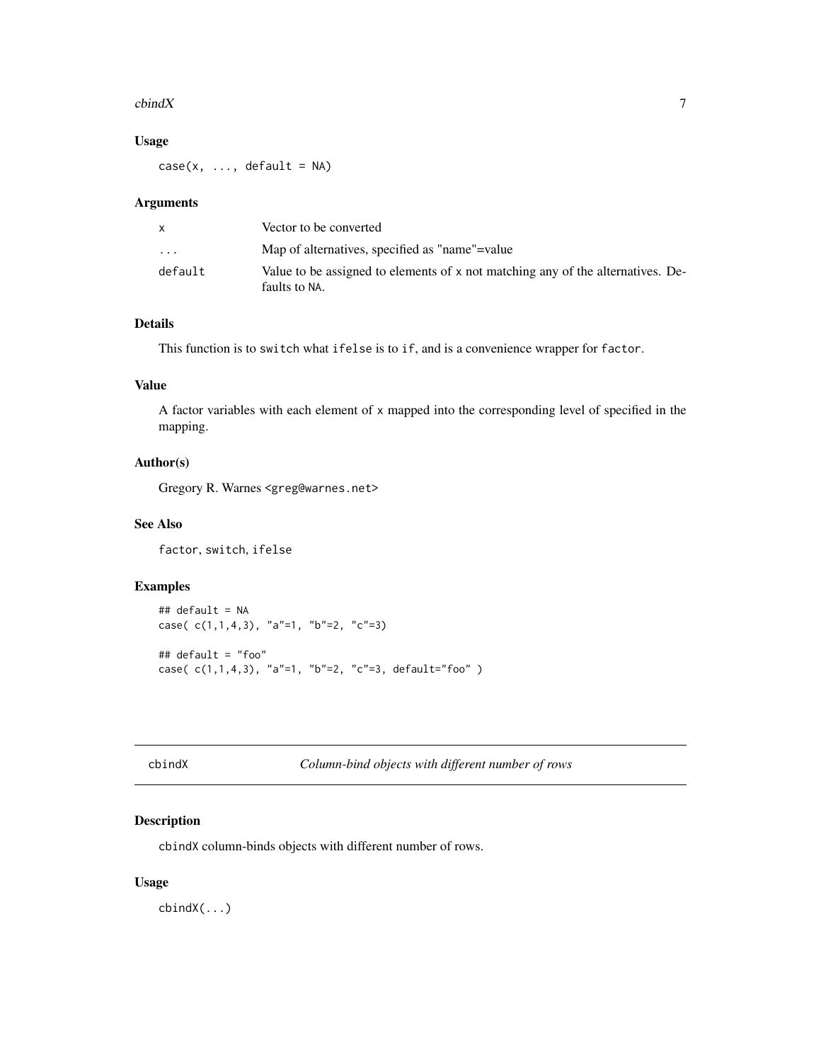### Usage

```
case(x, ..., default = NA)
```

### Arguments

| | |
|---|---|
| x | Vector to be converted |
| ... | Map of alternatives, specified as "name"=value |
| default | Value to be assigned to elements of x not matching any of the alternatives. Defaults to NA. |

### Details

This function is to switch what ifelse is to if, and is a convenience wrapper for factor.

### Value

A factor variables with each element of x mapped into the corresponding level of specified in the mapping.

### Author(s)

Gregory R. Warnes <greg@warnes.net>

### See Also

factor, switch, ifelse

### Examples

```
## default = NA
case( c(1,1,4,3), "a"=1, "b"=2, "c"=3)

## default = "foo"
case( c(1,1,4,3), "a"=1, "b"=2, "c"=3, default="foo" )
```

---

## cbindX *Column-bind objects with different number of rows*

### Description

cbindX column-binds objects with different number of rows.

### Usage

```
cbindX(...)
```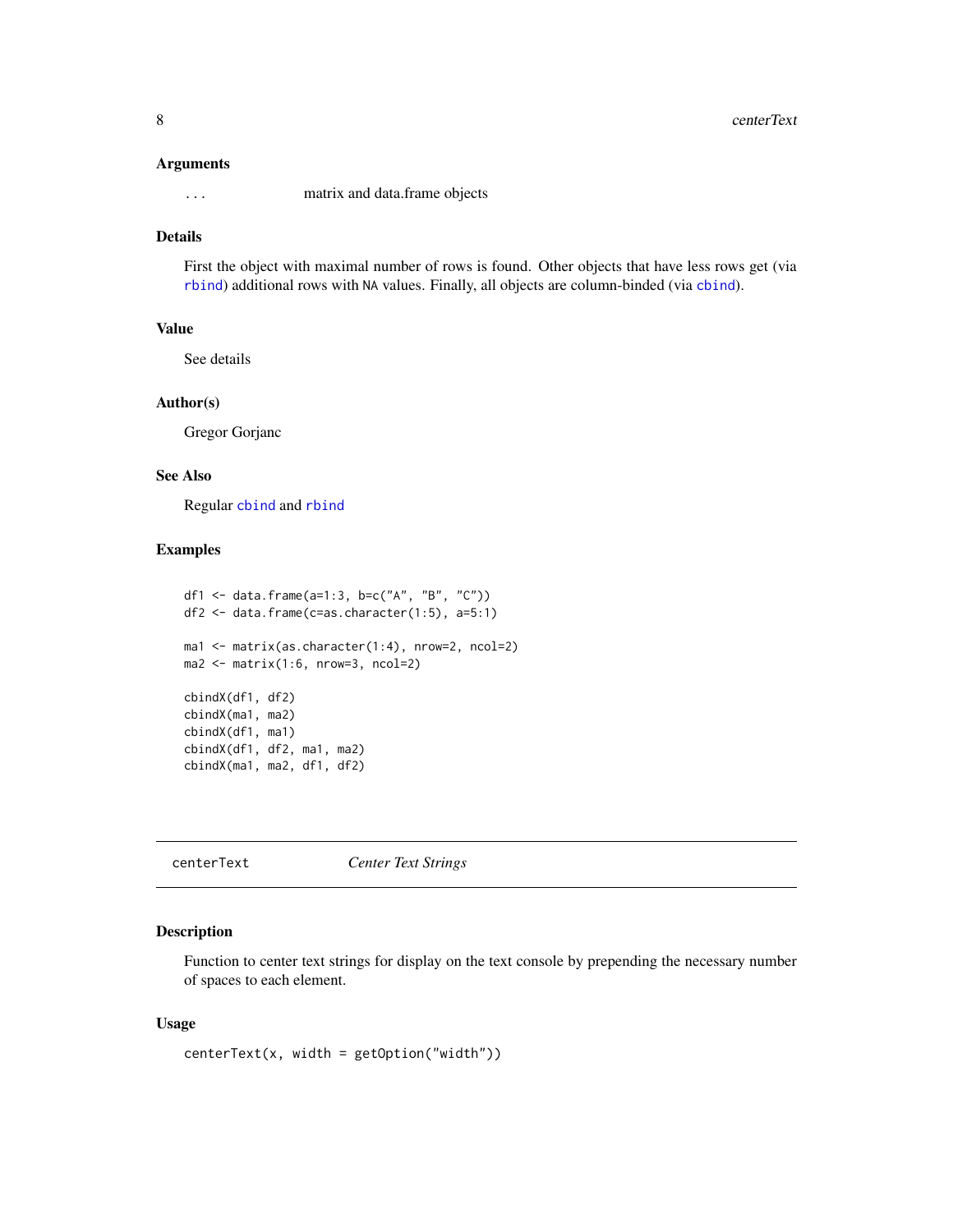### Arguments

... matrix and data.frame objects

### Details

First the object with maximal number of rows is found. Other objects that have less rows get (via `rbind`) additional rows with `NA` values. Finally, all objects are column-binded (via `cbind`).

### Value

See details

### Author(s)

Gregor Gorjanc

### See Also

Regular `cbind` and `rbind`

### Examples

```
df1 <- data.frame(a=1:3, b=c("A", "B", "C"))
df2 <- data.frame(c=as.character(1:5), a=5:1)

ma1 <- matrix(as.character(1:4), nrow=2, ncol=2)
ma2 <- matrix(1:6, nrow=3, ncol=2)

cbindX(df1, df2)
cbindX(ma1, ma2)
cbindX(df1, ma1)
cbindX(df1, df2, ma1, ma2)
cbindX(ma1, ma2, df1, df2)
```

---

## centerText *Center Text Strings*

---

### Description

Function to center text strings for display on the text console by prepending the necessary number of spaces to each element.

### Usage

```
centerText(x, width = getOption("width"))
```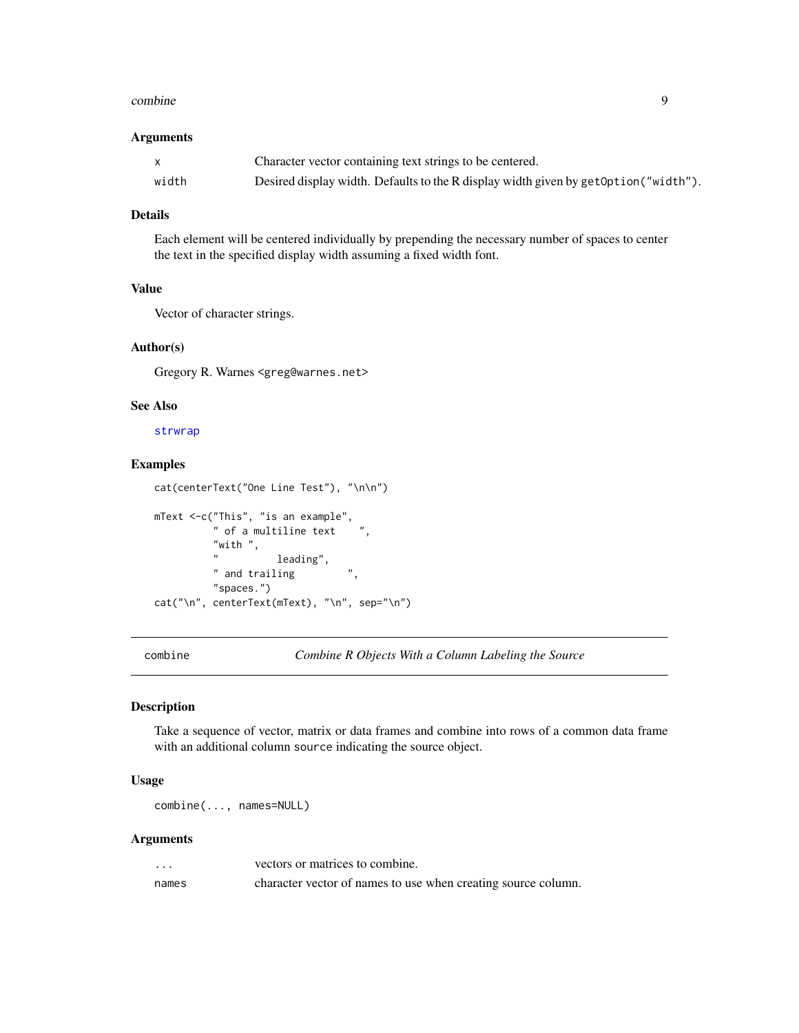### Arguments

| | |
|---|---|
| x | Character vector containing text strings to be centered. |
| width | Desired display width. Defaults to the R display width given by `getOption("width")`. |

### Details

Each element will be centered individually by prepending the necessary number of spaces to center the text in the specified display width assuming a fixed width font.

### Value

Vector of character strings.

### Author(s)

Gregory R. Warnes <greg@warnes.net>

### See Also

strwrap

### Examples

```
cat(centerText("One Line Test"), "\n\n")

mText <-c("This", "is an example",
          " of a multiline text    ",
          "with ",
          "          leading",
          " and trailing         ",
          "spaces.")
cat("\n", centerText(mText), "\n", sep="\n")
```

---

## combine — *Combine R Objects With a Column Labeling the Source*

### Description

Take a sequence of vector, matrix or data frames and combine into rows of a common data frame with an additional column `source` indicating the source object.

### Usage

```
combine(..., names=NULL)
```

### Arguments

| | |
|---|---|
| ... | vectors or matrices to combine. |
| names | character vector of names to use when creating source column. |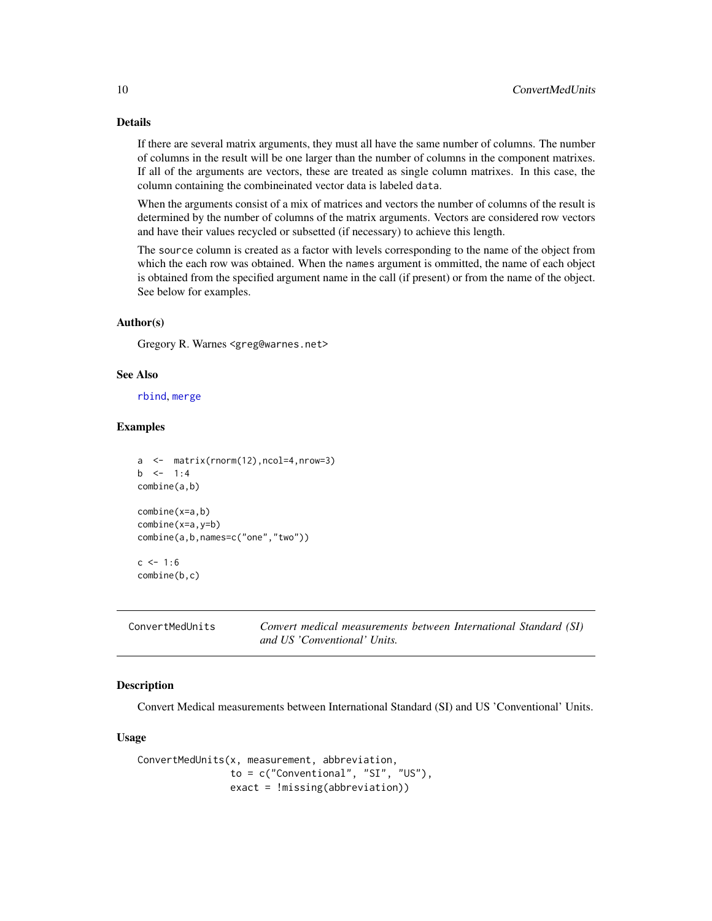### Details

If there are several matrix arguments, they must all have the same number of columns. The number of columns in the result will be one larger than the number of columns in the component matrixes. If all of the arguments are vectors, these are treated as single column matrixes. In this case, the column containing the combineinated vector data is labeled `data`.

When the arguments consist of a mix of matrices and vectors the number of columns of the result is determined by the number of columns of the matrix arguments. Vectors are considered row vectors and have their values recycled or subsetted (if necessary) to achieve this length.

The `source` column is created as a factor with levels corresponding to the name of the object from which the each row was obtained. When the `names` argument is ommitted, the name of each object is obtained from the specified argument name in the call (if present) or from the name of the object. See below for examples.

### Author(s)

Gregory R. Warnes <greg@warnes.net>

### See Also

`rbind`, `merge`

### Examples

```
a  <-  matrix(rnorm(12),ncol=4,nrow=3)
b  <-  1:4
combine(a,b)

combine(x=a,b)
combine(x=a,y=b)
combine(a,b,names=c("one","two"))

c <- 1:6
combine(b,c)
```

---

## ConvertMedUnits — *Convert medical measurements between International Standard (SI) and US 'Conventional' Units.*

### Description

Convert Medical measurements between International Standard (SI) and US 'Conventional' Units.

### Usage

```
ConvertMedUnits(x, measurement, abbreviation,
                to = c("Conventional", "SI", "US"),
                exact = !missing(abbreviation))
```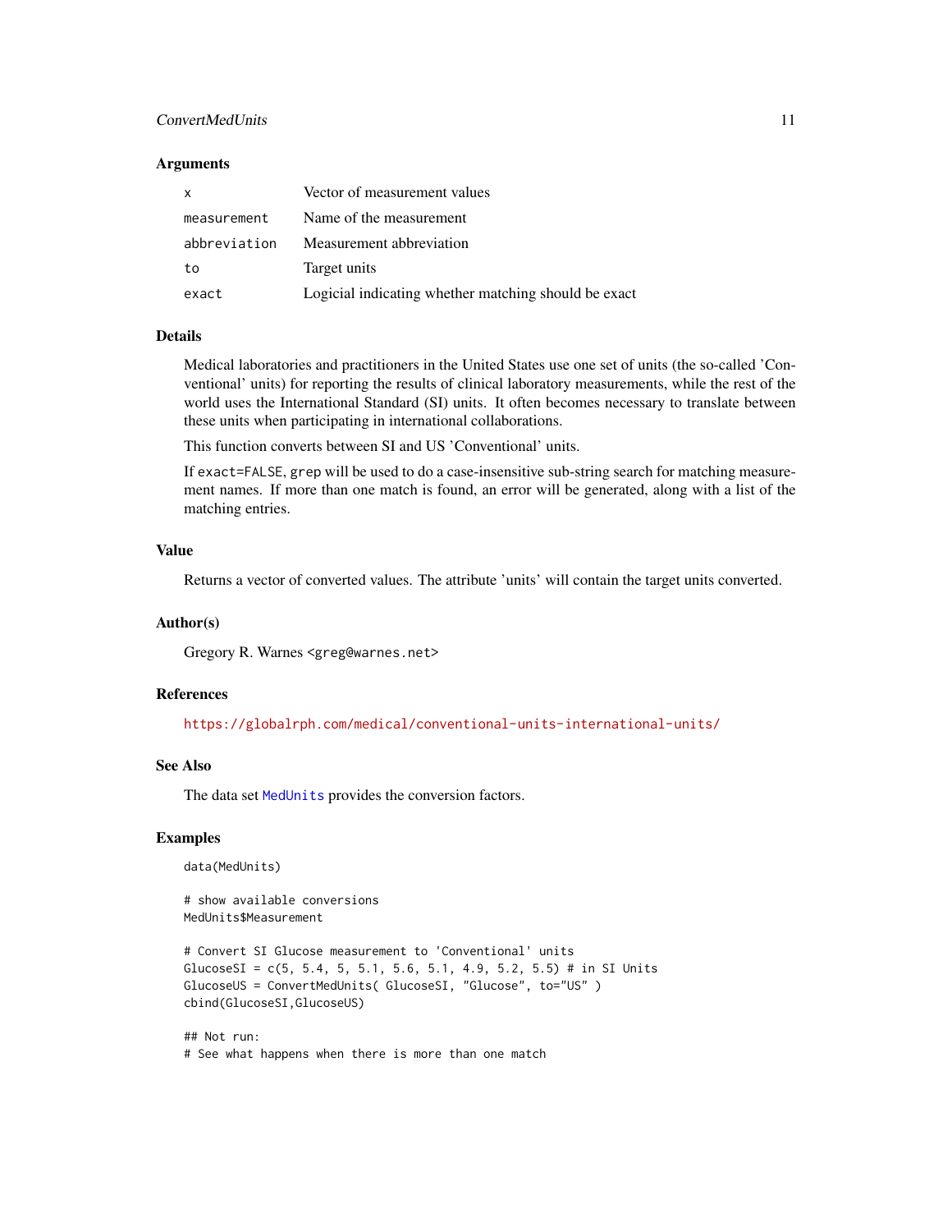### Arguments

| | |
|---|---|
| `x` | Vector of measurement values |
| `measurement` | Name of the measurement |
| `abbreviation` | Measurement abbreviation |
| `to` | Target units |
| `exact` | Logicial indicating whether matching should be exact |

### Details

Medical laboratories and practitioners in the United States use one set of units (the so-called 'Conventional' units) for reporting the results of clinical laboratory measurements, while the rest of the world uses the International Standard (SI) units. It often becomes necessary to translate between these units when participating in international collaborations.

This function converts between SI and US 'Conventional' units.

If `exact=FALSE`, `grep` will be used to do a case-insensitive sub-string search for matching measurement names. If more than one match is found, an error will be generated, along with a list of the matching entries.

### Value

Returns a vector of converted values. The attribute 'units' will contain the target units converted.

### Author(s)

Gregory R. Warnes <greg@warnes.net>

### References

https://globalrph.com/medical/conventional-units-international-units/

### See Also

The data set `MedUnits` provides the conversion factors.

### Examples

```
data(MedUnits)

# show available conversions
MedUnits$Measurement

# Convert SI Glucose measurement to 'Conventional' units
GlucoseSI = c(5, 5.4, 5, 5.1, 5.6, 5.1, 4.9, 5.2, 5.5) # in SI Units
GlucoseUS = ConvertMedUnits( GlucoseSI, "Glucose", to="US" )
cbind(GlucoseSI,GlucoseUS)

## Not run:
# See what happens when there is more than one match
```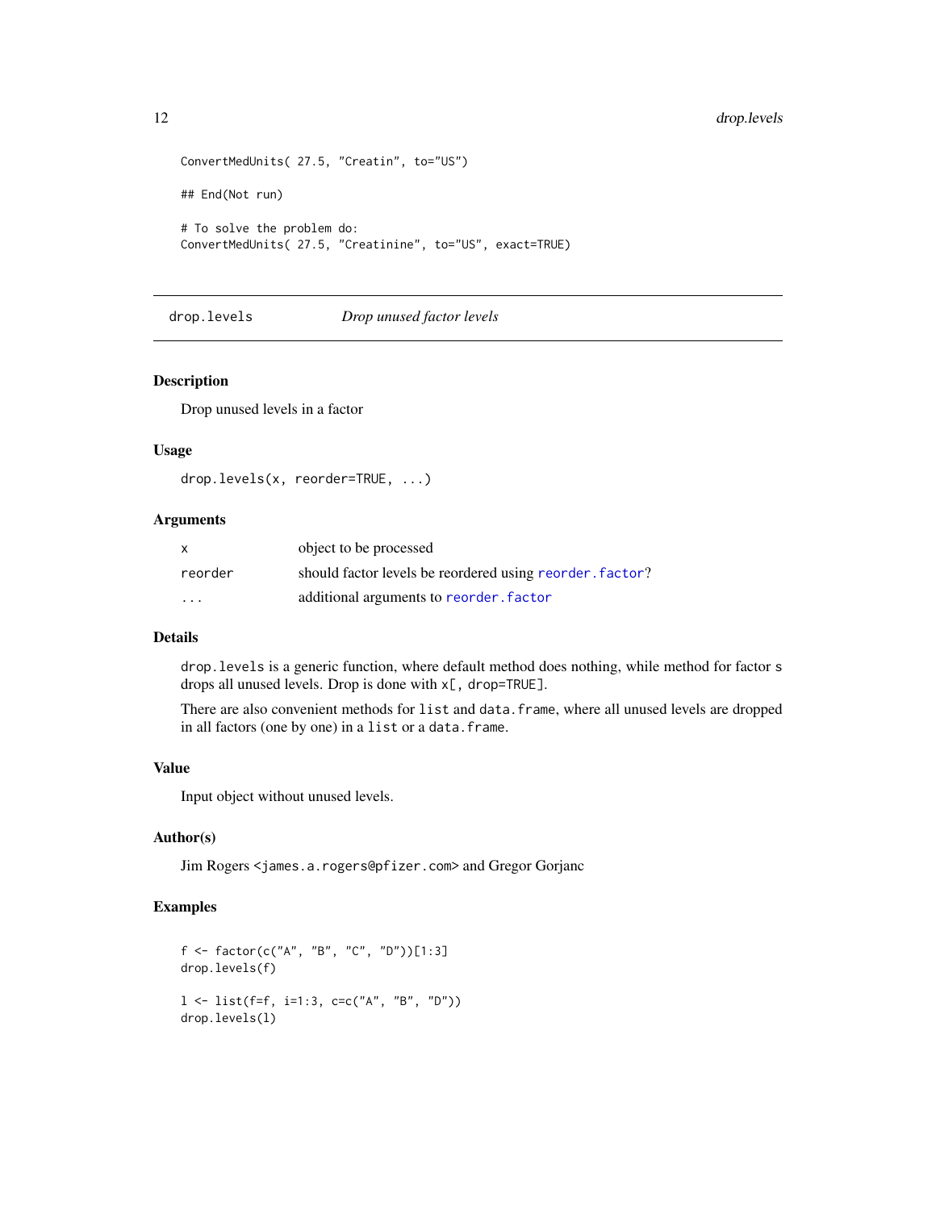```
ConvertMedUnits( 27.5, "Creatin", to="US")

## End(Not run)

# To solve the problem do:
ConvertMedUnits( 27.5, "Creatinine", to="US", exact=TRUE)
```

---

## drop.levels — *Drop unused factor levels*

---

### Description

Drop unused levels in a factor

### Usage

```
drop.levels(x, reorder=TRUE, ...)
```

### Arguments

| | |
|---|---|
| `x` | object to be processed |
| `reorder` | should factor levels be reordered using `reorder.factor`? |
| `...` | additional arguments to `reorder.factor` |

### Details

`drop.levels` is a generic function, where default method does nothing, while method for factor s drops all unused levels. Drop is done with `x[, drop=TRUE]`.

There are also convenient methods for `list` and `data.frame`, where all unused levels are dropped in all factors (one by one) in a `list` or a `data.frame`.

### Value

Input object without unused levels.

### Author(s)

Jim Rogers <`james.a.rogers@pfizer.com`> and Gregor Gorjanc

### Examples

```
f <- factor(c("A", "B", "C", "D"))[1:3]
drop.levels(f)

l <- list(f=f, i=1:3, c=c("A", "B", "D"))
drop.levels(l)
```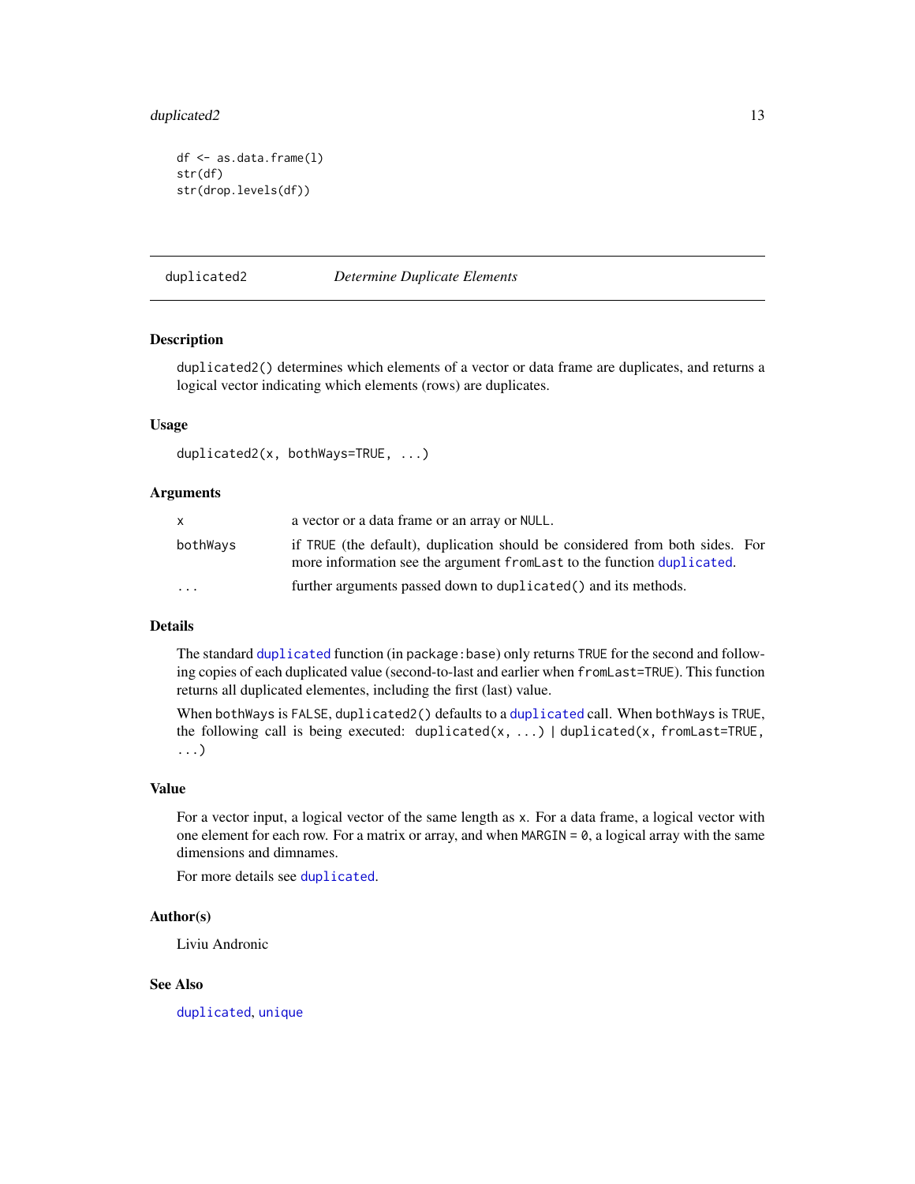```
df <- as.data.frame(l)
str(df)
str(drop.levels(df))
```

---

## duplicated2 — *Determine Duplicate Elements*

### Description

duplicated2() determines which elements of a vector or data frame are duplicates, and returns a logical vector indicating which elements (rows) are duplicates.

### Usage

```
duplicated2(x, bothWays=TRUE, ...)
```

### Arguments

| | |
|---|---|
| x | a vector or a data frame or an array or NULL. |
| bothWays | if TRUE (the default), duplication should be considered from both sides. For more information see the argument fromLast to the function duplicated. |
| ... | further arguments passed down to duplicated() and its methods. |

### Details

The standard duplicated function (in package:base) only returns TRUE for the second and following copies of each duplicated value (second-to-last and earlier when fromLast=TRUE). This function returns all duplicated elementes, including the first (last) value.

When bothWays is FALSE, duplicated2() defaults to a duplicated call. When bothWays is TRUE, the following call is being executed: duplicated(x, ...) | duplicated(x, fromLast=TRUE, ...)

### Value

For a vector input, a logical vector of the same length as x. For a data frame, a logical vector with one element for each row. For a matrix or array, and when MARGIN = 0, a logical array with the same dimensions and dimnames.

For more details see duplicated.

### Author(s)

Liviu Andronic

### See Also

duplicated, unique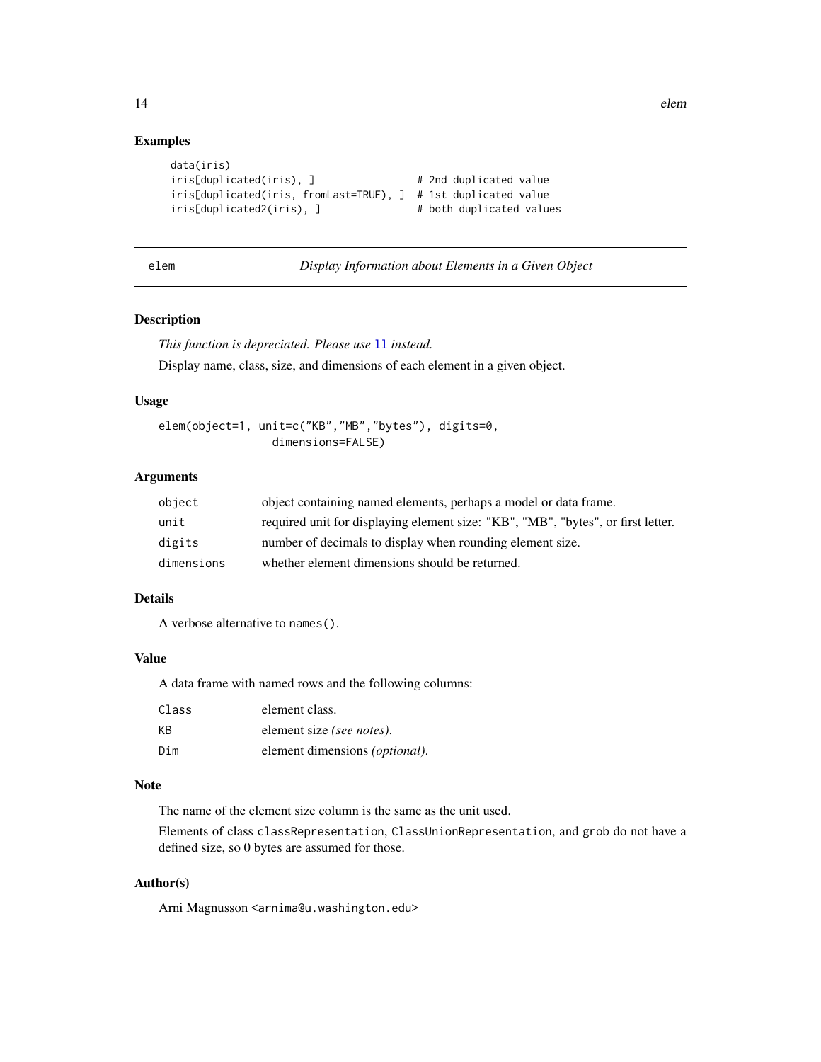## Examples

```
data(iris)
iris[duplicated(iris), ]                # 2nd duplicated value
iris[duplicated(iris, fromLast=TRUE), ]  # 1st duplicated value
iris[duplicated2(iris), ]               # both duplicated values
```

---

# elem — *Display Information about Elements in a Given Object*

## Description

*This function is depreciated. Please use* `ll` *instead.*

Display name, class, size, and dimensions of each element in a given object.

## Usage

```
elem(object=1, unit=c("KB","MB","bytes"), digits=0,
                dimensions=FALSE)
```

## Arguments

| | |
|---|---|
| `object` | object containing named elements, perhaps a model or data frame. |
| `unit` | required unit for displaying element size: "KB", "MB", "bytes", or first letter. |
| `digits` | number of decimals to display when rounding element size. |
| `dimensions` | whether element dimensions should be returned. |

## Details

A verbose alternative to `names()`.

## Value

A data frame with named rows and the following columns:

| | |
|---|---|
| `Class` | element class. |
| `KB` | element size *(see notes)*. |
| `Dim` | element dimensions *(optional)*. |

## Note

The name of the element size column is the same as the unit used.

Elements of class `classRepresentation`, `ClassUnionRepresentation`, and `grob` do not have a defined size, so 0 bytes are assumed for those.

## Author(s)

Arni Magnusson <arnima@u.washington.edu>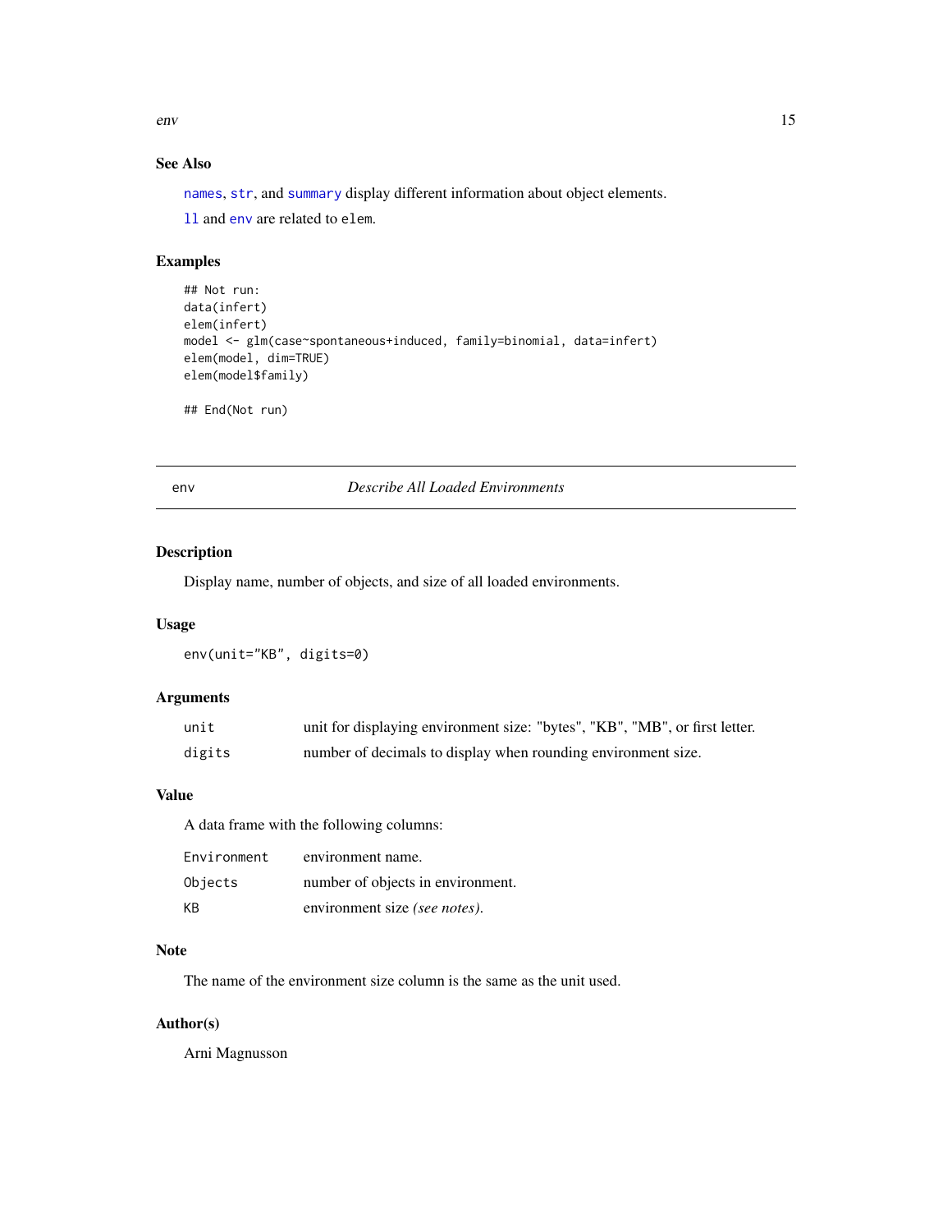### See Also

`names`, `str`, and `summary` display different information about object elements.

`ll` and `env` are related to `elem`.

### Examples

```
## Not run:
data(infert)
elem(infert)
model <- glm(case~spontaneous+induced, family=binomial, data=infert)
elem(model, dim=TRUE)
elem(model$family)

## End(Not run)
```

---

## env — *Describe All Loaded Environments*

---

### Description

Display name, number of objects, and size of all loaded environments.

### Usage

```
env(unit="KB", digits=0)
```

### Arguments

| | |
|---|---|
| `unit` | unit for displaying environment size: "bytes", "KB", "MB", or first letter. |
| `digits` | number of decimals to display when rounding environment size. |

### Value

A data frame with the following columns:

| | |
|---|---|
| `Environment` | environment name. |
| `Objects` | number of objects in environment. |
| `KB` | environment size *(see notes)*. |

### Note

The name of the environment size column is the same as the unit used.

### Author(s)

Arni Magnusson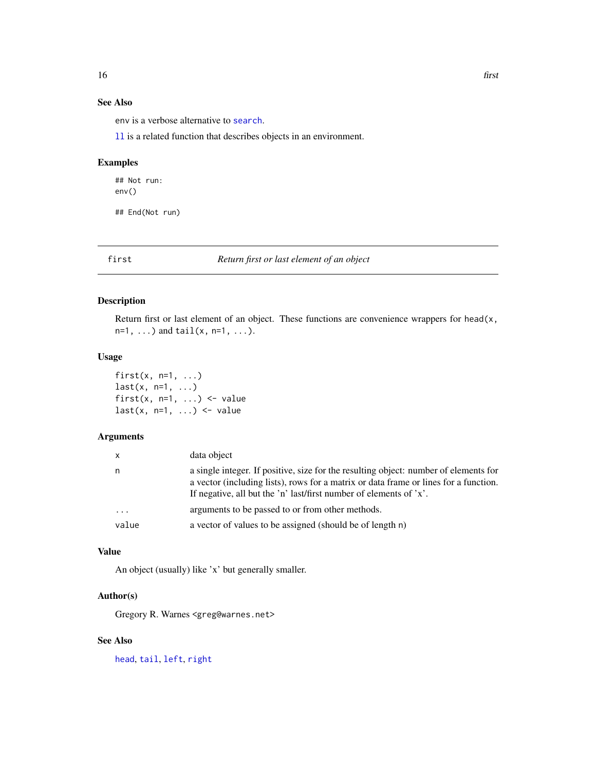## See Also

env is a verbose alternative to search.

ll is a related function that describes objects in an environment.

## Examples

```
## Not run:
env()

## End(Not run)
```

---

# first — *Return first or last element of an object*

---

## Description

Return first or last element of an object. These functions are convenience wrappers for head(x, n=1, ...) and tail(x, n=1, ...).

## Usage

```
first(x, n=1, ...)
last(x, n=1, ...)
first(x, n=1, ...) <- value
last(x, n=1, ...) <- value
```

## Arguments

| | |
|---|---|
| x | data object |
| n | a single integer. If positive, size for the resulting object: number of elements for a vector (including lists), rows for a matrix or data frame or lines for a function. If negative, all but the 'n' last/first number of elements of 'x'. |
| ... | arguments to be passed to or from other methods. |
| value | a vector of values to be assigned (should be of length n) |

## Value

An object (usually) like 'x' but generally smaller.

## Author(s)

Gregory R. Warnes <greg@warnes.net>

## See Also

head, tail, left, right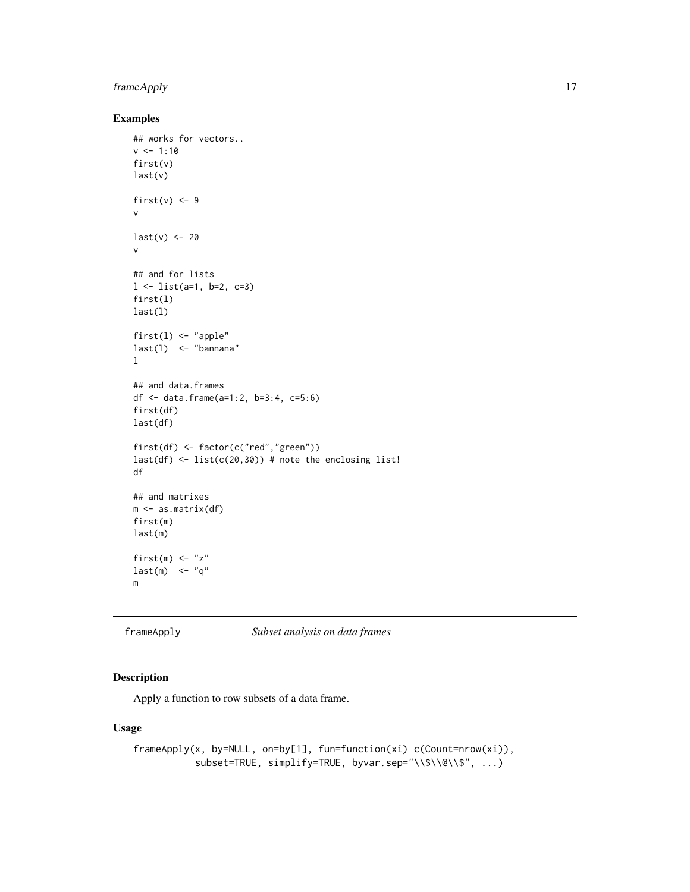## Examples

```
## works for vectors..
v <- 1:10
first(v)
last(v)

first(v) <- 9
v

last(v) <- 20
v

## and for lists
l <- list(a=1, b=2, c=3)
first(l)
last(l)

first(l) <- "apple"
last(l)  <- "bannana"
l

## and data.frames
df <- data.frame(a=1:2, b=3:4, c=5:6)
first(df)
last(df)

first(df) <- factor(c("red","green"))
last(df) <- list(c(20,30)) # note the enclosing list!
df

## and matrixes
m <- as.matrix(df)
first(m)
last(m)

first(m) <- "z"
last(m)  <- "q"
m
```

---

# frameApply *Subset analysis on data frames*

---

## Description

Apply a function to row subsets of a data frame.

## Usage

```
frameApply(x, by=NULL, on=by[1], fun=function(xi) c(Count=nrow(xi)),
           subset=TRUE, simplify=TRUE, byvar.sep="\\$\\@\\$", ...)
```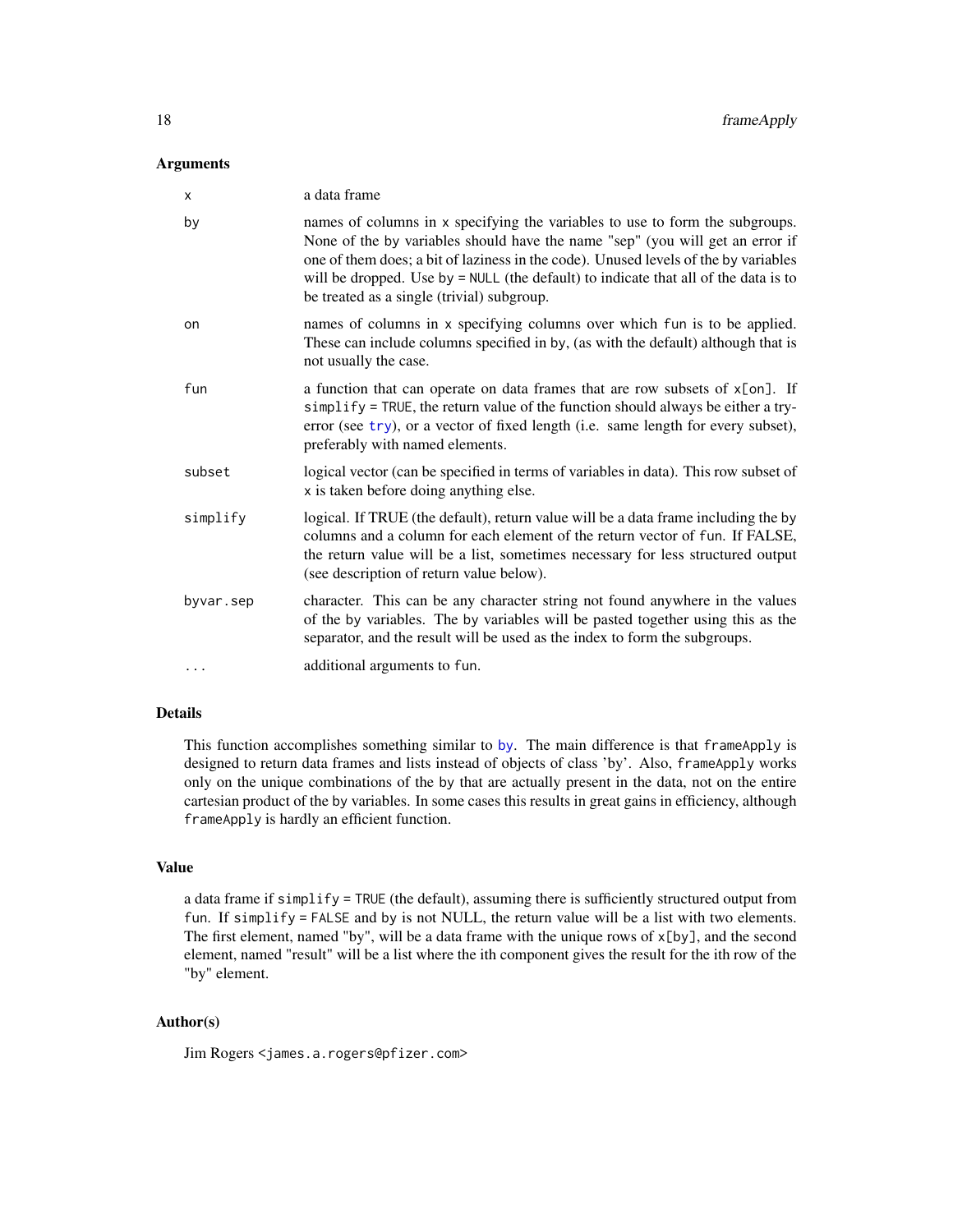### Arguments

| | |
|---|---|
| `x` | a data frame |
| `by` | names of columns in `x` specifying the variables to use to form the subgroups. None of the `by` variables should have the name "sep" (you will get an error if one of them does; a bit of laziness in the code). Unused levels of the `by` variables will be dropped. Use `by = NULL` (the default) to indicate that all of the data is to be treated as a single (trivial) subgroup. |
| `on` | names of columns in `x` specifying columns over which `fun` is to be applied. These can include columns specified in `by`, (as with the default) although that is not usually the case. |
| `fun` | a function that can operate on data frames that are row subsets of `x[on]`. If `simplify = TRUE`, the return value of the function should always be either a try-error (see `try`), or a vector of fixed length (i.e. same length for every subset), preferably with named elements. |
| `subset` | logical vector (can be specified in terms of variables in data). This row subset of `x` is taken before doing anything else. |
| `simplify` | logical. If TRUE (the default), return value will be a data frame including the `by` columns and a column for each element of the return vector of `fun`. If FALSE, the return value will be a list, sometimes necessary for less structured output (see description of return value below). |
| `byvar.sep` | character. This can be any character string not found anywhere in the values of the `by` variables. The `by` variables will be pasted together using this as the separator, and the result will be used as the index to form the subgroups. |
| `...` | additional arguments to `fun`. |

### Details

This function accomplishes something similar to `by`. The main difference is that `frameApply` is designed to return data frames and lists instead of objects of class 'by'. Also, `frameApply` works only on the unique combinations of the `by` that are actually present in the data, not on the entire cartesian product of the `by` variables. In some cases this results in great gains in efficiency, although `frameApply` is hardly an efficient function.

### Value

a data frame if `simplify = TRUE` (the default), assuming there is sufficiently structured output from `fun`. If `simplify = FALSE` and `by` is not NULL, the return value will be a list with two elements. The first element, named "by", will be a data frame with the unique rows of `x[by]`, and the second element, named "result" will be a list where the ith component gives the result for the ith row of the "by" element.

### Author(s)

Jim Rogers <james.a.rogers@pfizer.com>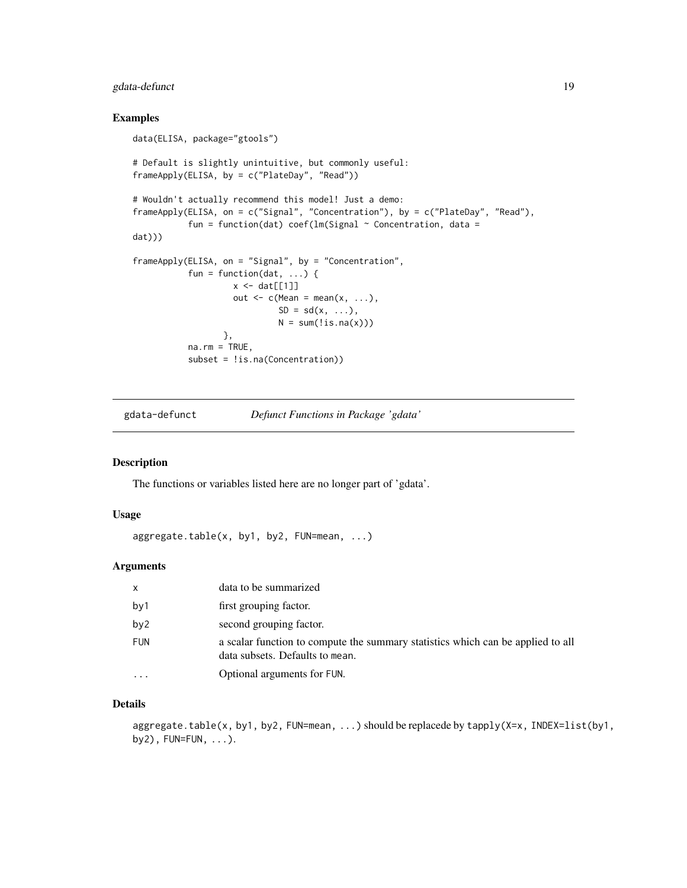### Examples

```
data(ELISA, package="gtools")

# Default is slightly unintuitive, but commonly useful:
frameApply(ELISA, by = c("PlateDay", "Read"))

# Wouldn't actually recommend this model! Just a demo:
frameApply(ELISA, on = c("Signal", "Concentration"), by = c("PlateDay", "Read"),
           fun = function(dat) coef(lm(Signal ~ Concentration, data =
dat)))

frameApply(ELISA, on = "Signal", by = "Concentration",
           fun = function(dat, ...) {
                   x <- dat[[1]]
                   out <- c(Mean = mean(x, ...),
                            SD = sd(x, ...),
                            N = sum(!is.na(x)))
                 },
           na.rm = TRUE,
           subset = !is.na(Concentration))
```

---

## gdata-defunct — *Defunct Functions in Package 'gdata'*

### Description

The functions or variables listed here are no longer part of 'gdata'.

### Usage

```
aggregate.table(x, by1, by2, FUN=mean, ...)
```

### Arguments

| | |
|---|---|
| `x` | data to be summarized |
| `by1` | first grouping factor. |
| `by2` | second grouping factor. |
| `FUN` | a scalar function to compute the summary statistics which can be applied to all data subsets. Defaults to `mean`. |
| `...` | Optional arguments for `FUN`. |

### Details

`aggregate.table(x, by1, by2, FUN=mean, ...)` should be replacede by `tapply(X=x, INDEX=list(by1, by2), FUN=FUN, ...)`.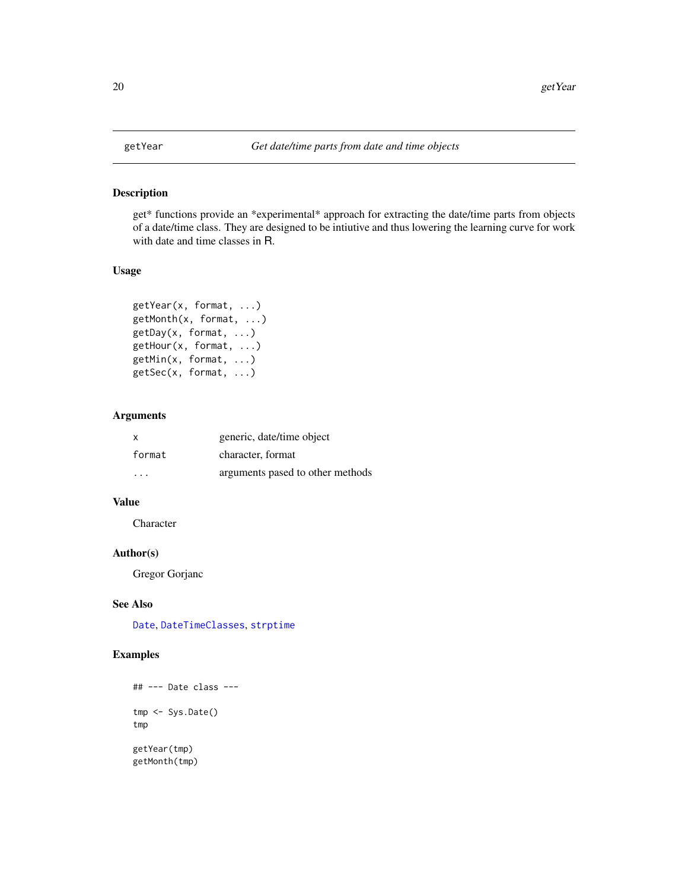# getYear — *Get date/time parts from date and time objects*

## Description

get* functions provide an *experimental* approach for extracting the date/time parts from objects of a date/time class. They are designed to be intiutive and thus lowering the learning curve for work with date and time classes in R.

## Usage

```
getYear(x, format, ...)
getMonth(x, format, ...)
getDay(x, format, ...)
getHour(x, format, ...)
getMin(x, format, ...)
getSec(x, format, ...)
```

## Arguments

| | |
|---|---|
| x | generic, date/time object |
| format | character, format |
| ... | arguments pased to other methods |

## Value

Character

## Author(s)

Gregor Gorjanc

## See Also

Date, DateTimeClasses, strptime

## Examples

```
## --- Date class ---

tmp <- Sys.Date()
tmp

getYear(tmp)
getMonth(tmp)
```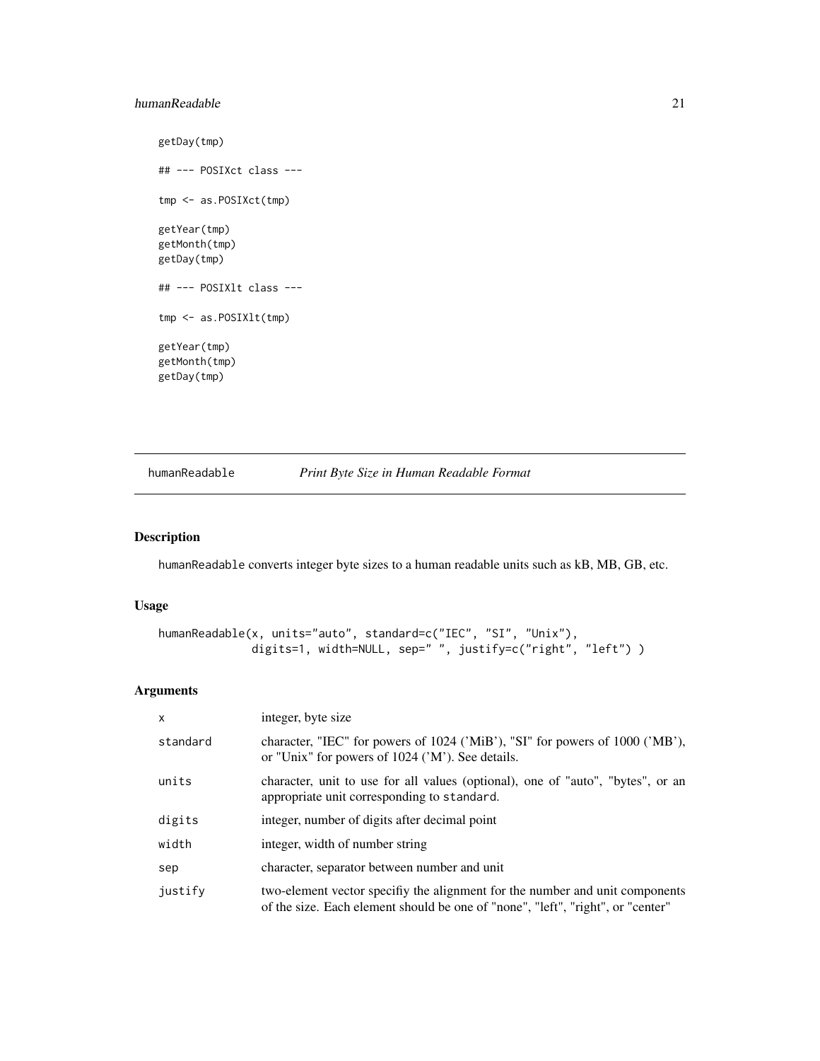```
getDay(tmp)

## --- POSIXct class ---

tmp <- as.POSIXct(tmp)

getYear(tmp)
getMonth(tmp)
getDay(tmp)

## --- POSIXlt class ---

tmp <- as.POSIXlt(tmp)

getYear(tmp)
getMonth(tmp)
getDay(tmp)
```

---

## humanReadable — *Print Byte Size in Human Readable Format*

---

### Description

humanReadable converts integer byte sizes to a human readable units such as kB, MB, GB, etc.

### Usage

```
humanReadable(x, units="auto", standard=c("IEC", "SI", "Unix"),
              digits=1, width=NULL, sep=" ", justify=c("right", "left") )
```

### Arguments

| | |
|---|---|
| x | integer, byte size |
| standard | character, "IEC" for powers of 1024 ('MiB'), "SI" for powers of 1000 ('MB'), or "Unix" for powers of 1024 ('M'). See details. |
| units | character, unit to use for all values (optional), one of "auto", "bytes", or an appropriate unit corresponding to standard. |
| digits | integer, number of digits after decimal point |
| width | integer, width of number string |
| sep | character, separator between number and unit |
| justify | two-element vector specifiy the alignment for the number and unit components of the size. Each element should be one of "none", "left", "right", or "center" |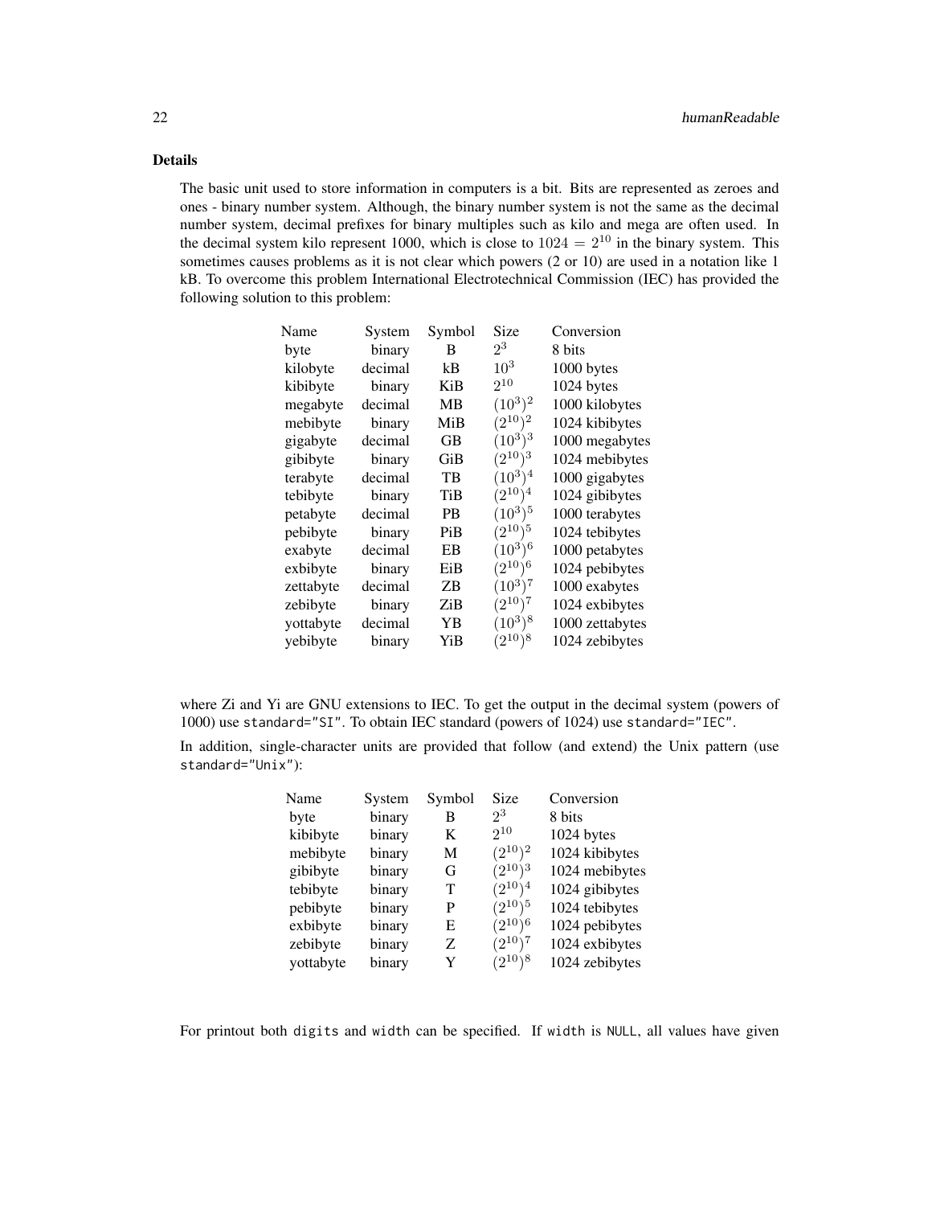### Details

The basic unit used to store information in computers is a bit. Bits are represented as zeroes and ones - binary number system. Although, the binary number system is not the same as the decimal number system, decimal prefixes for binary multiples such as kilo and mega are often used. In the decimal system kilo represent 1000, which is close to $1024 = 2^{10}$ in the binary system. This sometimes causes problems as it is not clear which powers (2 or 10) are used in a notation like 1 kB. To overcome this problem International Electrotechnical Commission (IEC) has provided the following solution to this problem:

| Name | System | Symbol | Size | Conversion |
|---|---|---|---|---|
| byte | binary | B | $2^3$ | 8 bits |
| kilobyte | decimal | kB | $10^3$ | 1000 bytes |
| kibibyte | binary | KiB | $2^{10}$ | 1024 bytes |
| megabyte | decimal | MB | $(10^3)^2$ | 1000 kilobytes |
| mebibyte | binary | MiB | $(2^{10})^2$ | 1024 kibibytes |
| gigabyte | decimal | GB | $(10^3)^3$ | 1000 megabytes |
| gibibyte | binary | GiB | $(2^{10})^3$ | 1024 mebibytes |
| terabyte | decimal | TB | $(10^3)^4$ | 1000 gigabytes |
| tebibyte | binary | TiB | $(2^{10})^4$ | 1024 gibibytes |
| petabyte | decimal | PB | $(10^3)^5$ | 1000 terabytes |
| pebibyte | binary | PiB | $(2^{10})^5$ | 1024 tebibytes |
| exabyte | decimal | EB | $(10^3)^6$ | 1000 petabytes |
| exbibyte | binary | EiB | $(2^{10})^6$ | 1024 pebibytes |
| zettabyte | decimal | ZB | $(10^3)^7$ | 1000 exabytes |
| zebibyte | binary | ZiB | $(2^{10})^7$ | 1024 exbibytes |
| yottabyte | decimal | YB | $(10^3)^8$ | 1000 zettabytes |
| yebibyte | binary | YiB | $(2^{10})^8$ | 1024 zebibytes |

where Zi and Yi are GNU extensions to IEC. To get the output in the decimal system (powers of 1000) use `standard="SI"`. To obtain IEC standard (powers of 1024) use `standard="IEC"`.

In addition, single-character units are provided that follow (and extend) the Unix pattern (use `standard="Unix"`):

| Name | System | Symbol | Size | Conversion |
|---|---|---|---|---|
| byte | binary | B | $2^3$ | 8 bits |
| kibibyte | binary | K | $2^{10}$ | 1024 bytes |
| mebibyte | binary | M | $(2^{10})^2$ | 1024 kibibytes |
| gibibyte | binary | G | $(2^{10})^3$ | 1024 mebibytes |
| tebibyte | binary | T | $(2^{10})^4$ | 1024 gibibytes |
| pebibyte | binary | P | $(2^{10})^5$ | 1024 tebibytes |
| exbibyte | binary | E | $(2^{10})^6$ | 1024 pebibytes |
| zebibyte | binary | Z | $(2^{10})^7$ | 1024 exbibytes |
| yottabyte | binary | Y | $(2^{10})^8$ | 1024 zebibytes |

For printout both `digits` and `width` can be specified. If `width` is `NULL`, all values have given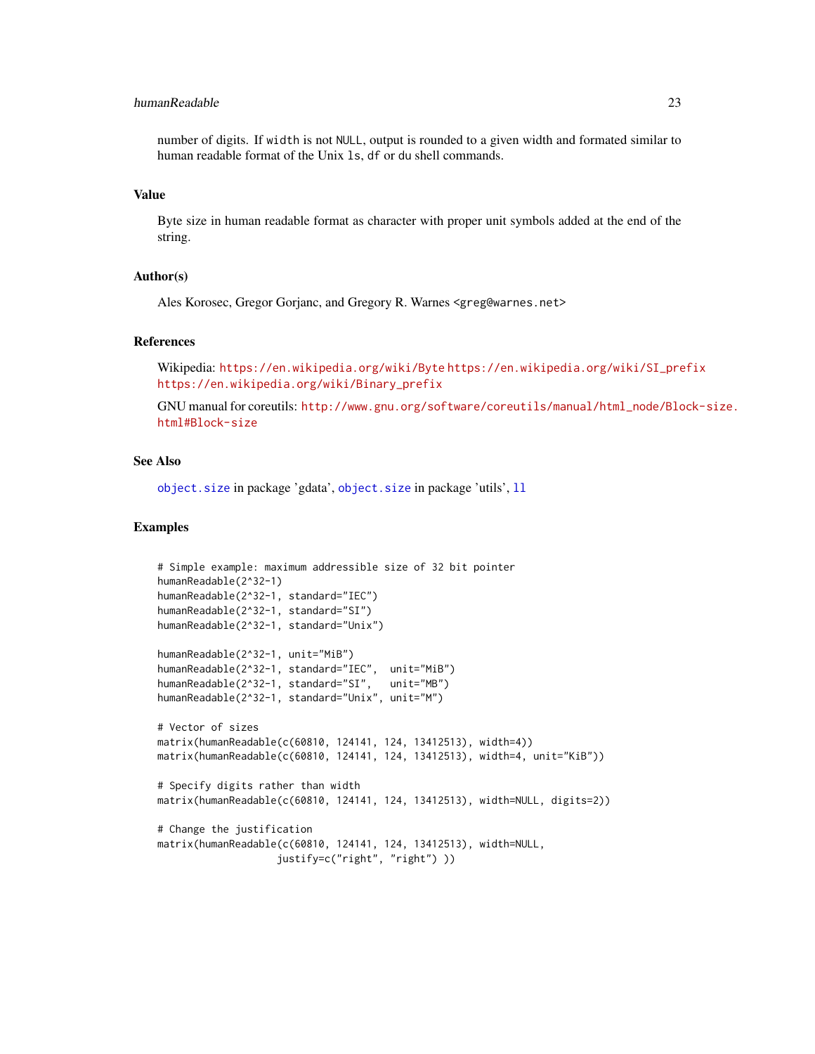number of digits. If `width` is not `NULL`, output is rounded to a given width and formated similar to human readable format of the Unix `ls`, `df` or `du` shell commands.

## Value

Byte size in human readable format as character with proper unit symbols added at the end of the string.

## Author(s)

Ales Korosec, Gregor Gorjanc, and Gregory R. Warnes <greg@warnes.net>

## References

Wikipedia: https://en.wikipedia.org/wiki/Byte https://en.wikipedia.org/wiki/SI_prefix https://en.wikipedia.org/wiki/Binary_prefix

GNU manual for coreutils: http://www.gnu.org/software/coreutils/manual/html_node/Block-size.html#Block-size

## See Also

`object.size` in package 'gdata', `object.size` in package 'utils', `ll`

## Examples

```
# Simple example: maximum addressible size of 32 bit pointer
humanReadable(2^32-1)
humanReadable(2^32-1, standard="IEC")
humanReadable(2^32-1, standard="SI")
humanReadable(2^32-1, standard="Unix")

humanReadable(2^32-1, unit="MiB")
humanReadable(2^32-1, standard="IEC",  unit="MiB")
humanReadable(2^32-1, standard="SI",   unit="MB")
humanReadable(2^32-1, standard="Unix", unit="M")

# Vector of sizes
matrix(humanReadable(c(60810, 124141, 124, 13412513), width=4))
matrix(humanReadable(c(60810, 124141, 124, 13412513), width=4, unit="KiB"))

# Specify digits rather than width
matrix(humanReadable(c(60810, 124141, 124, 13412513), width=NULL, digits=2))

# Change the justification
matrix(humanReadable(c(60810, 124141, 124, 13412513), width=NULL,
                    justify=c("right", "right") ))
```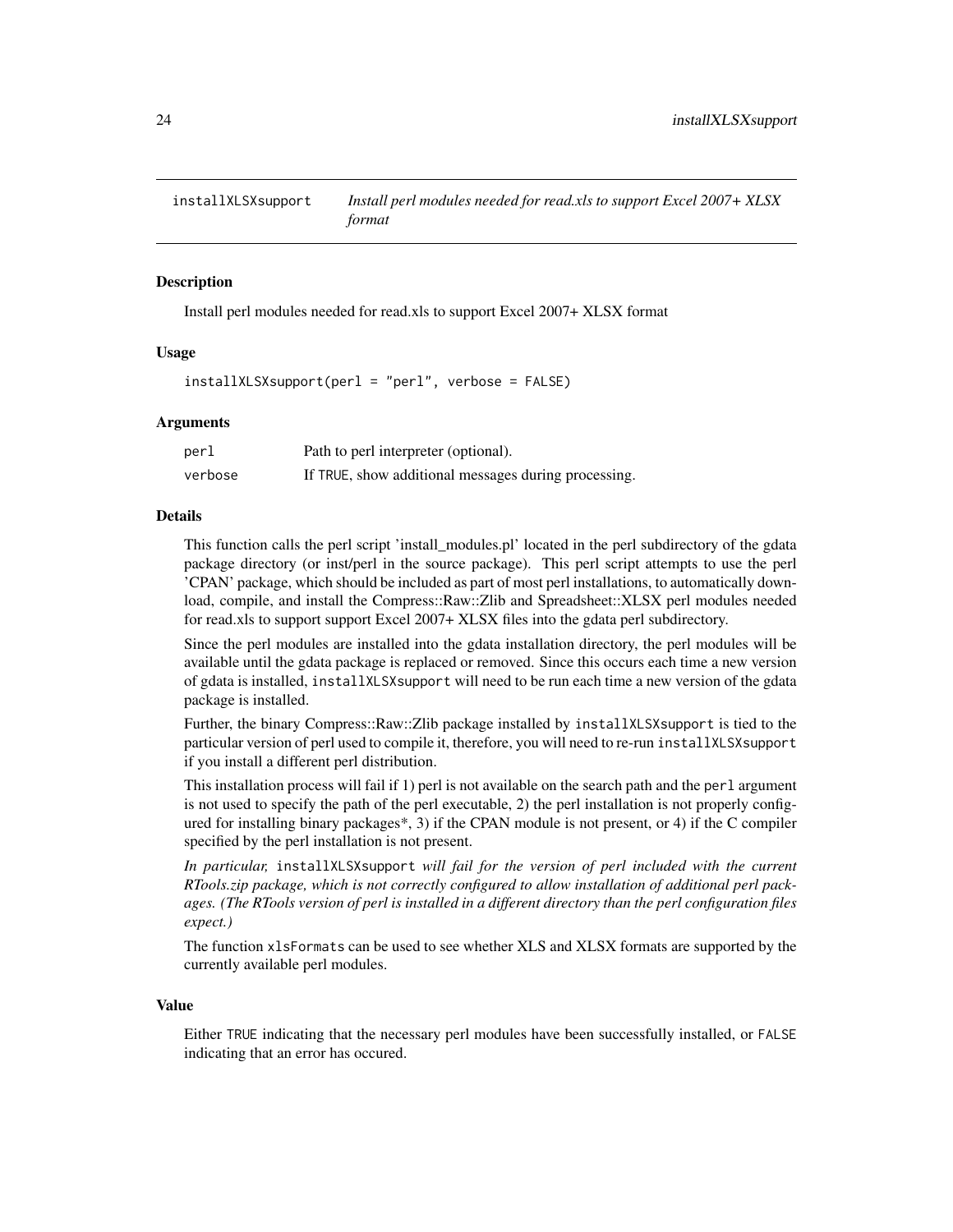# installXLSXsupport

*Install perl modules needed for read.xls to support Excel 2007+ XLSX format*

## Description

Install perl modules needed for read.xls to support Excel 2007+ XLSX format

## Usage

```
installXLSXsupport(perl = "perl", verbose = FALSE)
```

## Arguments

| | |
|---|---|
| perl | Path to perl interpreter (optional). |
| verbose | If TRUE, show additional messages during processing. |

## Details

This function calls the perl script 'install_modules.pl' located in the perl subdirectory of the gdata package directory (or inst/perl in the source package). This perl script attempts to use the perl 'CPAN' package, which should be included as part of most perl installations, to automatically download, compile, and install the Compress::Raw::Zlib and Spreadsheet::XLSX perl modules needed for read.xls to support support Excel 2007+ XLSX files into the gdata perl subdirectory.

Since the perl modules are installed into the gdata installation directory, the perl modules will be available until the gdata package is replaced or removed. Since this occurs each time a new version of gdata is installed, `installXLSXsupport` will need to be run each time a new version of the gdata package is installed.

Further, the binary Compress::Raw::Zlib package installed by `installXLSXsupport` is tied to the particular version of perl used to compile it, therefore, you will need to re-run `installXLSXsupport` if you install a different perl distribution.

This installation process will fail if 1) perl is not available on the search path and the `perl` argument is not used to specify the path of the perl executable, 2) the perl installation is not properly configured for installing binary packages*, 3) if the CPAN module is not present, or 4) if the C compiler specified by the perl installation is not present.

*In particular,* `installXLSXsupport` *will fail for the version of perl included with the current RTools.zip package, which is not correctly configured to allow installation of additional perl packages. (The RTools version of perl is installed in a different directory than the perl configuration files expect.)*

The function `xlsFormats` can be used to see whether XLS and XLSX formats are supported by the currently available perl modules.

## Value

Either TRUE indicating that the necessary perl modules have been successfully installed, or FALSE indicating that an error has occured.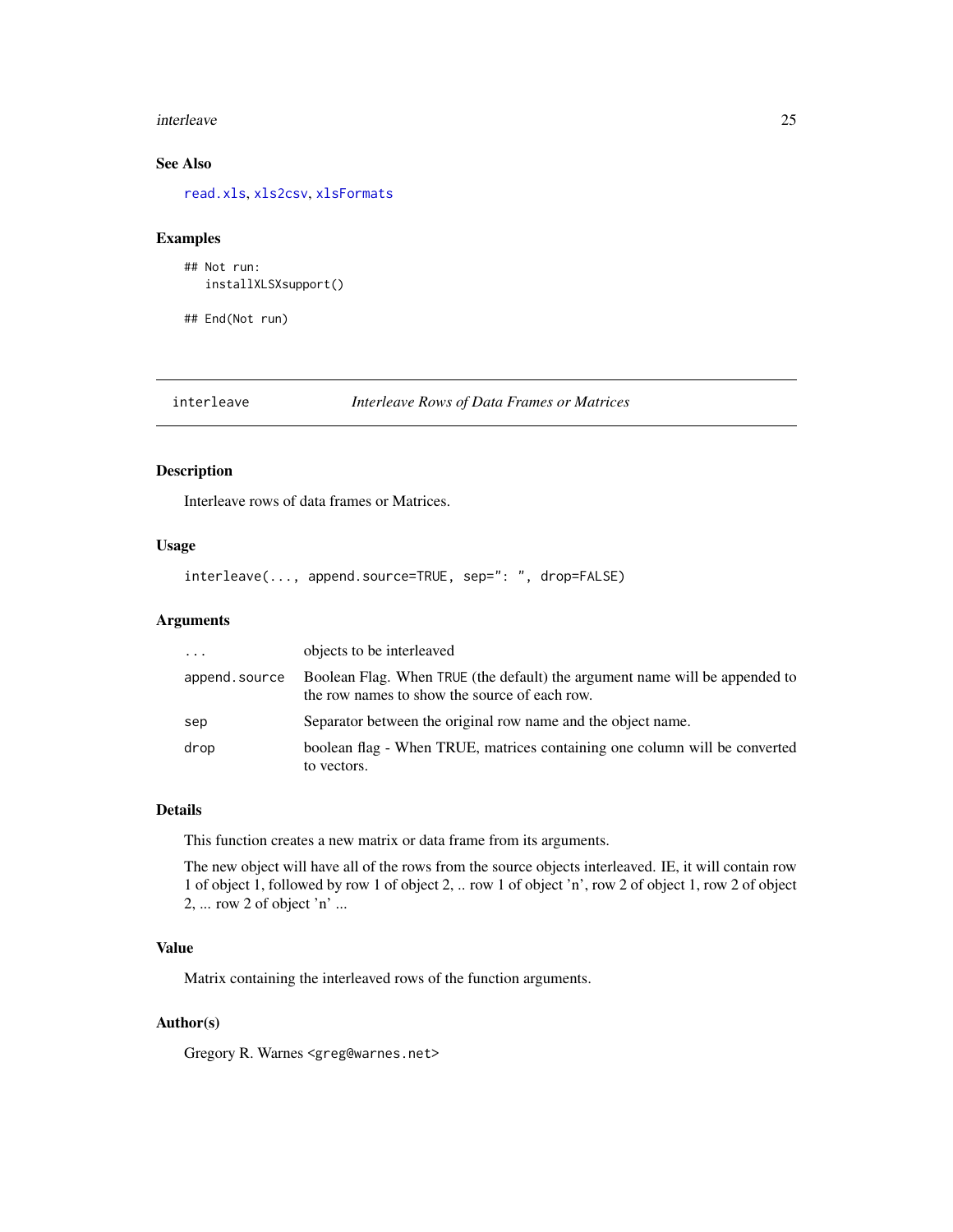### See Also

read.xls, xls2csv, xlsFormats

### Examples

```
## Not run:
   installXLSXsupport()

## End(Not run)
```

---

## interleave — *Interleave Rows of Data Frames or Matrices*

---

### Description

Interleave rows of data frames or Matrices.

### Usage

```
interleave(..., append.source=TRUE, sep=": ", drop=FALSE)
```

### Arguments

| | |
|---|---|
| `...` | objects to be interleaved |
| `append.source` | Boolean Flag. When `TRUE` (the default) the argument name will be appended to the row names to show the source of each row. |
| `sep` | Separator between the original row name and the object name. |
| `drop` | boolean flag - When TRUE, matrices containing one column will be converted to vectors. |

### Details

This function creates a new matrix or data frame from its arguments.

The new object will have all of the rows from the source objects interleaved. IE, it will contain row 1 of object 1, followed by row 1 of object 2, .. row 1 of object 'n', row 2 of object 1, row 2 of object 2, ... row 2 of object 'n' ...

### Value

Matrix containing the interleaved rows of the function arguments.

### Author(s)

Gregory R. Warnes <greg@warnes.net>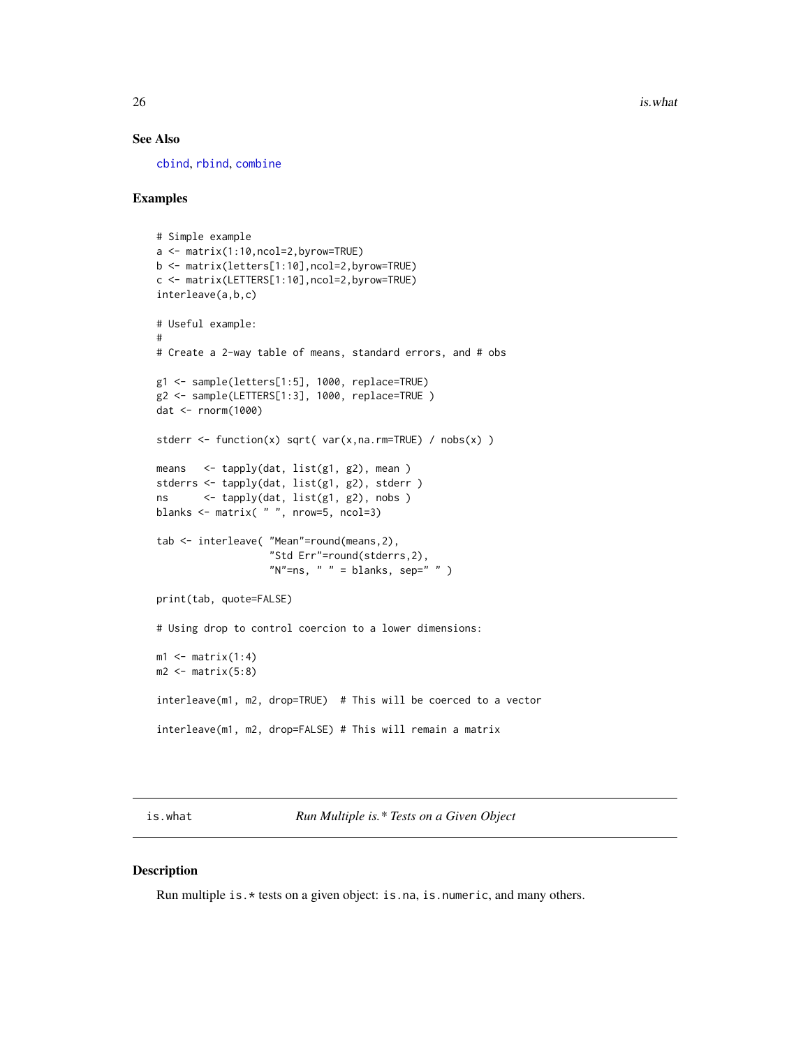## See Also

cbind, rbind, combine

## Examples

```
# Simple example
a <- matrix(1:10,ncol=2,byrow=TRUE)
b <- matrix(letters[1:10],ncol=2,byrow=TRUE)
c <- matrix(LETTERS[1:10],ncol=2,byrow=TRUE)
interleave(a,b,c)

# Useful example:
#
# Create a 2-way table of means, standard errors, and # obs

g1 <- sample(letters[1:5], 1000, replace=TRUE)
g2 <- sample(LETTERS[1:3], 1000, replace=TRUE )
dat <- rnorm(1000)

stderr <- function(x) sqrt( var(x,na.rm=TRUE) / nobs(x) )

means   <- tapply(dat, list(g1, g2), mean )
stderrs <- tapply(dat, list(g1, g2), stderr )
ns      <- tapply(dat, list(g1, g2), nobs )
blanks <- matrix( " ", nrow=5, ncol=3)

tab <- interleave( "Mean"=round(means,2),
                   "Std Err"=round(stderrs,2),
                   "N"=ns, " " = blanks, sep=" " )

print(tab, quote=FALSE)

# Using drop to control coercion to a lower dimensions:

m1 <- matrix(1:4)
m2 <- matrix(5:8)

interleave(m1, m2, drop=TRUE)  # This will be coerced to a vector

interleave(m1, m2, drop=FALSE) # This will remain a matrix
```

---

# is.what — *Run Multiple is.* Tests on a Given Object*

## Description

Run multiple `is.*` tests on a given object: `is.na`, `is.numeric`, and many others.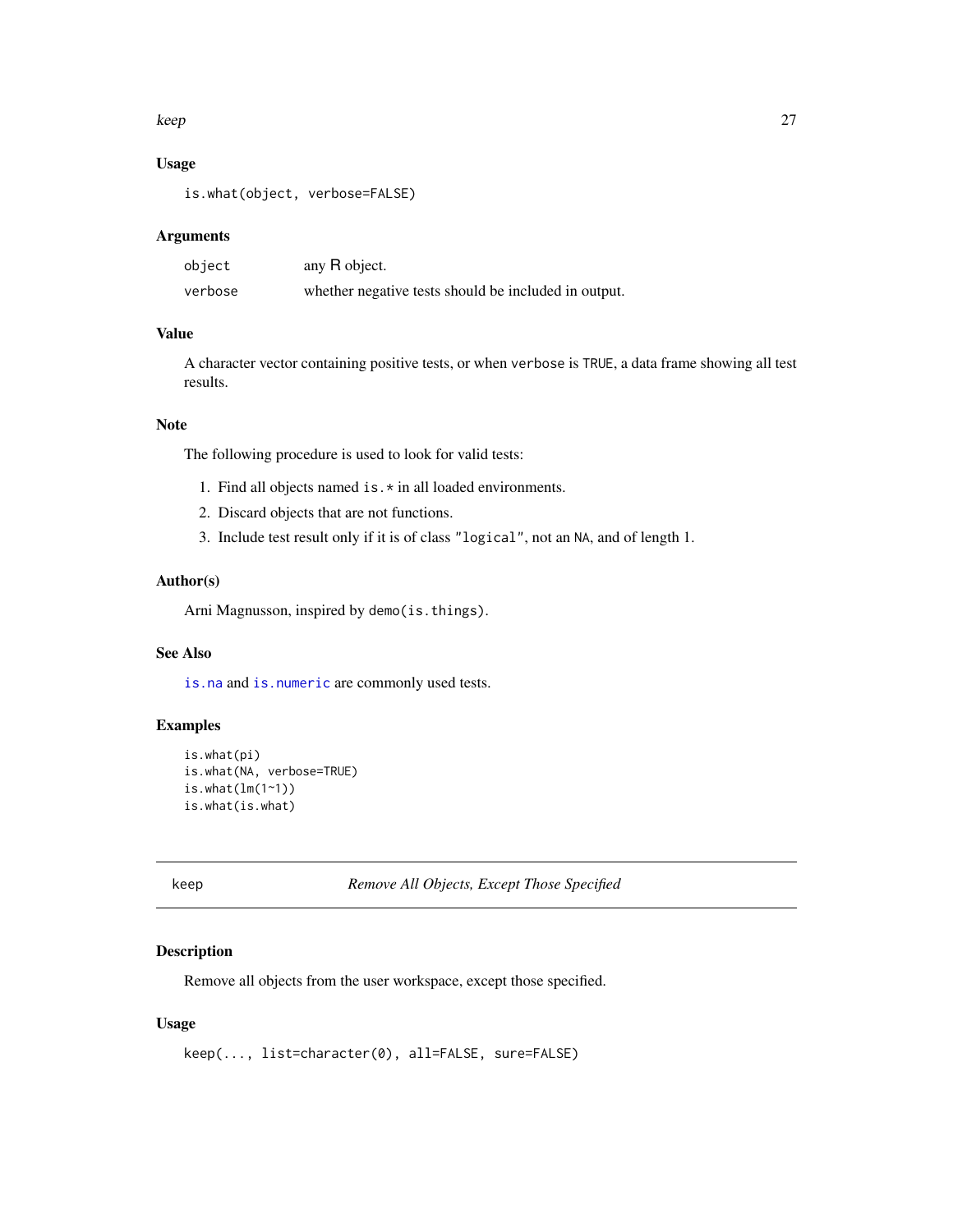## Usage

```
is.what(object, verbose=FALSE)
```

## Arguments

| | |
|---|---|
| `object` | any R object. |
| `verbose` | whether negative tests should be included in output. |

## Value

A character vector containing positive tests, or when `verbose` is `TRUE`, a data frame showing all test results.

## Note

The following procedure is used to look for valid tests:

1. Find all objects named `is.*` in all loaded environments.
2. Discard objects that are not functions.
3. Include test result only if it is of class `"logical"`, not an `NA`, and of length 1.

## Author(s)

Arni Magnusson, inspired by `demo(is.things)`.

## See Also

`is.na` and `is.numeric` are commonly used tests.

## Examples

```
is.what(pi)
is.what(NA, verbose=TRUE)
is.what(lm(1~1))
is.what(is.what)
```

---

# keep — *Remove All Objects, Except Those Specified*

---

## Description

Remove all objects from the user workspace, except those specified.

## Usage

```
keep(..., list=character(0), all=FALSE, sure=FALSE)
```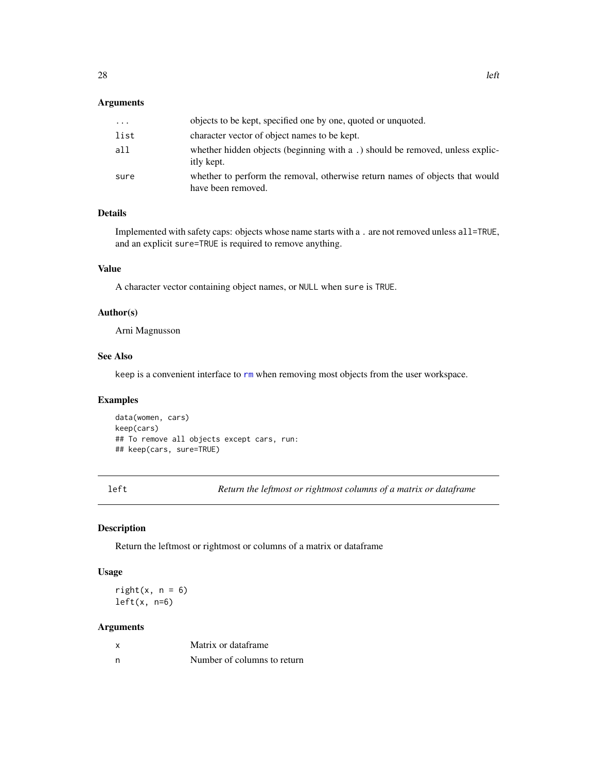### Arguments

| | |
|---|---|
| `...` | objects to be kept, specified one by one, quoted or unquoted. |
| `list` | character vector of object names to be kept. |
| `all` | whether hidden objects (beginning with a .) should be removed, unless explicitly kept. |
| `sure` | whether to perform the removal, otherwise return names of objects that would have been removed. |

### Details

Implemented with safety caps: objects whose name starts with a . are not removed unless `all=TRUE`, and an explicit `sure=TRUE` is required to remove anything.

### Value

A character vector containing object names, or `NULL` when `sure` is `TRUE`.

### Author(s)

Arni Magnusson

### See Also

`keep` is a convenient interface to `rm` when removing most objects from the user workspace.

### Examples

```
data(women, cars)
keep(cars)
## To remove all objects except cars, run:
## keep(cars, sure=TRUE)
```

---

## left — *Return the leftmost or rightmost columns of a matrix or dataframe*

### Description

Return the leftmost or rightmost or columns of a matrix or dataframe

### Usage

```
right(x, n = 6)
left(x, n=6)
```

### Arguments

| | |
|---|---|
| `x` | Matrix or dataframe |
| `n` | Number of columns to return |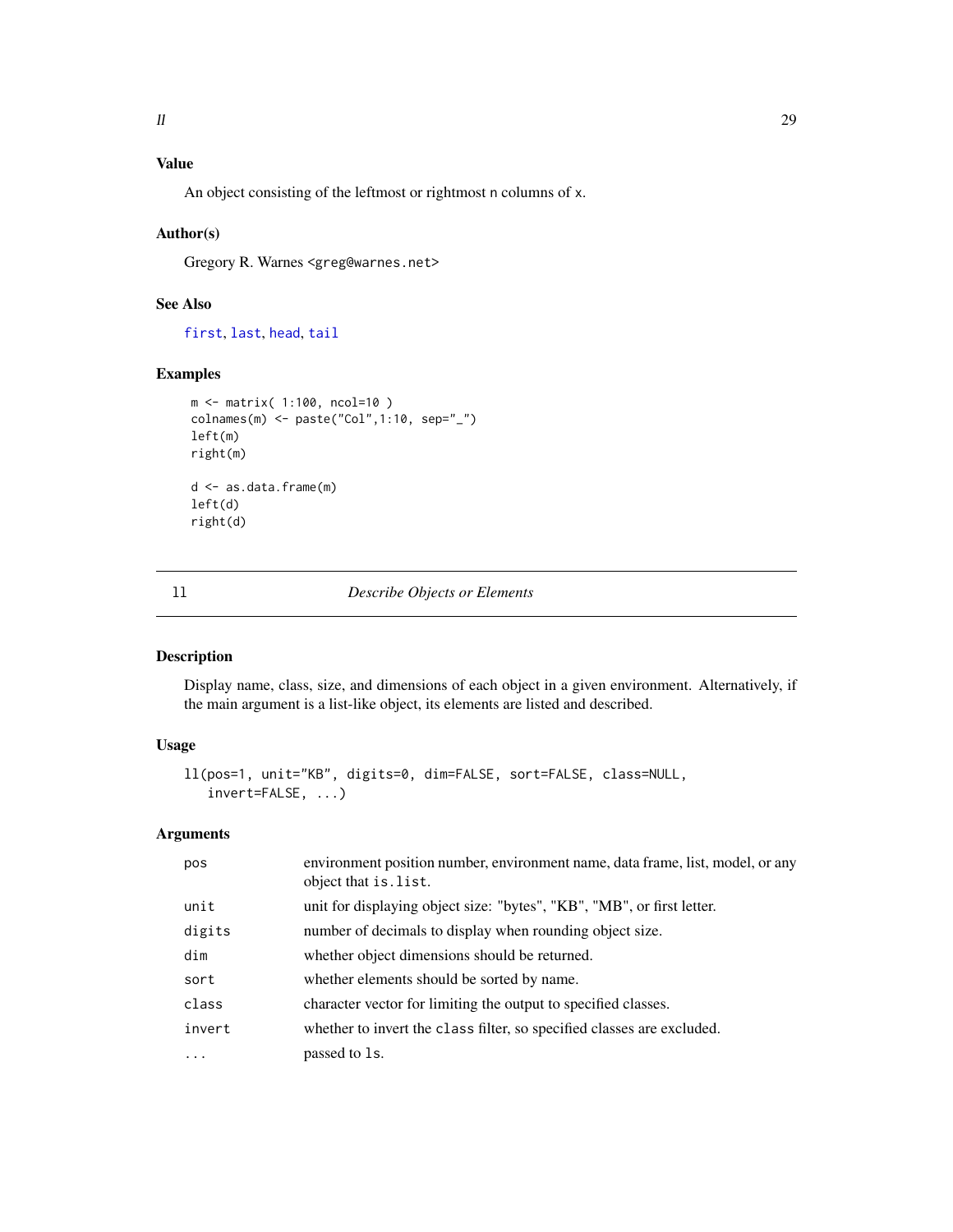## Value

An object consisting of the leftmost or rightmost `n` columns of `x`.

## Author(s)

Gregory R. Warnes <greg@warnes.net>

## See Also

first, last, head, tail

## Examples

```
m <- matrix( 1:100, ncol=10 )
colnames(m) <- paste("Col",1:10, sep="_")
left(m)
right(m)

d <- as.data.frame(m)
left(d)
right(d)
```

---

# ll — *Describe Objects or Elements*

## Description

Display name, class, size, and dimensions of each object in a given environment. Alternatively, if the main argument is a list-like object, its elements are listed and described.

## Usage

```
ll(pos=1, unit="KB", digits=0, dim=FALSE, sort=FALSE, class=NULL,
   invert=FALSE, ...)
```

## Arguments

| | |
|---|---|
| `pos` | environment position number, environment name, data frame, list, model, or any object that `is.list`. |
| `unit` | unit for displaying object size: "bytes", "KB", "MB", or first letter. |
| `digits` | number of decimals to display when rounding object size. |
| `dim` | whether object dimensions should be returned. |
| `sort` | whether elements should be sorted by name. |
| `class` | character vector for limiting the output to specified classes. |
| `invert` | whether to invert the `class` filter, so specified classes are excluded. |
| `...` | passed to `ls`. |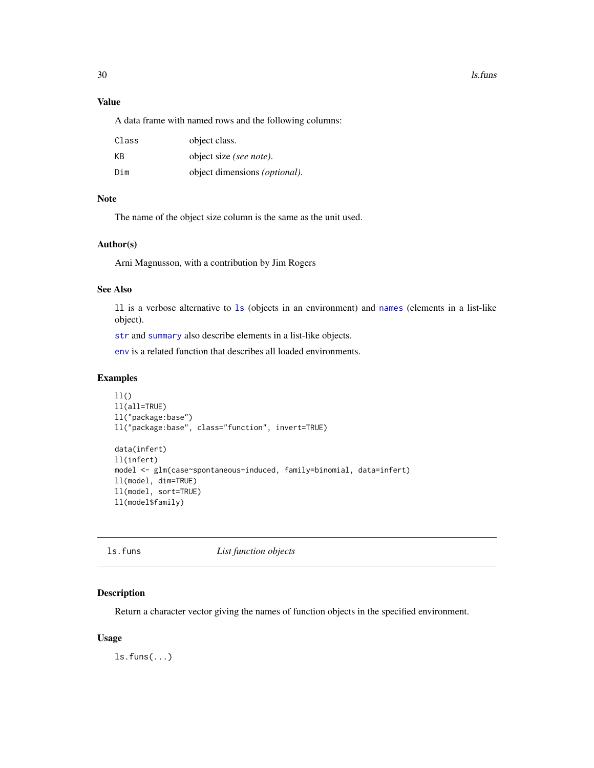## Value

A data frame with named rows and the following columns:

| | |
|---|---|
| `Class` | object class. |
| `KB` | object size *(see note)*. |
| `Dim` | object dimensions *(optional)*. |

## Note

The name of the object size column is the same as the unit used.

## Author(s)

Arni Magnusson, with a contribution by Jim Rogers

## See Also

`ll` is a verbose alternative to `ls` (objects in an environment) and `names` (elements in a list-like object).

`str` and `summary` also describe elements in a list-like objects.

`env` is a related function that describes all loaded environments.

## Examples

```
ll()
ll(all=TRUE)
ll("package:base")
ll("package:base", class="function", invert=TRUE)

data(infert)
ll(infert)
model <- glm(case~spontaneous+induced, family=binomial, data=infert)
ll(model, dim=TRUE)
ll(model, sort=TRUE)
ll(model$family)
```

---

# ls.funs — *List function objects*

## Description

Return a character vector giving the names of function objects in the specified environment.

## Usage

```
ls.funs(...)
```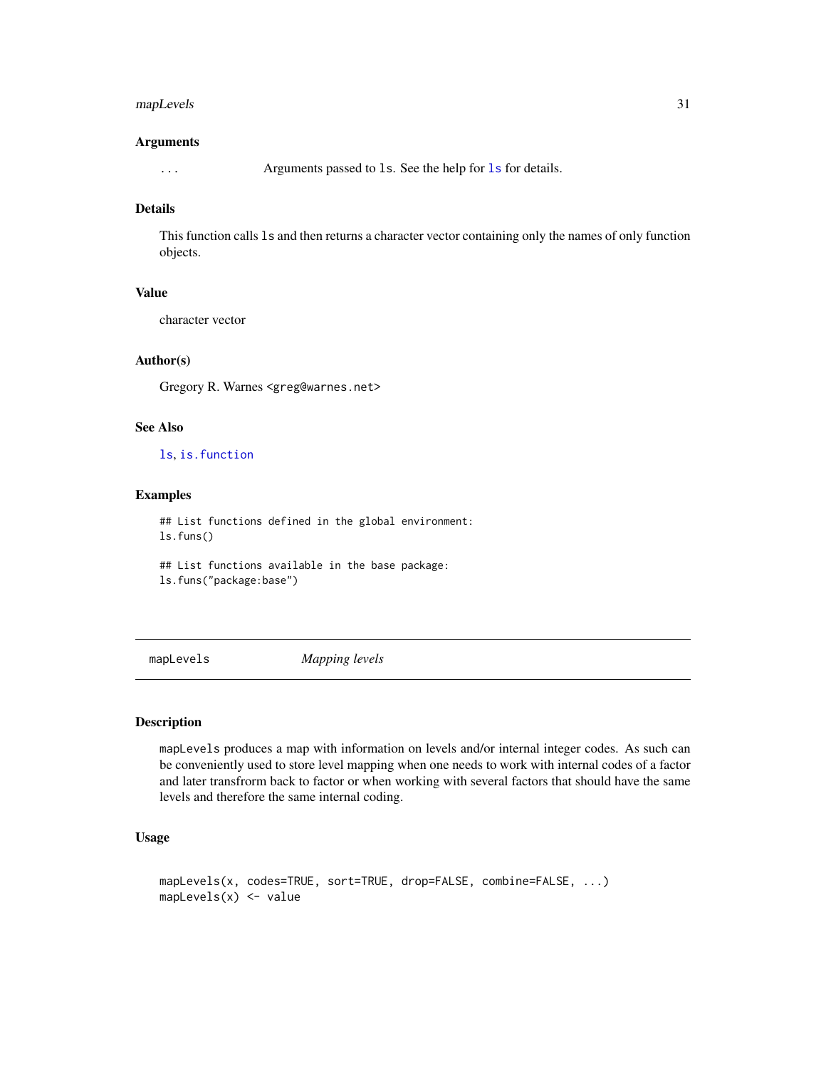### Arguments

`...` Arguments passed to `ls`. See the help for `ls` for details.

### Details

This function calls `ls` and then returns a character vector containing only the names of only function objects.

### Value

character vector

### Author(s)

Gregory R. Warnes <greg@warnes.net>

### See Also

`ls`, `is.function`

### Examples

```
## List functions defined in the global environment:
ls.funs()

## List functions available in the base package:
ls.funs("package:base")
```

---

## mapLevels *Mapping levels*

---

### Description

`mapLevels` produces a map with information on levels and/or internal integer codes. As such can be conveniently used to store level mapping when one needs to work with internal codes of a factor and later transfrom back to factor or when working with several factors that should have the same levels and therefore the same internal coding.

### Usage

```
mapLevels(x, codes=TRUE, sort=TRUE, drop=FALSE, combine=FALSE, ...)
mapLevels(x) <- value
```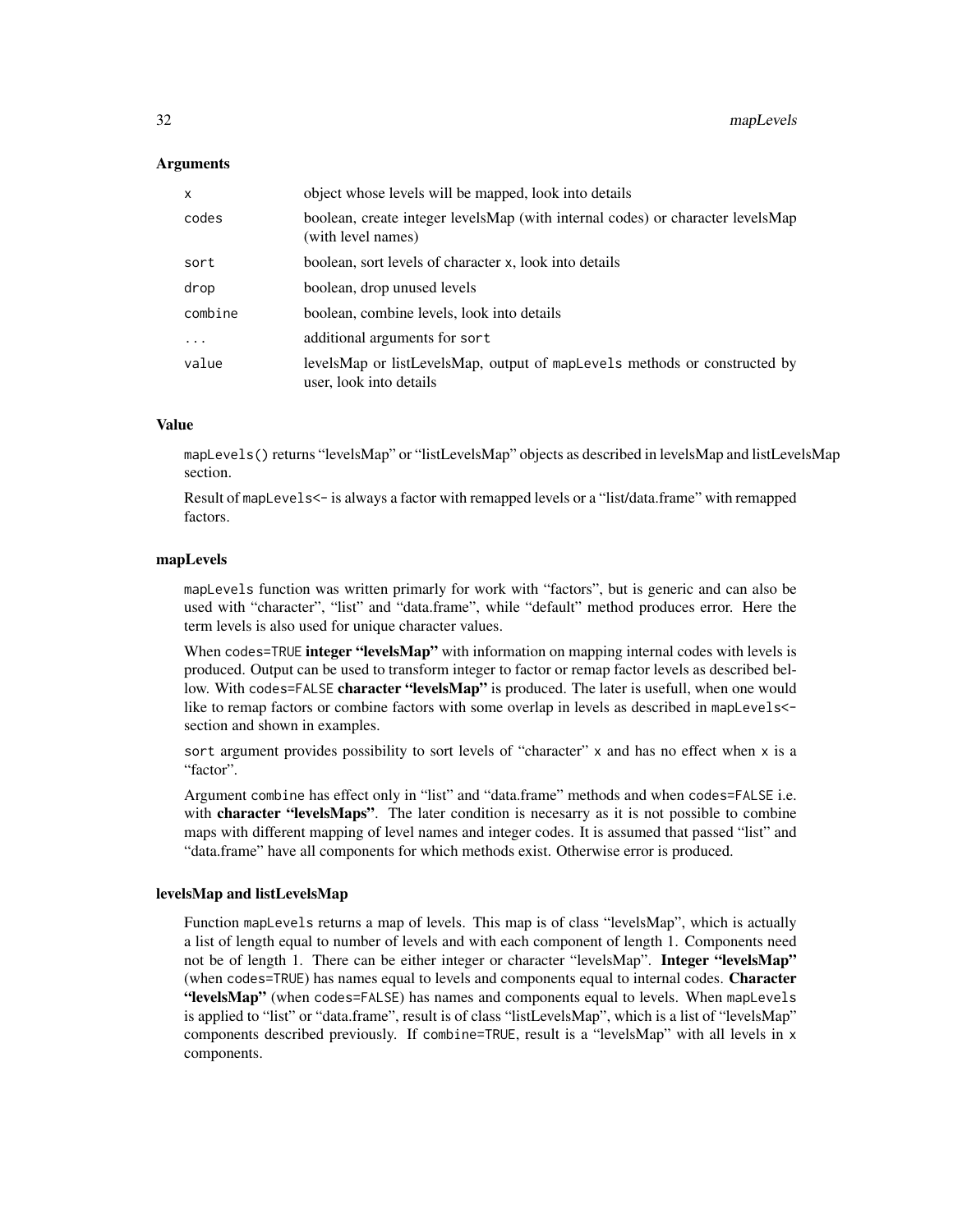## Arguments

| | |
|---|---|
| `x` | object whose levels will be mapped, look into details |
| `codes` | boolean, create integer levelsMap (with internal codes) or character levelsMap (with level names) |
| `sort` | boolean, sort levels of character `x`, look into details |
| `drop` | boolean, drop unused levels |
| `combine` | boolean, combine levels, look into details |
| `...` | additional arguments for `sort` |
| `value` | levelsMap or listLevelsMap, output of `mapLevels` methods or constructed by user, look into details |

## Value

`mapLevels()` returns "levelsMap" or "listLevelsMap" objects as described in levelsMap and listLevelsMap section.

Result of `mapLevels<-` is always a factor with remapped levels or a "list/data.frame" with remapped factors.

## mapLevels

`mapLevels` function was written primarly for work with "factors", but is generic and can also be used with "character", "list" and "data.frame", while "default" method produces error. Here the term levels is also used for unique character values.

When `codes=TRUE` **integer "levelsMap"** with information on mapping internal codes with levels is produced. Output can be used to transform integer to factor or remap factor levels as described bellow. With `codes=FALSE` **character "levelsMap"** is produced. The later is usefull, when one would like to remap factors or combine factors with some overlap in levels as described in `mapLevels<-` section and shown in examples.

`sort` argument provides possibility to sort levels of "character" `x` and has no effect when `x` is a "factor".

Argument `combine` has effect only in "list" and "data.frame" methods and when `codes=FALSE` i.e. with **character "levelsMaps"**. The later condition is necesarry as it is not possible to combine maps with different mapping of level names and integer codes. It is assumed that passed "list" and "data.frame" have all components for which methods exist. Otherwise error is produced.

## levelsMap and listLevelsMap

Function `mapLevels` returns a map of levels. This map is of class "levelsMap", which is actually a list of length equal to number of levels and with each component of length 1. Components need not be of length 1. There can be either integer or character "levelsMap". **Integer "levelsMap"** (when `codes=TRUE`) has names equal to levels and components equal to internal codes. **Character "levelsMap"** (when `codes=FALSE`) has names and components equal to levels. When `mapLevels` is applied to "list" or "data.frame", result is of class "listLevelsMap", which is a list of "levelsMap" components described previously. If `combine=TRUE`, result is a "levelsMap" with all levels in `x` components.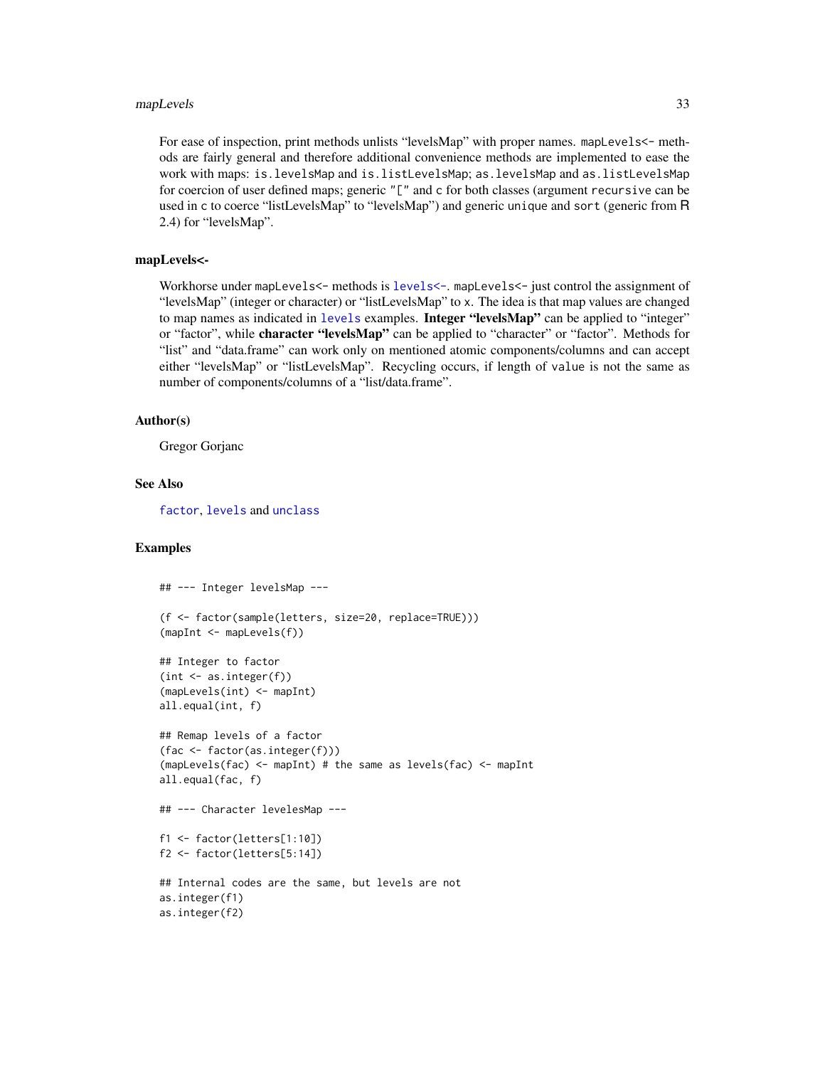For ease of inspection, print methods unlists "levelsMap" with proper names. `mapLevels<-` methods are fairly general and therefore additional convenience methods are implemented to ease the work with maps: `is.levelsMap` and `is.listLevelsMap`; `as.levelsMap` and `as.listLevelsMap` for coercion of user defined maps; generic `"["` and `c` for both classes (argument `recursive` can be used in `c` to coerce "listLevelsMap" to "levelsMap") and generic `unique` and `sort` (generic from R 2.4) for "levelsMap".

### mapLevels<-

Workhorse under `mapLevels<-` methods is `levels<-`. `mapLevels<-` just control the assignment of "levelsMap" (integer or character) or "listLevelsMap" to `x`. The idea is that map values are changed to map names as indicated in `levels` examples. **Integer "levelsMap"** can be applied to "integer" or "factor", while **character "levelsMap"** can be applied to "character" or "factor". Methods for "list" and "data.frame" can work only on mentioned atomic components/columns and can accept either "levelsMap" or "listLevelsMap". Recycling occurs, if length of `value` is not the same as number of components/columns of a "list/data.frame".

## Author(s)

Gregor Gorjanc

## See Also

`factor`, `levels` and `unclass`

## Examples

```
## --- Integer levelsMap ---

(f <- factor(sample(letters, size=20, replace=TRUE)))
(mapInt <- mapLevels(f))

## Integer to factor
(int <- as.integer(f))
(mapLevels(int) <- mapInt)
all.equal(int, f)

## Remap levels of a factor
(fac <- factor(as.integer(f)))
(mapLevels(fac) <- mapInt) # the same as levels(fac) <- mapInt
all.equal(fac, f)

## --- Character levelesMap ---

f1 <- factor(letters[1:10])
f2 <- factor(letters[5:14])

## Internal codes are the same, but levels are not
as.integer(f1)
as.integer(f2)
```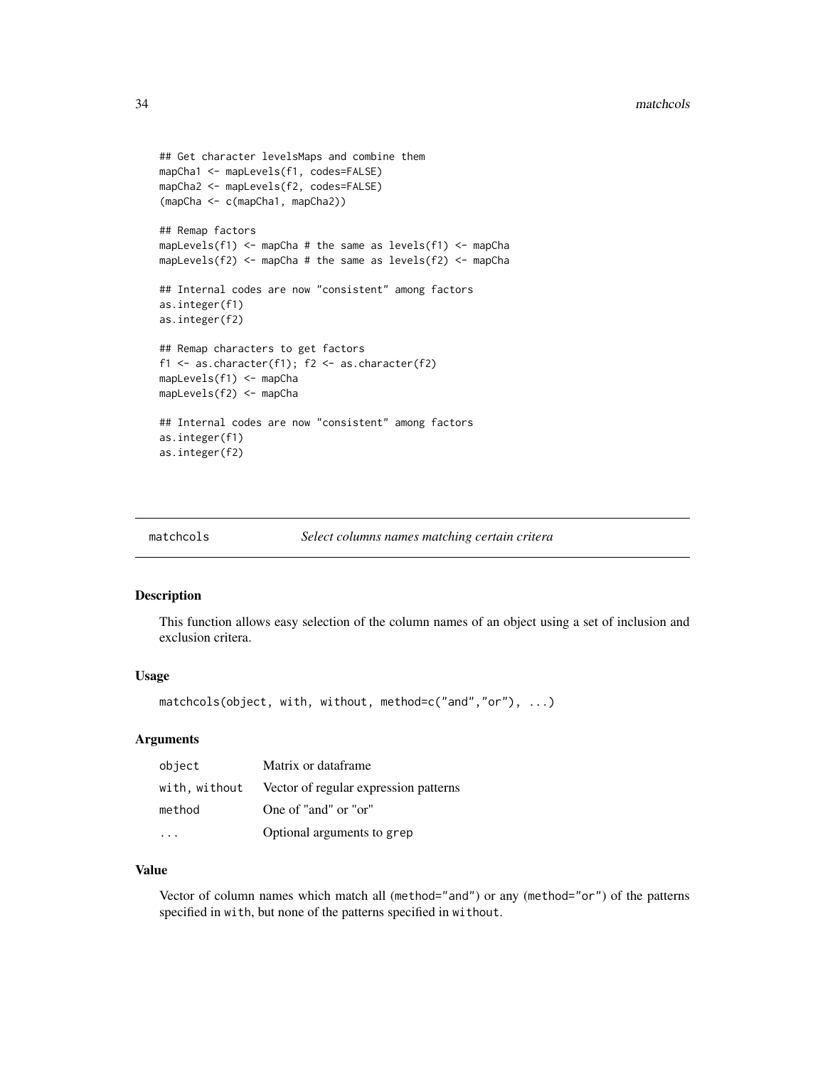```
## Get character levelsMaps and combine them
mapCha1 <- mapLevels(f1, codes=FALSE)
mapCha2 <- mapLevels(f2, codes=FALSE)
(mapCha <- c(mapCha1, mapCha2))

## Remap factors
mapLevels(f1) <- mapCha # the same as levels(f1) <- mapCha
mapLevels(f2) <- mapCha # the same as levels(f2) <- mapCha

## Internal codes are now "consistent" among factors
as.integer(f1)
as.integer(f2)

## Remap characters to get factors
f1 <- as.character(f1); f2 <- as.character(f2)
mapLevels(f1) <- mapCha
mapLevels(f2) <- mapCha

## Internal codes are now "consistent" among factors
as.integer(f1)
as.integer(f2)
```

---

## matchcols — *Select columns names matching certain critera*

---

### Description

This function allows easy selection of the column names of an object using a set of inclusion and exclusion critera.

### Usage

```
matchcols(object, with, without, method=c("and","or"), ...)
```

### Arguments

| | |
|---|---|
| `object` | Matrix or dataframe |
| `with, without` | Vector of regular expression patterns |
| `method` | One of "and" or "or" |
| `...` | Optional arguments to `grep` |

### Value

Vector of column names which match all (`method="and"`) or any (`method="or"`) of the patterns specified in `with`, but none of the patterns specified in `without`.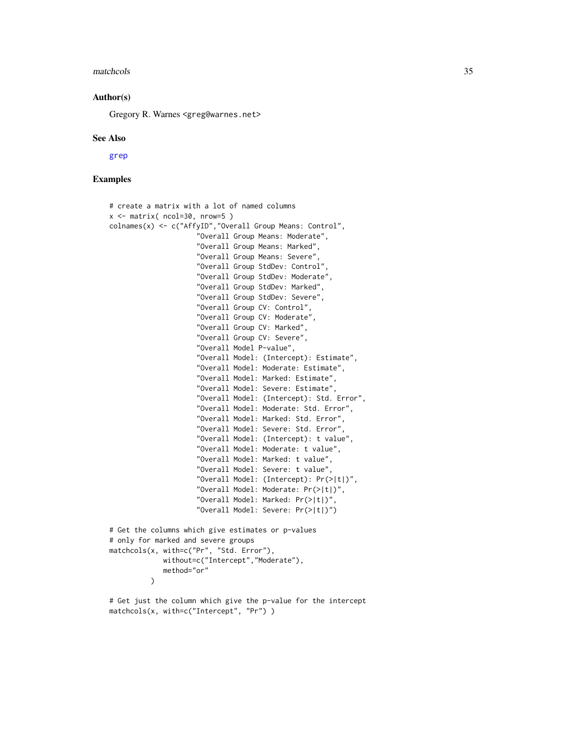### Author(s)

Gregory R. Warnes <greg@warnes.net>

### See Also

grep

### Examples

```
# create a matrix with a lot of named columns
x <- matrix( ncol=30, nrow=5 )
colnames(x) <- c("AffyID","Overall Group Means: Control",
                 "Overall Group Means: Moderate",
                 "Overall Group Means: Marked",
                 "Overall Group Means: Severe",
                 "Overall Group StdDev: Control",
                 "Overall Group StdDev: Moderate",
                 "Overall Group StdDev: Marked",
                 "Overall Group StdDev: Severe",
                 "Overall Group CV: Control",
                 "Overall Group CV: Moderate",
                 "Overall Group CV: Marked",
                 "Overall Group CV: Severe",
                 "Overall Model P-value",
                 "Overall Model: (Intercept): Estimate",
                 "Overall Model: Moderate: Estimate",
                 "Overall Model: Marked: Estimate",
                 "Overall Model: Severe: Estimate",
                 "Overall Model: (Intercept): Std. Error",
                 "Overall Model: Moderate: Std. Error",
                 "Overall Model: Marked: Std. Error",
                 "Overall Model: Severe: Std. Error",
                 "Overall Model: (Intercept): t value",
                 "Overall Model: Moderate: t value",
                 "Overall Model: Marked: t value",
                 "Overall Model: Severe: t value",
                 "Overall Model: (Intercept): Pr(>|t|)",
                 "Overall Model: Moderate: Pr(>|t|)",
                 "Overall Model: Marked: Pr(>|t|)",
                 "Overall Model: Severe: Pr(>|t|)")

# Get the columns which give estimates or p-values
# only for marked and severe groups
matchcols(x, with=c("Pr", "Std. Error"),
             without=c("Intercept","Moderate"),
             method="or"
          )

# Get just the column which give the p-value for the intercept
matchcols(x, with=c("Intercept", "Pr") )
```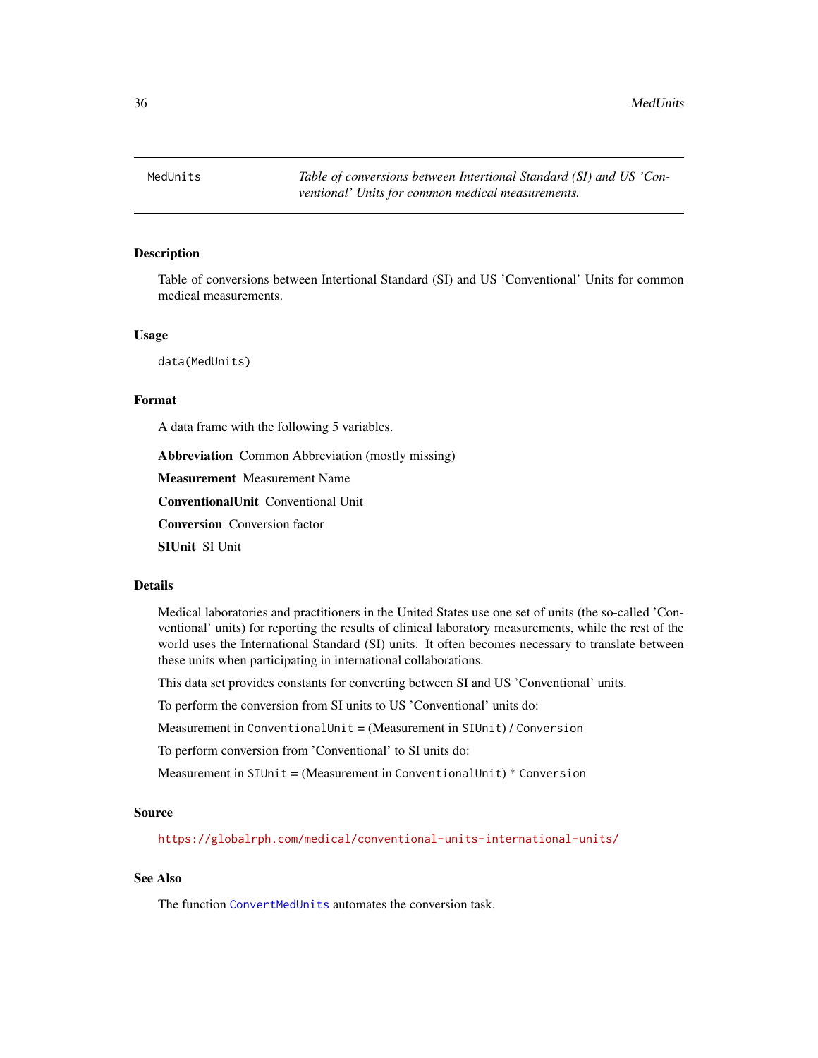MedUnits *Table of conversions between Intertional Standard (SI) and US 'Conventional' Units for common medical measurements.*

### Description

Table of conversions between Intertional Standard (SI) and US 'Conventional' Units for common medical measurements.

### Usage

```
data(MedUnits)
```

### Format

A data frame with the following 5 variables.

**Abbreviation** Common Abbreviation (mostly missing)

**Measurement** Measurement Name

**ConventionalUnit** Conventional Unit

**Conversion** Conversion factor

**SIUnit** SI Unit

### Details

Medical laboratories and practitioners in the United States use one set of units (the so-called 'Conventional' units) for reporting the results of clinical laboratory measurements, while the rest of the world uses the International Standard (SI) units. It often becomes necessary to translate between these units when participating in international collaborations.

This data set provides constants for converting between SI and US 'Conventional' units.

To perform the conversion from SI units to US 'Conventional' units do:

Measurement in `ConventionalUnit` = (Measurement in `SIUnit`) / `Conversion`

To perform conversion from 'Conventional' to SI units do:

Measurement in `SIUnit` = (Measurement in `ConventionalUnit`) * `Conversion`

### Source

https://globalrph.com/medical/conventional-units-international-units/

### See Also

The function `ConvertMedUnits` automates the conversion task.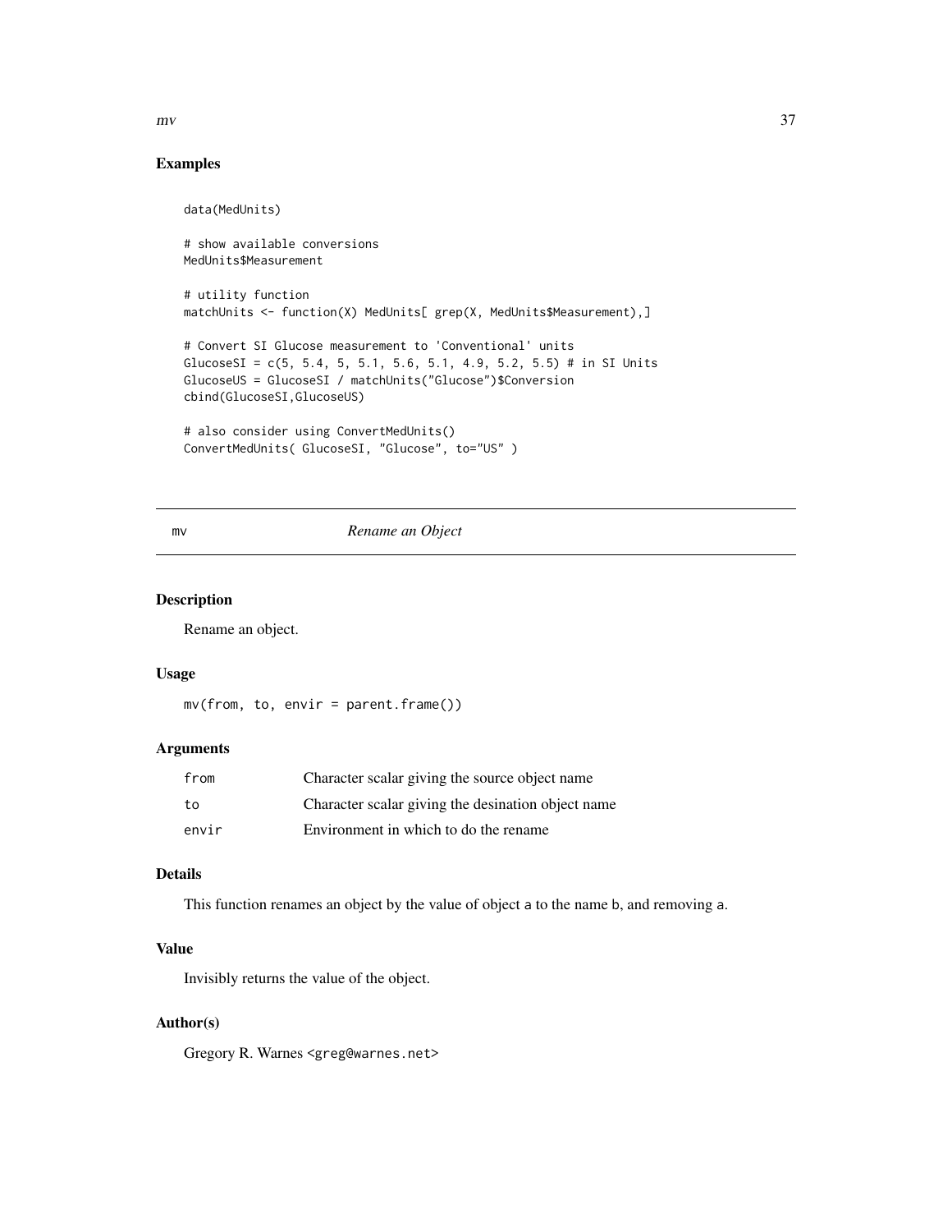## Examples

```
data(MedUnits)

# show available conversions
MedUnits$Measurement

# utility function
matchUnits <- function(X) MedUnits[ grep(X, MedUnits$Measurement),]

# Convert SI Glucose measurement to 'Conventional' units
GlucoseSI = c(5, 5.4, 5, 5.1, 5.6, 5.1, 4.9, 5.2, 5.5) # in SI Units
GlucoseUS = GlucoseSI / matchUnits("Glucose")$Conversion
cbind(GlucoseSI,GlucoseUS)

# also consider using ConvertMedUnits()
ConvertMedUnits( GlucoseSI, "Glucose", to="US" )
```

---

# mv *Rename an Object*

---

## Description

Rename an object.

## Usage

```
mv(from, to, envir = parent.frame())
```

## Arguments

| | |
|---|---|
| from | Character scalar giving the source object name |
| to | Character scalar giving the desination object name |
| envir | Environment in which to do the rename |

## Details

This function renames an object by the value of object a to the name b, and removing a.

## Value

Invisibly returns the value of the object.

## Author(s)

Gregory R. Warnes <greg@warnes.net>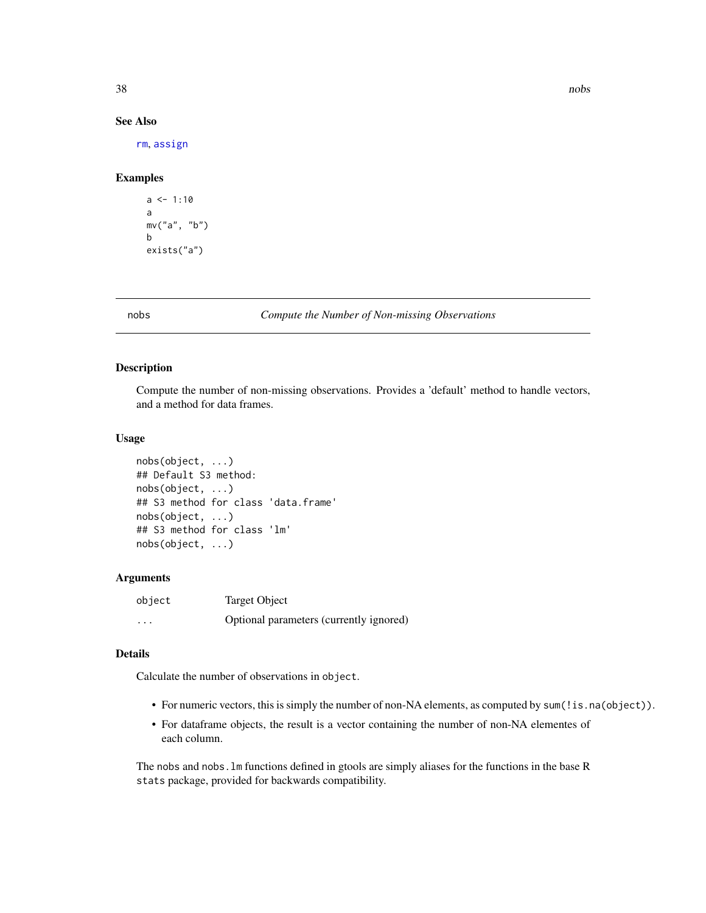## See Also

rm, assign

## Examples

```
a <- 1:10
a
mv("a", "b")
b
exists("a")
```

---

# nobs — *Compute the Number of Non-missing Observations*

## Description

Compute the number of non-missing observations. Provides a 'default' method to handle vectors, and a method for data frames.

## Usage

```
nobs(object, ...)
## Default S3 method:
nobs(object, ...)
## S3 method for class 'data.frame'
nobs(object, ...)
## S3 method for class 'lm'
nobs(object, ...)
```

## Arguments

| | |
|---|---|
| `object` | Target Object |
| `...` | Optional parameters (currently ignored) |

## Details

Calculate the number of observations in `object`.

- For numeric vectors, this is simply the number of non-NA elements, as computed by `sum(!is.na(object))`.
- For dataframe objects, the result is a vector containing the number of non-NA elementes of each column.

The `nobs` and `nobs.lm` functions defined in gtools are simply aliases for the functions in the base R `stats` package, provided for backwards compatibility.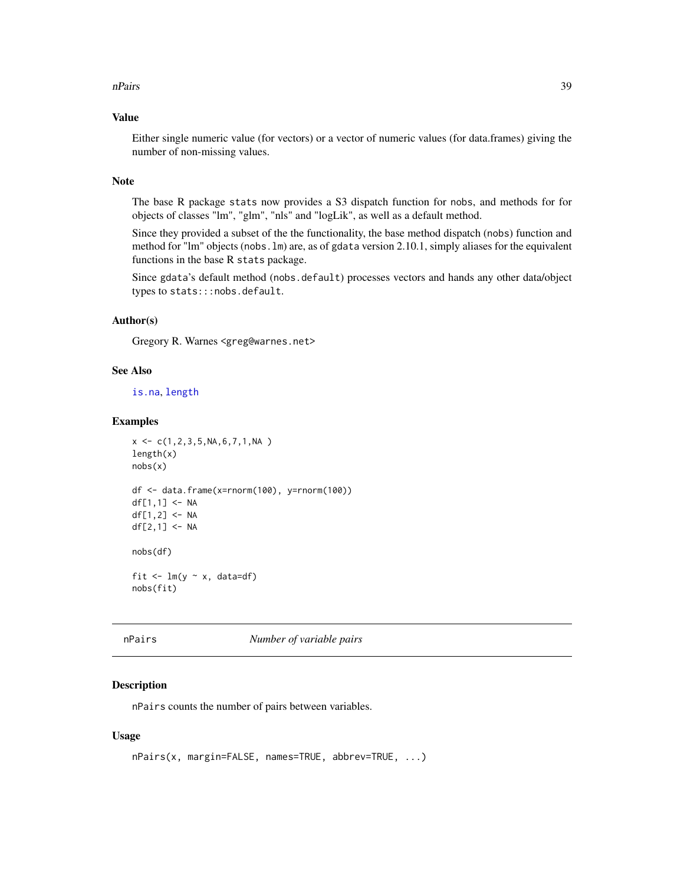## Value

Either single numeric value (for vectors) or a vector of numeric values (for data.frames) giving the number of non-missing values.

## Note

The base R package `stats` now provides a S3 dispatch function for `nobs`, and methods for for objects of classes "lm", "glm", "nls" and "logLik", as well as a default method.

Since they provided a subset of the the functionality, the base method dispatch (`nobs`) function and method for "lm" objects (`nobs.lm`) are, as of `gdata` version 2.10.1, simply aliases for the equivalent functions in the base R `stats` package.

Since `gdata`'s default method (`nobs.default`) processes vectors and hands any other data/object types to `stats:::nobs.default`.

## Author(s)

Gregory R. Warnes <greg@warnes.net>

## See Also

`is.na`, `length`

## Examples

```
x <- c(1,2,3,5,NA,6,7,1,NA )
length(x)
nobs(x)

df <- data.frame(x=rnorm(100), y=rnorm(100))
df[1,1] <- NA
df[1,2] <- NA
df[2,1] <- NA

nobs(df)

fit <- lm(y ~ x, data=df)
nobs(fit)
```

---

# nPairs — *Number of variable pairs*

## Description

`nPairs` counts the number of pairs between variables.

## Usage

```
nPairs(x, margin=FALSE, names=TRUE, abbrev=TRUE, ...)
```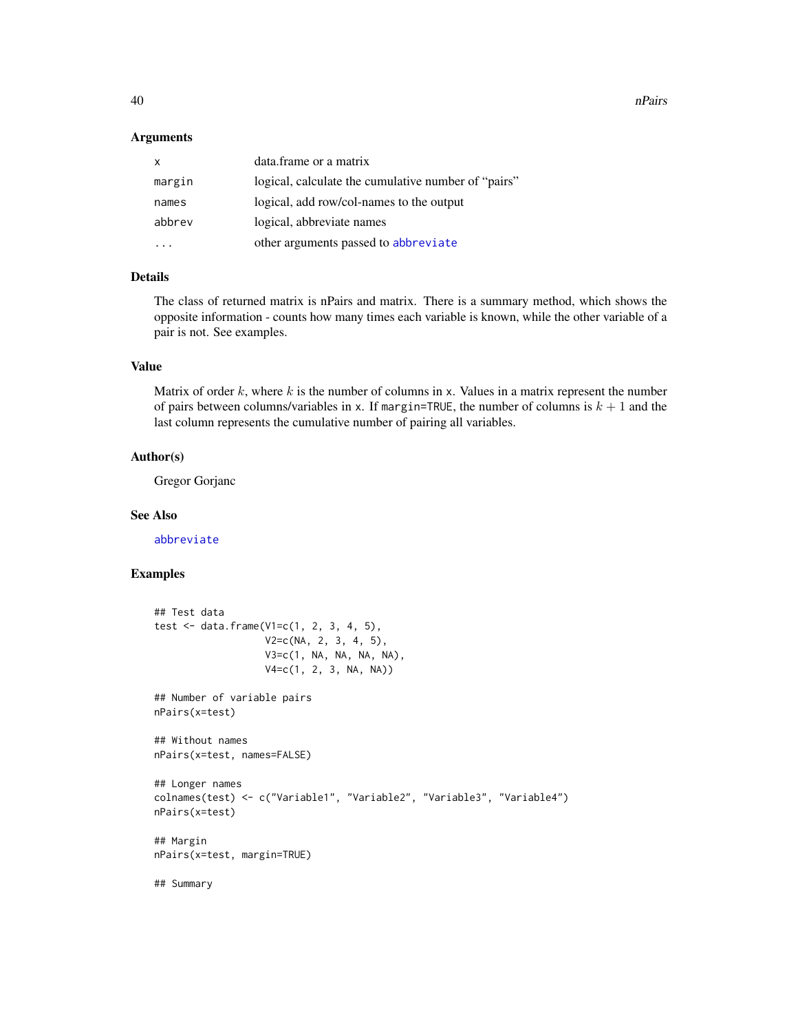## Arguments

| | |
|---|---|
| x | data.frame or a matrix |
| margin | logical, calculate the cumulative number of "pairs" |
| names | logical, add row/col-names to the output |
| abbrev | logical, abbreviate names |
| ... | other arguments passed to abbreviate |

## Details

The class of returned matrix is nPairs and matrix. There is a summary method, which shows the opposite information - counts how many times each variable is known, while the other variable of a pair is not. See examples.

## Value

Matrix of order $k$, where $k$ is the number of columns in x. Values in a matrix represent the number of pairs between columns/variables in x. If margin=TRUE, the number of columns is $k + 1$ and the last column represents the cumulative number of pairing all variables.

## Author(s)

Gregor Gorjanc

## See Also

abbreviate

## Examples

```
## Test data
test <- data.frame(V1=c(1, 2, 3, 4, 5),
                   V2=c(NA, 2, 3, 4, 5),
                   V3=c(1, NA, NA, NA, NA),
                   V4=c(1, 2, 3, NA, NA))

## Number of variable pairs
nPairs(x=test)

## Without names
nPairs(x=test, names=FALSE)

## Longer names
colnames(test) <- c("Variable1", "Variable2", "Variable3", "Variable4")
nPairs(x=test)

## Margin
nPairs(x=test, margin=TRUE)

## Summary
```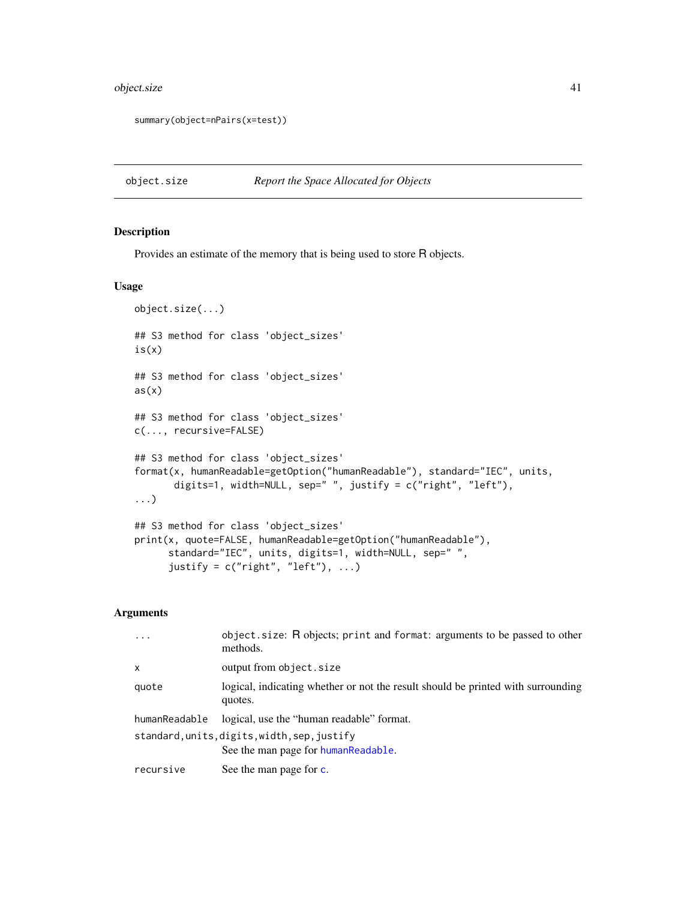```
summary(object=nPairs(x=test))
```

---

## object.size *Report the Space Allocated for Objects*

### Description

Provides an estimate of the memory that is being used to store R objects.

### Usage

```
object.size(...)

## S3 method for class 'object_sizes'
is(x)

## S3 method for class 'object_sizes'
as(x)

## S3 method for class 'object_sizes'
c(..., recursive=FALSE)

## S3 method for class 'object_sizes'
format(x, humanReadable=getOption("humanReadable"), standard="IEC", units,
       digits=1, width=NULL, sep=" ", justify = c("right", "left"),
...)

## S3 method for class 'object_sizes'
print(x, quote=FALSE, humanReadable=getOption("humanReadable"),
      standard="IEC", units, digits=1, width=NULL, sep=" ",
      justify = c("right", "left"), ...)
```

### Arguments

| | |
|---|---|
| `...` | `object.size`: R objects; `print` and `format`: arguments to be passed to other methods. |
| `x` | output from `object.size` |
| `quote` | logical, indicating whether or not the result should be printed with surrounding quotes. |
| `humanReadable` | logical, use the "human readable" format. |
| `standard,units,digits,width,sep,justify` | See the man page for `humanReadable`. |
| `recursive` | See the man page for `c`. |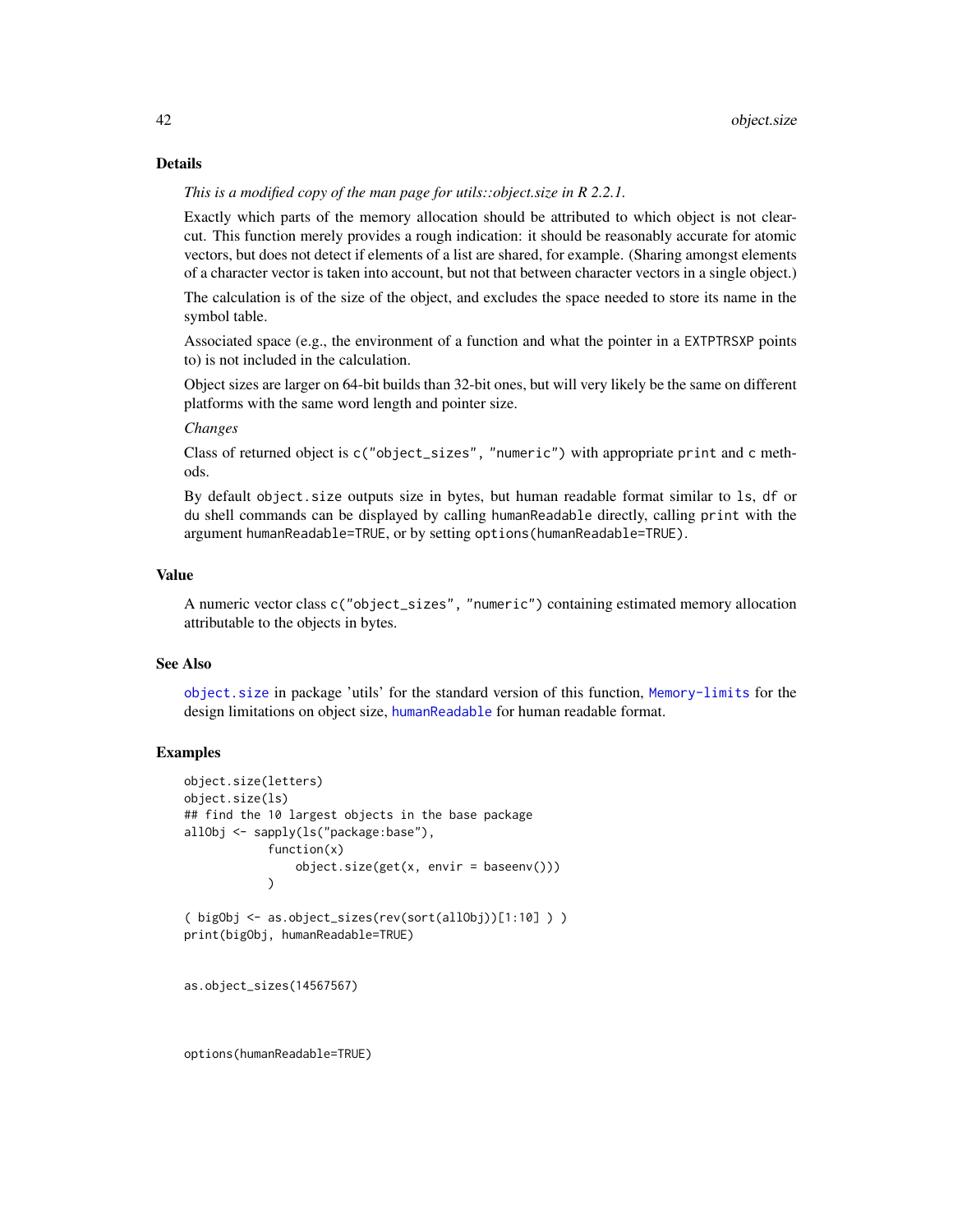## Details

*This is a modified copy of the man page for utils::object.size in R 2.2.1.*

Exactly which parts of the memory allocation should be attributed to which object is not clear-cut. This function merely provides a rough indication: it should be reasonably accurate for atomic vectors, but does not detect if elements of a list are shared, for example. (Sharing amongst elements of a character vector is taken into account, but not that between character vectors in a single object.)

The calculation is of the size of the object, and excludes the space needed to store its name in the symbol table.

Associated space (e.g., the environment of a function and what the pointer in a `EXTPTRSXP` points to) is not included in the calculation.

Object sizes are larger on 64-bit builds than 32-bit ones, but will very likely be the same on different platforms with the same word length and pointer size.

*Changes*

Class of returned object is `c("object_sizes", "numeric")` with appropriate `print` and `c` methods.

By default `object.size` outputs size in bytes, but human readable format similar to `ls`, `df` or `du` shell commands can be displayed by calling `humanReadable` directly, calling `print` with the argument `humanReadable=TRUE`, or by setting `options(humanReadable=TRUE)`.

## Value

A numeric vector class `c("object_sizes", "numeric")` containing estimated memory allocation attributable to the objects in bytes.

## See Also

`object.size` in package 'utils' for the standard version of this function, `Memory-limits` for the design limitations on object size, `humanReadable` for human readable format.

## Examples

```
object.size(letters)
object.size(ls)
## find the 10 largest objects in the base package
allObj <- sapply(ls("package:base"),
            function(x)
                object.size(get(x, envir = baseenv()))
            )

( bigObj <- as.object_sizes(rev(sort(allObj))[1:10] ) )
print(bigObj, humanReadable=TRUE)


as.object_sizes(14567567)



options(humanReadable=TRUE)
```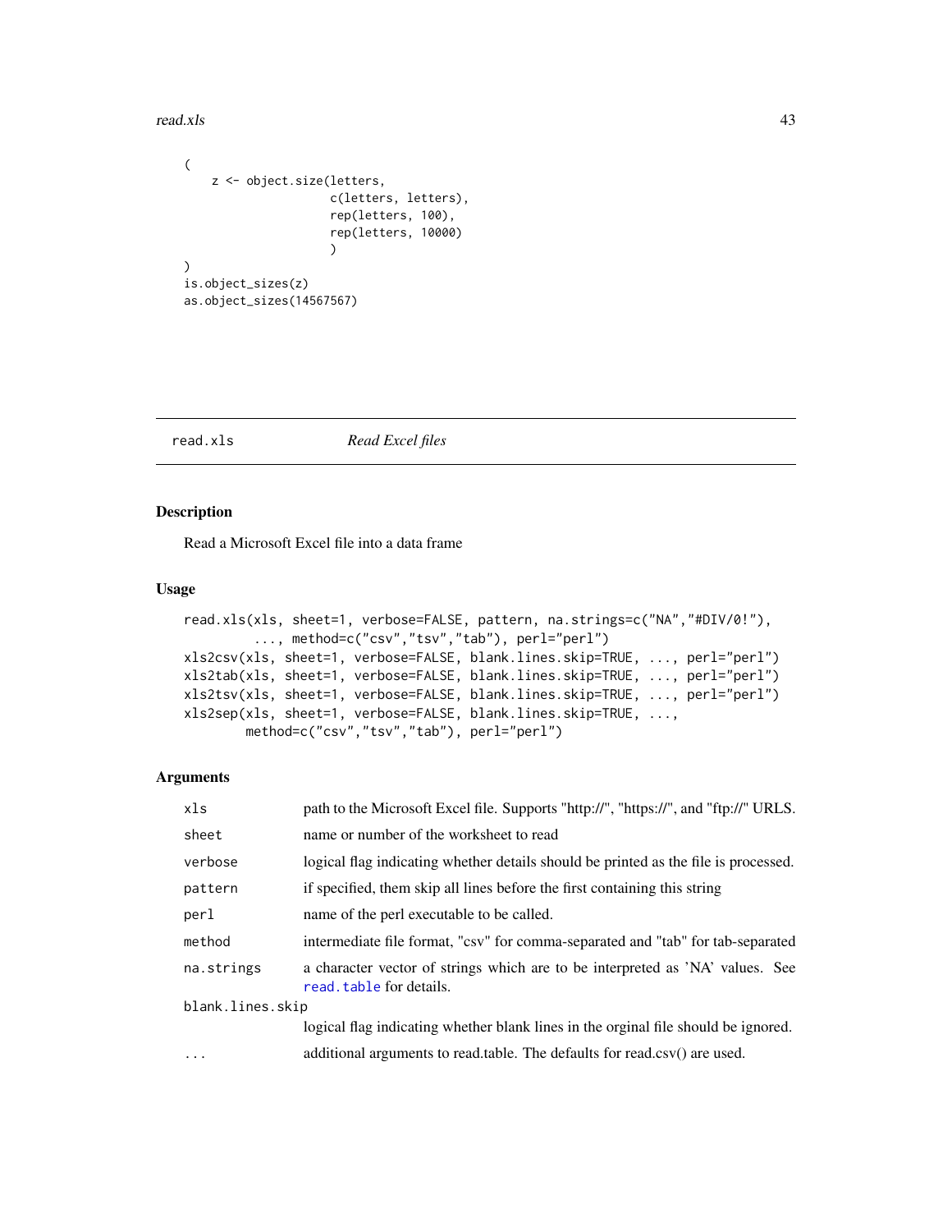```
(
    z <- object.size(letters,
                     c(letters, letters),
                     rep(letters, 100),
                     rep(letters, 10000)
                     )
)
is.object_sizes(z)
as.object_sizes(14567567)
```

## read.xls — *Read Excel files*

### Description

Read a Microsoft Excel file into a data frame

### Usage

```
read.xls(xls, sheet=1, verbose=FALSE, pattern, na.strings=c("NA","#DIV/0!"),
         ..., method=c("csv","tsv","tab"), perl="perl")
xls2csv(xls, sheet=1, verbose=FALSE, blank.lines.skip=TRUE, ..., perl="perl")
xls2tab(xls, sheet=1, verbose=FALSE, blank.lines.skip=TRUE, ..., perl="perl")
xls2tsv(xls, sheet=1, verbose=FALSE, blank.lines.skip=TRUE, ..., perl="perl")
xls2sep(xls, sheet=1, verbose=FALSE, blank.lines.skip=TRUE, ...,
        method=c("csv","tsv","tab"), perl="perl")
```

### Arguments

| | |
|---|---|
| `xls` | path to the Microsoft Excel file. Supports "http://", "https://", and "ftp://" URLS. |
| `sheet` | name or number of the worksheet to read |
| `verbose` | logical flag indicating whether details should be printed as the file is processed. |
| `pattern` | if specified, them skip all lines before the first containing this string |
| `perl` | name of the perl executable to be called. |
| `method` | intermediate file format, "csv" for comma-separated and "tab" for tab-separated |
| `na.strings` | a character vector of strings which are to be interpreted as 'NA' values. See `read.table` for details. |
| `blank.lines.skip` | logical flag indicating whether blank lines in the orginal file should be ignored. |
| `...` | additional arguments to read.table. The defaults for read.csv() are used. |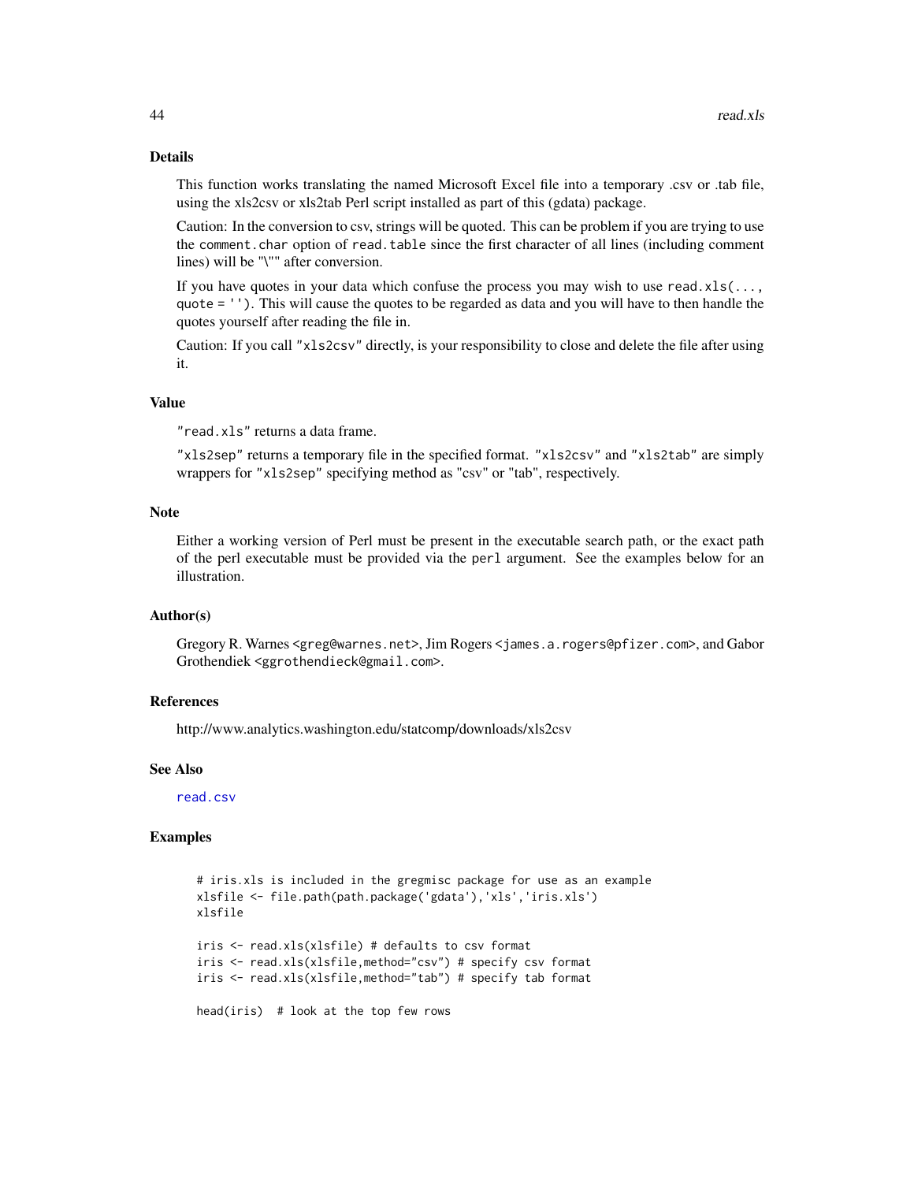## Details

This function works translating the named Microsoft Excel file into a temporary .csv or .tab file, using the xls2csv or xls2tab Perl script installed as part of this (gdata) package.

Caution: In the conversion to csv, strings will be quoted. This can be problem if you are trying to use the `comment.char` option of `read.table` since the first character of all lines (including comment lines) will be "\"" after conversion.

If you have quotes in your data which confuse the process you may wish to use `read.xls(..., quote = '')`. This will cause the quotes to be regarded as data and you will have to then handle the quotes yourself after reading the file in.

Caution: If you call `"xls2csv"` directly, is your responsibility to close and delete the file after using it.

## Value

`"read.xls"` returns a data frame.

`"xls2sep"` returns a temporary file in the specified format. `"xls2csv"` and `"xls2tab"` are simply wrappers for `"xls2sep"` specifying method as "csv" or "tab", respectively.

## Note

Either a working version of Perl must be present in the executable search path, or the exact path of the perl executable must be provided via the `perl` argument. See the examples below for an illustration.

## Author(s)

Gregory R. Warnes <greg@warnes.net>, Jim Rogers <james.a.rogers@pfizer.com>, and Gabor Grothendiek <ggrothendieck@gmail.com>.

## References

http://www.analytics.washington.edu/statcomp/downloads/xls2csv

## See Also

read.csv

## Examples

```
# iris.xls is included in the gregmisc package for use as an example
xlsfile <- file.path(path.package('gdata'),'xls','iris.xls')
xlsfile

iris <- read.xls(xlsfile) # defaults to csv format
iris <- read.xls(xlsfile,method="csv") # specify csv format
iris <- read.xls(xlsfile,method="tab") # specify tab format

head(iris)  # look at the top few rows
```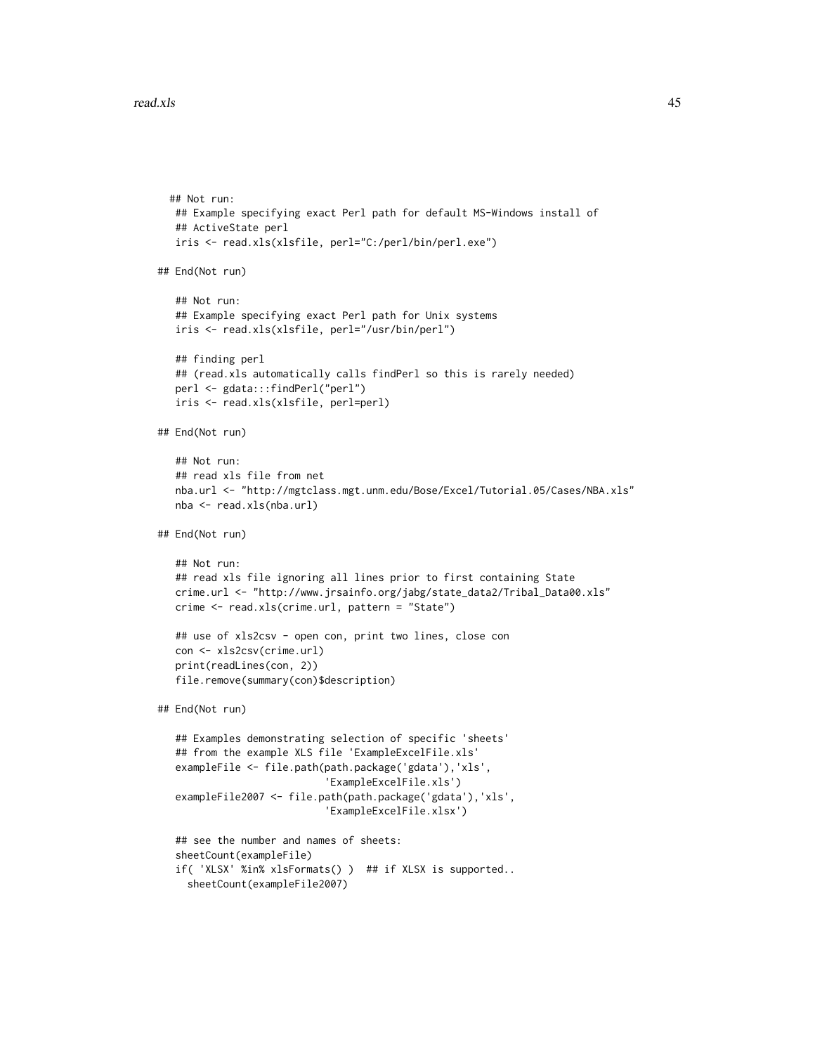```
  ## Not run:
   ## Example specifying exact Perl path for default MS-Windows install of
   ## ActiveState perl
   iris <- read.xls(xlsfile, perl="C:/perl/bin/perl.exe")

## End(Not run)

   ## Not run:
   ## Example specifying exact Perl path for Unix systems
   iris <- read.xls(xlsfile, perl="/usr/bin/perl")

   ## finding perl
   ## (read.xls automatically calls findPerl so this is rarely needed)
   perl <- gdata:::findPerl("perl")
   iris <- read.xls(xlsfile, perl=perl)

## End(Not run)

   ## Not run:
   ## read xls file from net
   nba.url <- "http://mgtclass.mgt.unm.edu/Bose/Excel/Tutorial.05/Cases/NBA.xls"
   nba <- read.xls(nba.url)

## End(Not run)

   ## Not run:
   ## read xls file ignoring all lines prior to first containing State
   crime.url <- "http://www.jrsainfo.org/jabg/state_data2/Tribal_Data00.xls"
   crime <- read.xls(crime.url, pattern = "State")

   ## use of xls2csv - open con, print two lines, close con
   con <- xls2csv(crime.url)
   print(readLines(con, 2))
   file.remove(summary(con)$description)

## End(Not run)

   ## Examples demonstrating selection of specific 'sheets'
   ## from the example XLS file 'ExampleExcelFile.xls'
   exampleFile <- file.path(path.package('gdata'),'xls',
                            'ExampleExcelFile.xls')
   exampleFile2007 <- file.path(path.package('gdata'),'xls',
                            'ExampleExcelFile.xlsx')

   ## see the number and names of sheets:
   sheetCount(exampleFile)
   if( 'XLSX' %in% xlsFormats() )  ## if XLSX is supported..
     sheetCount(exampleFile2007)
```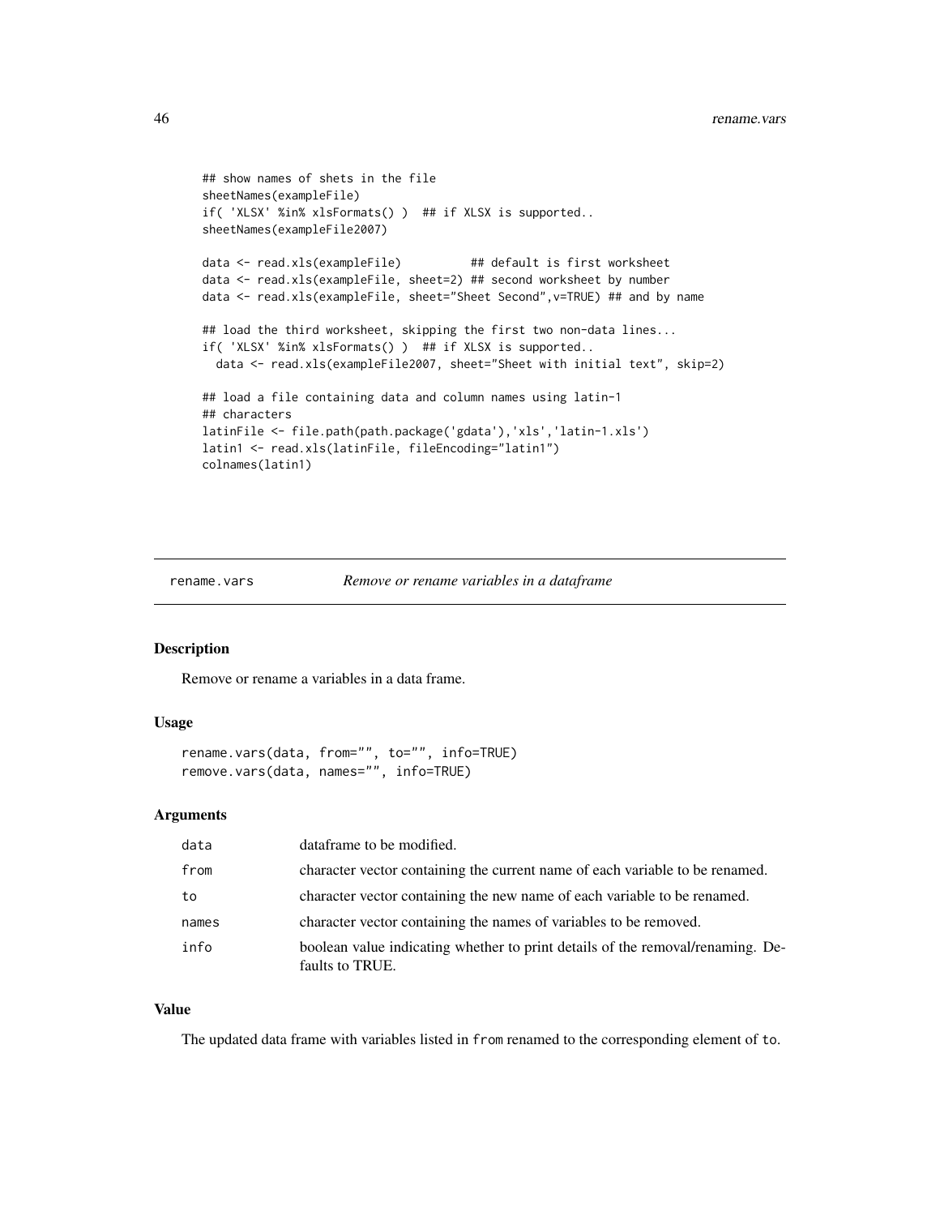```
## show names of shets in the file
sheetNames(exampleFile)
if( 'XLSX' %in% xlsFormats() )  ## if XLSX is supported..
sheetNames(exampleFile2007)

data <- read.xls(exampleFile)          ## default is first worksheet
data <- read.xls(exampleFile, sheet=2) ## second worksheet by number
data <- read.xls(exampleFile, sheet="Sheet Second",v=TRUE) ## and by name

## load the third worksheet, skipping the first two non-data lines...
if( 'XLSX' %in% xlsFormats() )  ## if XLSX is supported..
  data <- read.xls(exampleFile2007, sheet="Sheet with initial text", skip=2)

## load a file containing data and column names using latin-1
## characters
latinFile <- file.path(path.package('gdata'),'xls','latin-1.xls')
latin1 <- read.xls(latinFile, fileEncoding="latin1")
colnames(latin1)
```

## rename.vars — *Remove or rename variables in a dataframe*

### Description

Remove or rename a variables in a data frame.

### Usage

```
rename.vars(data, from="", to="", info=TRUE)
remove.vars(data, names="", info=TRUE)
```

### Arguments

| | |
|---|---|
| data | dataframe to be modified. |
| from | character vector containing the current name of each variable to be renamed. |
| to | character vector containing the new name of each variable to be renamed. |
| names | character vector containing the names of variables to be removed. |
| info | boolean value indicating whether to print details of the removal/renaming. Defaults to TRUE. |

### Value

The updated data frame with variables listed in `from` renamed to the corresponding element of `to`.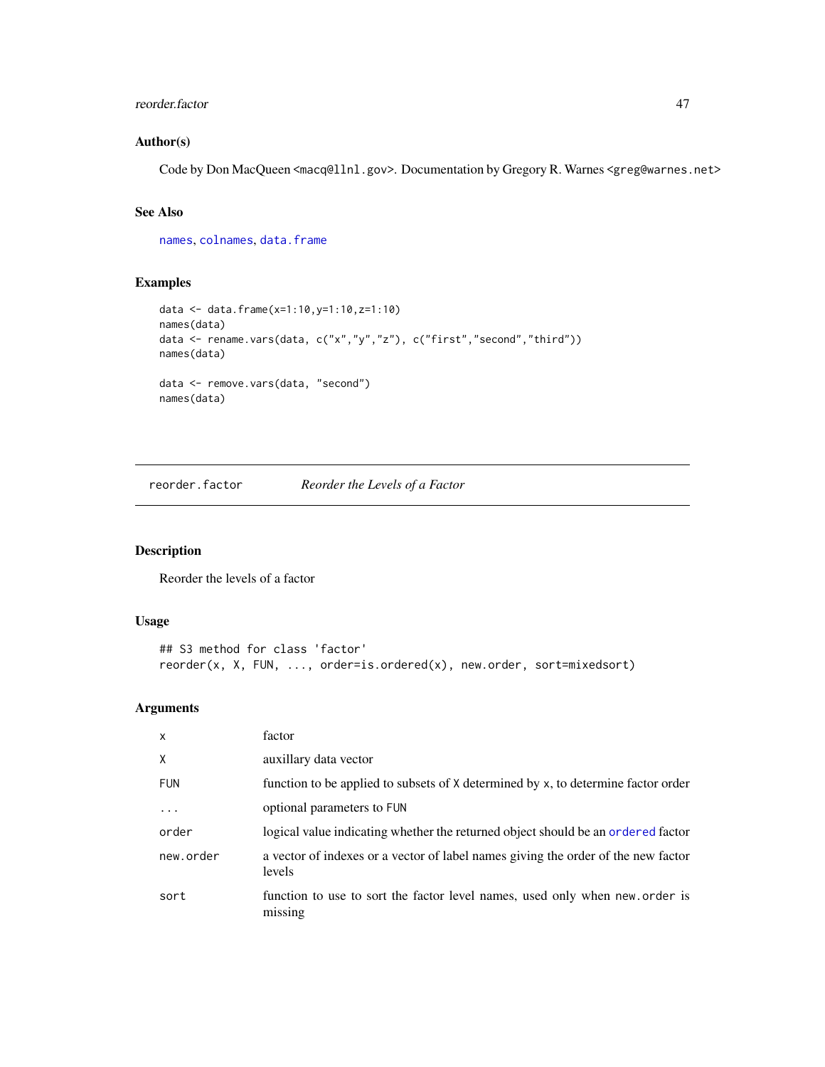### Author(s)

Code by Don MacQueen <macq@llnl.gov>. Documentation by Gregory R. Warnes <greg@warnes.net>

### See Also

names, colnames, data.frame

### Examples

```
data <- data.frame(x=1:10,y=1:10,z=1:10)
names(data)
data <- rename.vars(data, c("x","y","z"), c("first","second","third"))
names(data)

data <- remove.vars(data, "second")
names(data)
```

---

## reorder.factor — *Reorder the Levels of a Factor*

### Description

Reorder the levels of a factor

### Usage

```
## S3 method for class 'factor'
reorder(x, X, FUN, ..., order=is.ordered(x), new.order, sort=mixedsort)
```

### Arguments

| | |
|---|---|
| x | factor |
| X | auxillary data vector |
| FUN | function to be applied to subsets of X determined by x, to determine factor order |
| ... | optional parameters to FUN |
| order | logical value indicating whether the returned object should be an ordered factor |
| new.order | a vector of indexes or a vector of label names giving the order of the new factor levels |
| sort | function to use to sort the factor level names, used only when new.order is missing |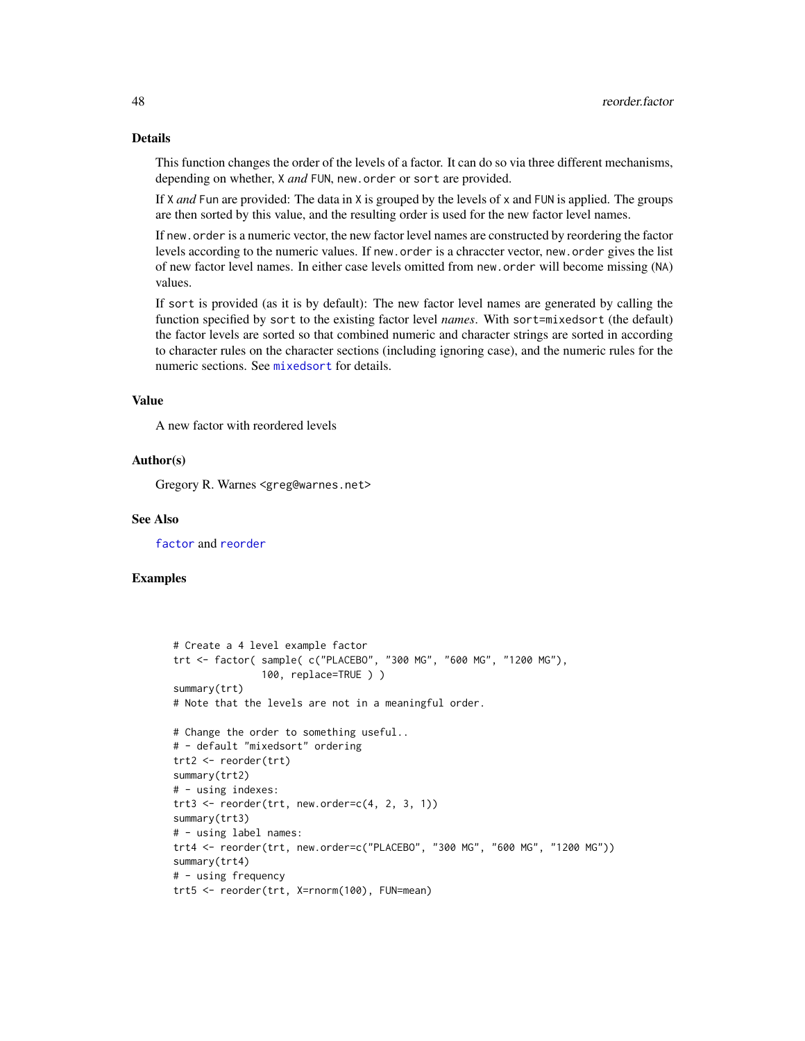## Details

This function changes the order of the levels of a factor. It can do so via three different mechanisms, depending on whether, `X` *and* `FUN`, `new.order` or `sort` are provided.

If `X` *and* `Fun` are provided: The data in `X` is grouped by the levels of `x` and `FUN` is applied. The groups are then sorted by this value, and the resulting order is used for the new factor level names.

If `new.order` is a numeric vector, the new factor level names are constructed by reordering the factor levels according to the numeric values. If `new.order` is a chraccter vector, `new.order` gives the list of new factor level names. In either case levels omitted from `new.order` will become missing (`NA`) values.

If `sort` is provided (as it is by default): The new factor level names are generated by calling the function specified by `sort` to the existing factor level *names*. With `sort=mixedsort` (the default) the factor levels are sorted so that combined numeric and character strings are sorted in according to character rules on the character sections (including ignoring case), and the numeric rules for the numeric sections. See `mixedsort` for details.

## Value

A new factor with reordered levels

## Author(s)

Gregory R. Warnes <greg@warnes.net>

## See Also

`factor` and `reorder`

## Examples

```
# Create a 4 level example factor
trt <- factor( sample( c("PLACEBO", "300 MG", "600 MG", "1200 MG"),
               100, replace=TRUE ) )
summary(trt)
# Note that the levels are not in a meaningful order.

# Change the order to something useful..
# - default "mixedsort" ordering
trt2 <- reorder(trt)
summary(trt2)
# - using indexes:
trt3 <- reorder(trt, new.order=c(4, 2, 3, 1))
summary(trt3)
# - using label names:
trt4 <- reorder(trt, new.order=c("PLACEBO", "300 MG", "600 MG", "1200 MG"))
summary(trt4)
# - using frequency
trt5 <- reorder(trt, X=rnorm(100), FUN=mean)
```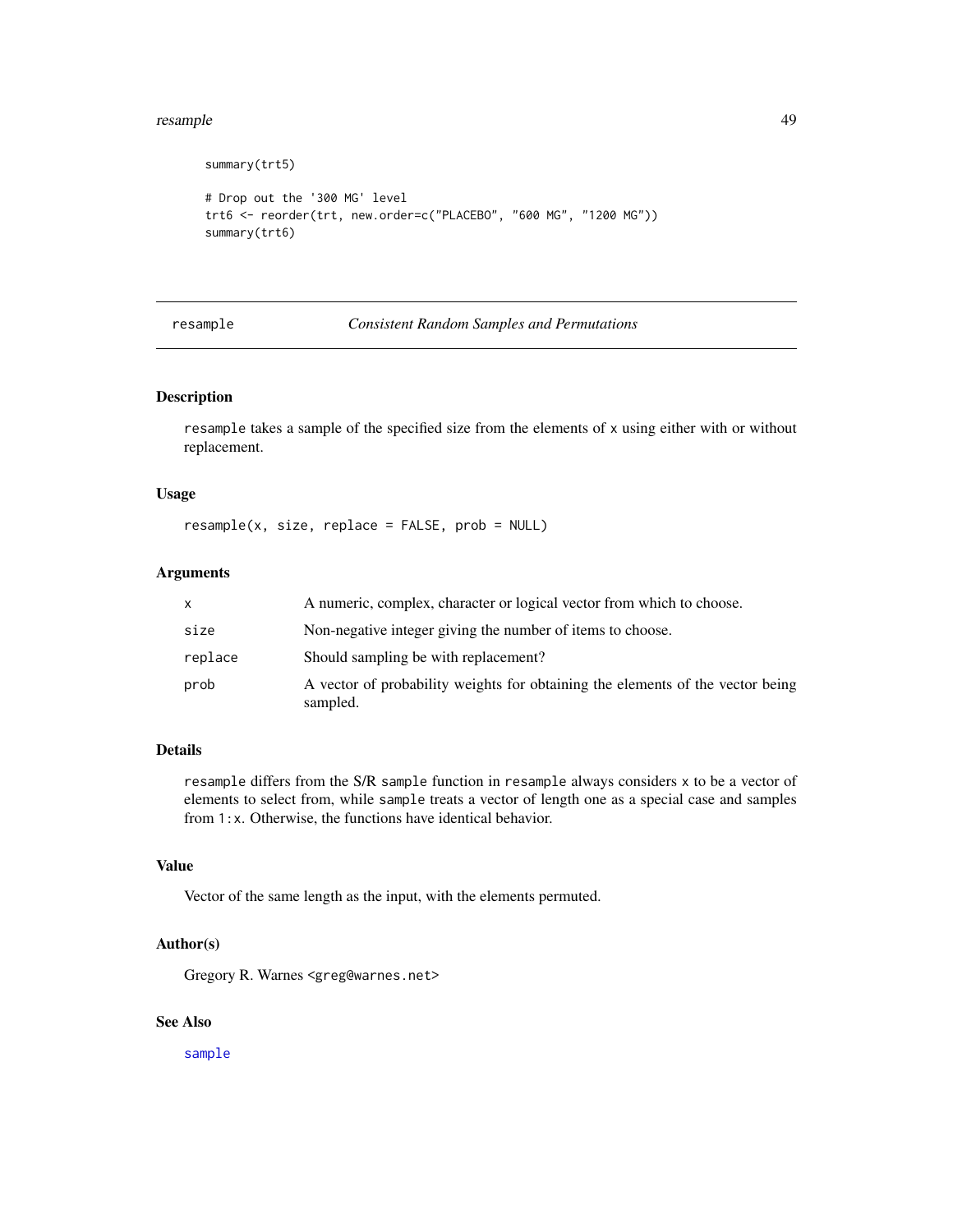```
summary(trt5)

# Drop out the '300 MG' level
trt6 <- reorder(trt, new.order=c("PLACEBO", "600 MG", "1200 MG"))
summary(trt6)
```

## resample — *Consistent Random Samples and Permutations*

### Description

resample takes a sample of the specified size from the elements of x using either with or without replacement.

### Usage

```
resample(x, size, replace = FALSE, prob = NULL)
```

### Arguments

| | |
|---|---|
| x | A numeric, complex, character or logical vector from which to choose. |
| size | Non-negative integer giving the number of items to choose. |
| replace | Should sampling be with replacement? |
| prob | A vector of probability weights for obtaining the elements of the vector being sampled. |

### Details

resample differs from the S/R sample function in resample always considers x to be a vector of elements to select from, while sample treats a vector of length one as a special case and samples from 1:x. Otherwise, the functions have identical behavior.

### Value

Vector of the same length as the input, with the elements permuted.

### Author(s)

Gregory R. Warnes <greg@warnes.net>

### See Also

sample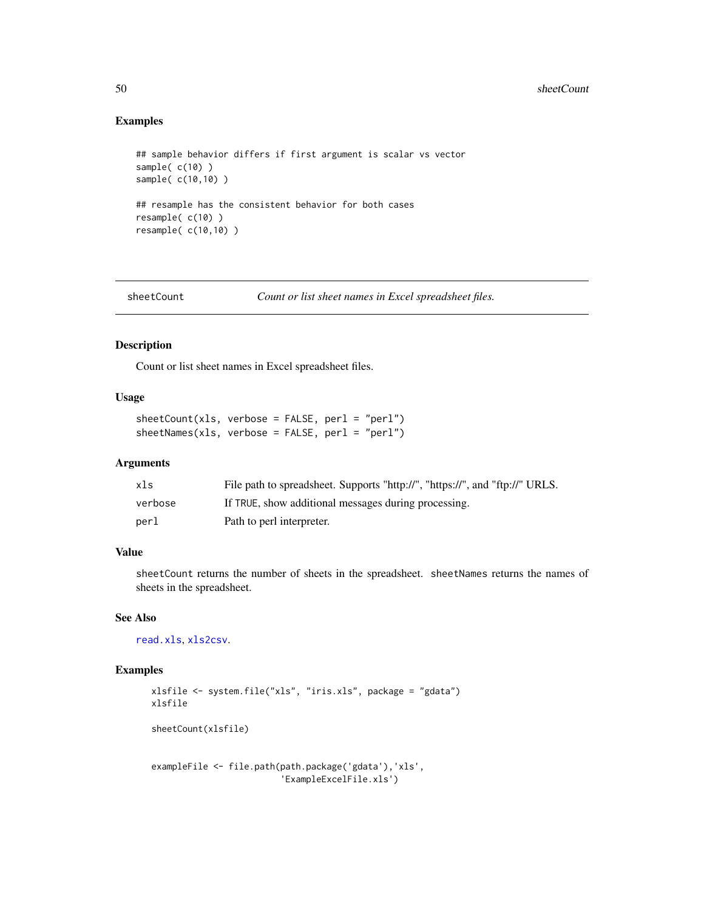### Examples

```
## sample behavior differs if first argument is scalar vs vector
sample( c(10) )
sample( c(10,10) )

## resample has the consistent behavior for both cases
resample( c(10) )
resample( c(10,10) )
```

## sheetCount — *Count or list sheet names in Excel spreadsheet files.*

### Description

Count or list sheet names in Excel spreadsheet files.

### Usage

```
sheetCount(xls, verbose = FALSE, perl = "perl")
sheetNames(xls, verbose = FALSE, perl = "perl")
```

### Arguments

| | |
|---|---|
| `xls` | File path to spreadsheet. Supports "http://", "https://", and "ftp://" URLS. |
| `verbose` | If `TRUE`, show additional messages during processing. |
| `perl` | Path to perl interpreter. |

### Value

`sheetCount` returns the number of sheets in the spreadsheet. `sheetNames` returns the names of sheets in the spreadsheet.

### See Also

`read.xls`, `xls2csv`.

### Examples

```
xlsfile <- system.file("xls", "iris.xls", package = "gdata")
xlsfile

sheetCount(xlsfile)


exampleFile <- file.path(path.package('gdata'),'xls',
                         'ExampleExcelFile.xls')
```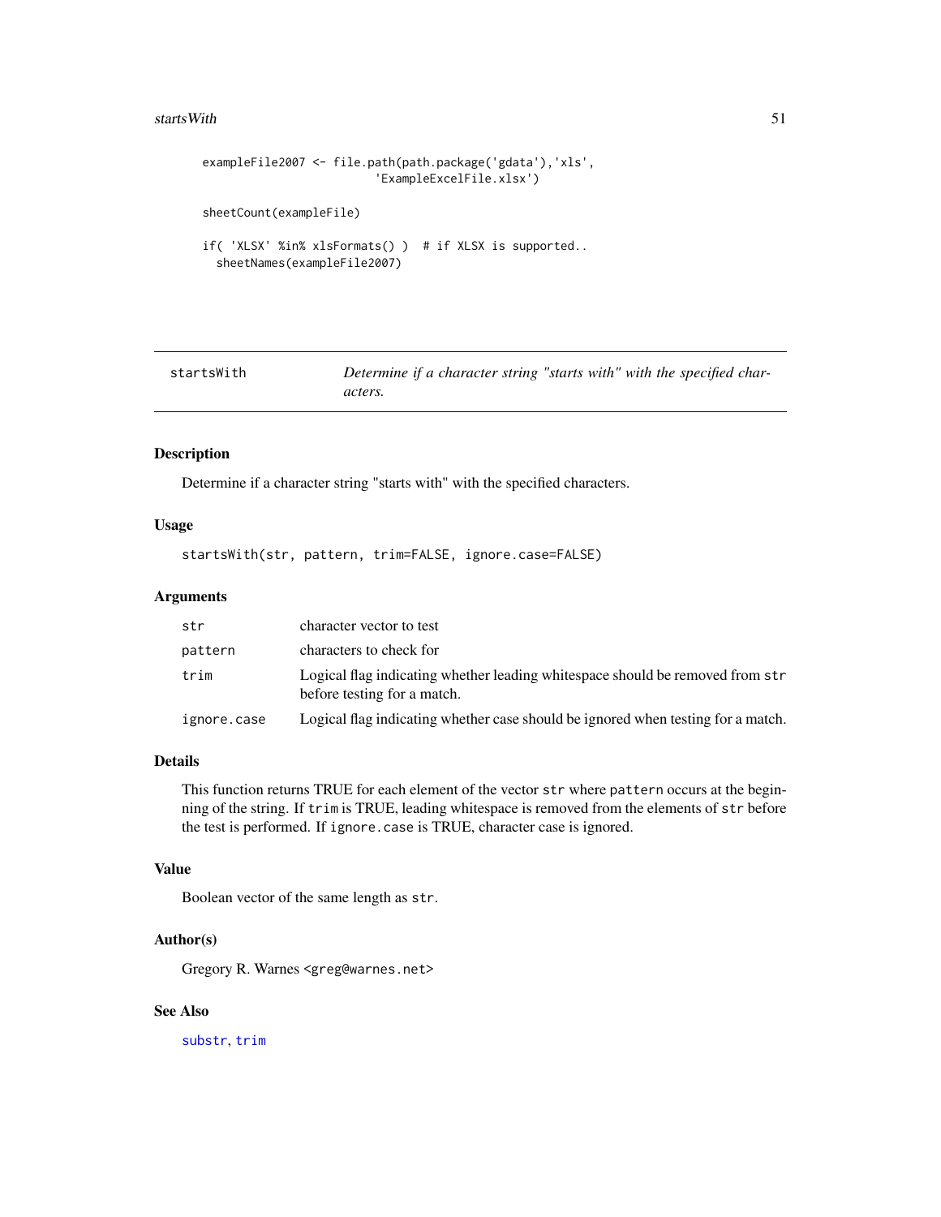```
exampleFile2007 <- file.path(path.package('gdata'),'xls',
                             'ExampleExcelFile.xlsx')

sheetCount(exampleFile)

if( 'XLSX' %in% xlsFormats() )  # if XLSX is supported..
  sheetNames(exampleFile2007)
```

## startsWith — *Determine if a character string "starts with" with the specified characters.*

### Description

Determine if a character string "starts with" with the specified characters.

### Usage

```
startsWith(str, pattern, trim=FALSE, ignore.case=FALSE)
```

### Arguments

| | |
|---|---|
| `str` | character vector to test |
| `pattern` | characters to check for |
| `trim` | Logical flag indicating whether leading whitespace should be removed from `str` before testing for a match. |
| `ignore.case` | Logical flag indicating whether case should be ignored when testing for a match. |

### Details

This function returns TRUE for each element of the vector `str` where `pattern` occurs at the beginning of the string. If `trim` is TRUE, leading whitespace is removed from the elements of `str` before the test is performed. If `ignore.case` is TRUE, character case is ignored.

### Value

Boolean vector of the same length as `str`.

### Author(s)

Gregory R. Warnes <greg@warnes.net>

### See Also

`substr`, `trim`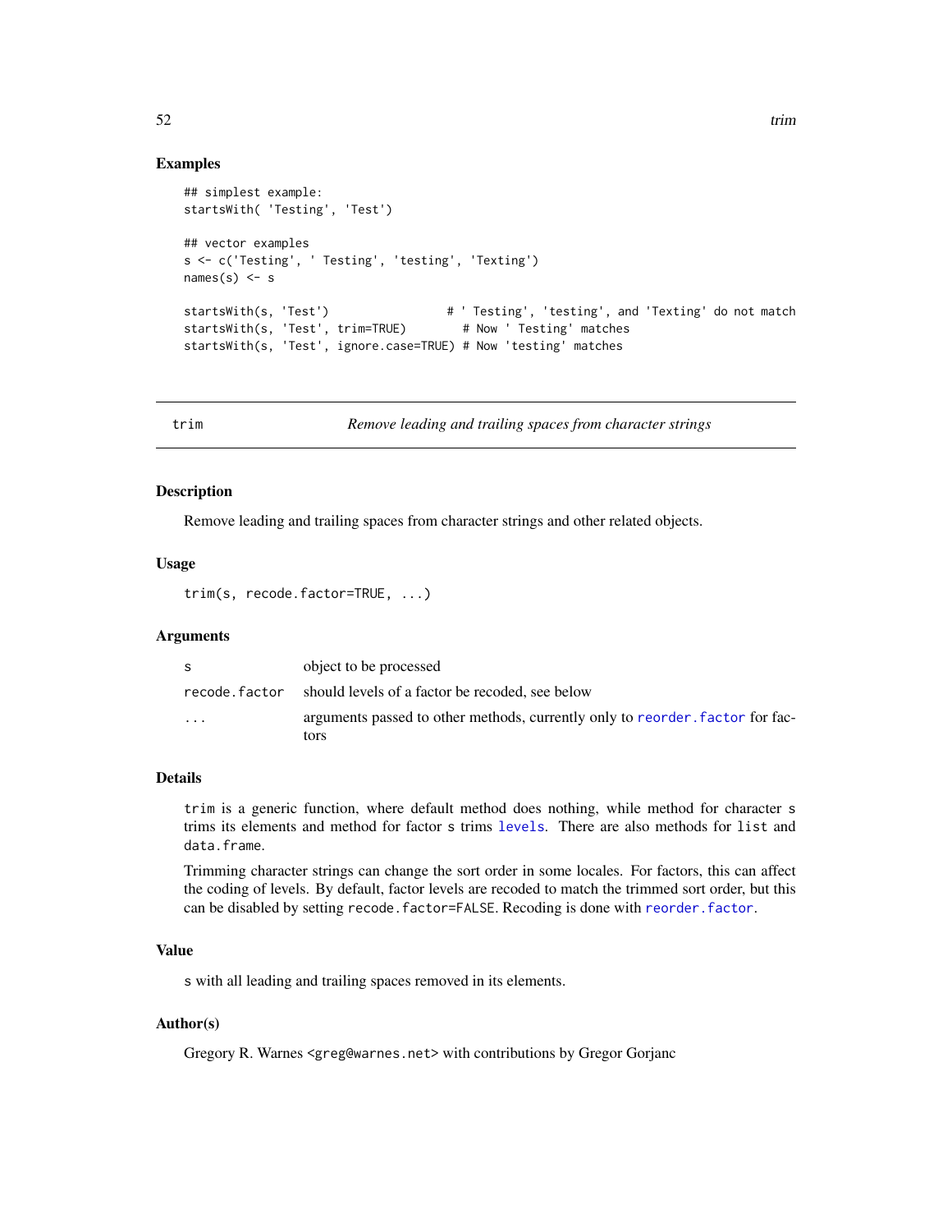## Examples

```
## simplest example:
startsWith( 'Testing', 'Test')

## vector examples
s <- c('Testing', ' Testing', 'testing', 'Texting')
names(s) <- s

startsWith(s, 'Test')                 # ' Testing', 'testing', and 'Texting' do not match
startsWith(s, 'Test', trim=TRUE)        # Now ' Testing' matches
startsWith(s, 'Test', ignore.case=TRUE) # Now 'testing' matches
```

---

# trim — *Remove leading and trailing spaces from character strings*

## Description

Remove leading and trailing spaces from character strings and other related objects.

## Usage

```
trim(s, recode.factor=TRUE, ...)
```

## Arguments

| | |
|---|---|
| `s` | object to be processed |
| `recode.factor` | should levels of a factor be recoded, see below |
| `...` | arguments passed to other methods, currently only to `reorder.factor` for factors |

## Details

`trim` is a generic function, where default method does nothing, while method for character `s` trims its elements and method for factor `s` trims `levels`. There are also methods for `list` and `data.frame`.

Trimming character strings can change the sort order in some locales. For factors, this can affect the coding of levels. By default, factor levels are recoded to match the trimmed sort order, but this can be disabled by setting `recode.factor=FALSE`. Recoding is done with `reorder.factor`.

## Value

`s` with all leading and trailing spaces removed in its elements.

## Author(s)

Gregory R. Warnes <greg@warnes.net> with contributions by Gregor Gorjanc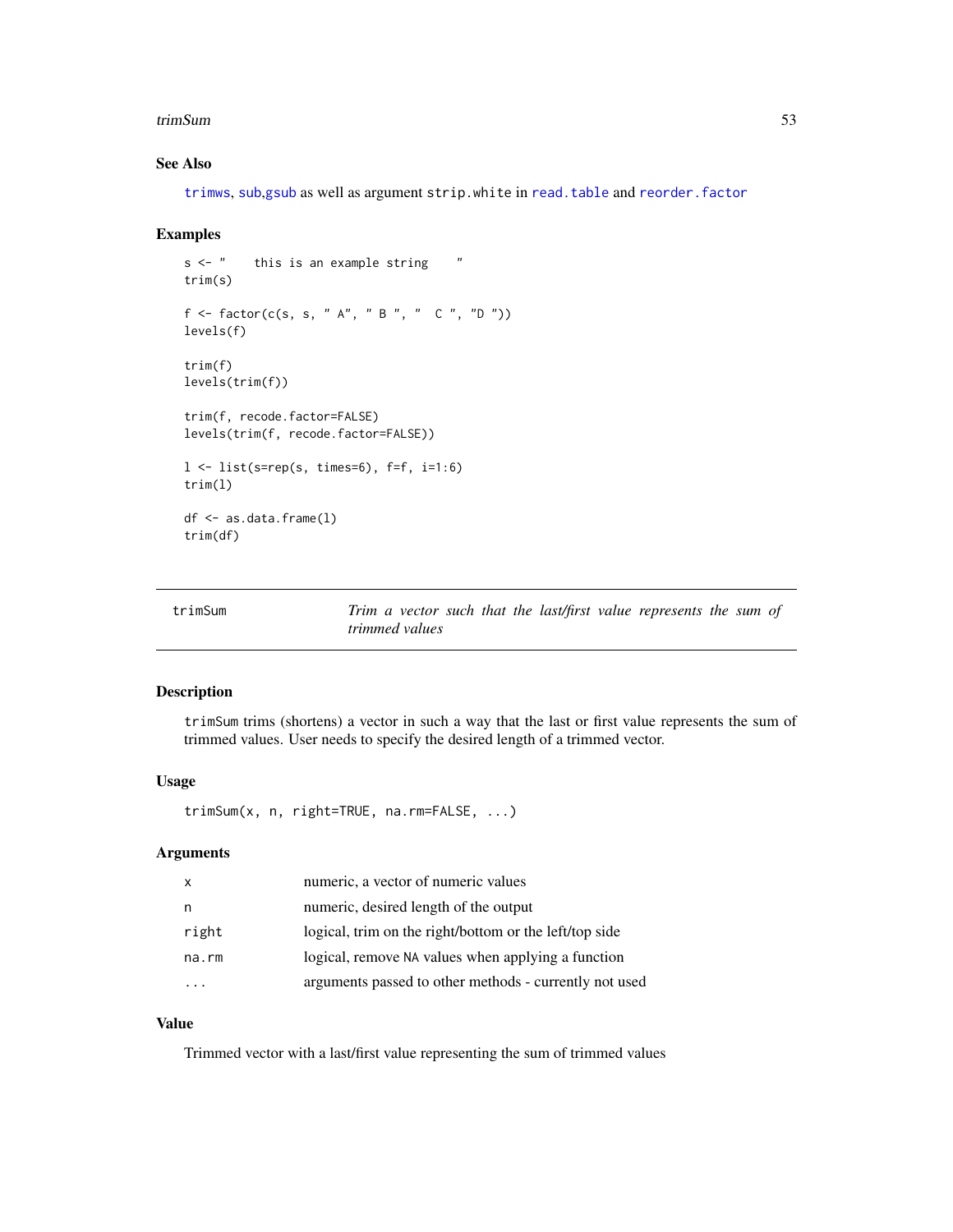### See Also

trimws, sub,gsub as well as argument strip.white in read.table and reorder.factor

### Examples

```
s <- "    this is an example string    "
trim(s)

f <- factor(c(s, s, " A", " B ", "  C ", "D "))
levels(f)

trim(f)
levels(trim(f))

trim(f, recode.factor=FALSE)
levels(trim(f, recode.factor=FALSE))

l <- list(s=rep(s, times=6), f=f, i=1:6)
trim(l)

df <- as.data.frame(l)
trim(df)
```

---

## trimSum — *Trim a vector such that the last/first value represents the sum of trimmed values*

---

### Description

trimSum trims (shortens) a vector in such a way that the last or first value represents the sum of trimmed values. User needs to specify the desired length of a trimmed vector.

### Usage

```
trimSum(x, n, right=TRUE, na.rm=FALSE, ...)
```

### Arguments

| | |
|---|---|
| x | numeric, a vector of numeric values |
| n | numeric, desired length of the output |
| right | logical, trim on the right/bottom or the left/top side |
| na.rm | logical, remove NA values when applying a function |
| ... | arguments passed to other methods - currently not used |

### Value

Trimmed vector with a last/first value representing the sum of trimmed values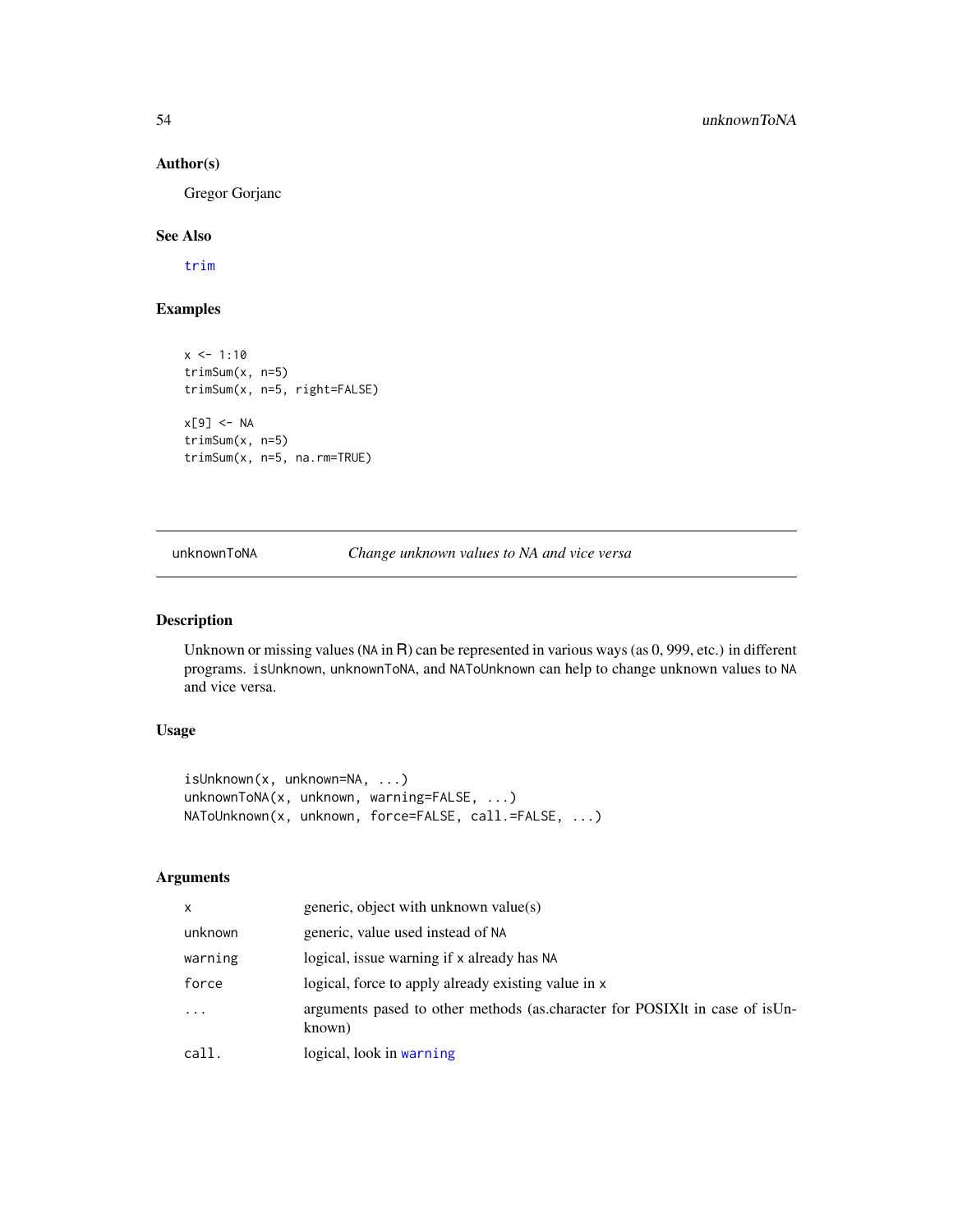### Author(s)

Gregor Gorjanc

### See Also

trim

### Examples

```
x <- 1:10
trimSum(x, n=5)
trimSum(x, n=5, right=FALSE)

x[9] <- NA
trimSum(x, n=5)
trimSum(x, n=5, na.rm=TRUE)
```

---

## unknownToNA — *Change unknown values to NA and vice versa*

---

### Description

Unknown or missing values (NA in R) can be represented in various ways (as 0, 999, etc.) in different programs. isUnknown, unknownToNA, and NAToUnknown can help to change unknown values to NA and vice versa.

### Usage

```
isUnknown(x, unknown=NA, ...)
unknownToNA(x, unknown, warning=FALSE, ...)
NAToUnknown(x, unknown, force=FALSE, call.=FALSE, ...)
```

### Arguments

| | |
|---|---|
| x | generic, object with unknown value(s) |
| unknown | generic, value used instead of NA |
| warning | logical, issue warning if x already has NA |
| force | logical, force to apply already existing value in x |
| ... | arguments pased to other methods (as.character for POSIXlt in case of isUnknown) |
| call. | logical, look in warning |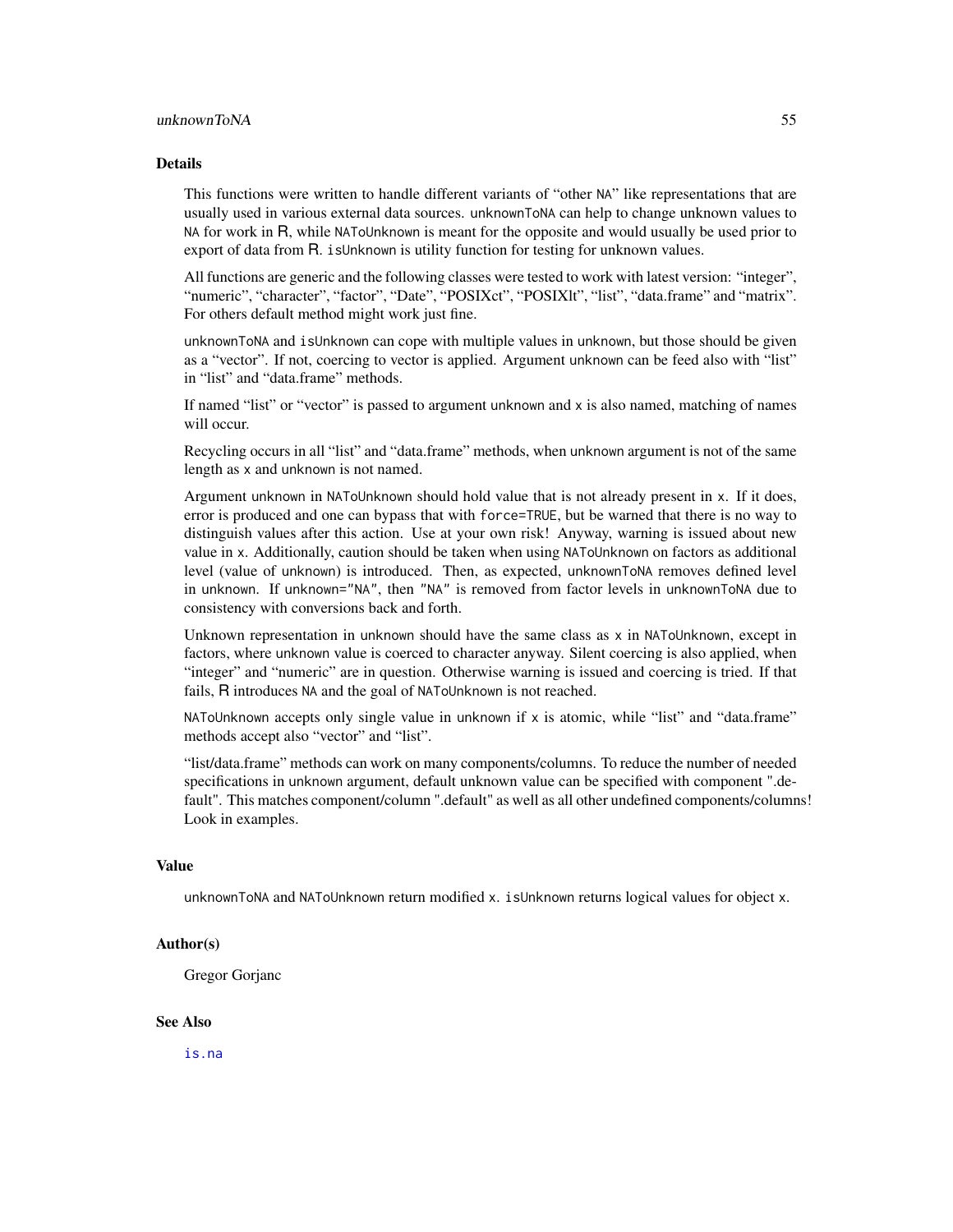## Details

This functions were written to handle different variants of "other `NA`" like representations that are usually used in various external data sources. `unknownToNA` can help to change unknown values to `NA` for work in R, while `NAToUnknown` is meant for the opposite and would usually be used prior to export of data from R. `isUnknown` is utility function for testing for unknown values.

All functions are generic and the following classes were tested to work with latest version: "integer", "numeric", "character", "factor", "Date", "POSIXct", "POSIXlt", "list", "data.frame" and "matrix". For others default method might work just fine.

`unknownToNA` and `isUnknown` can cope with multiple values in `unknown`, but those should be given as a "vector". If not, coercing to vector is applied. Argument `unknown` can be feed also with "list" in "list" and "data.frame" methods.

If named "list" or "vector" is passed to argument `unknown` and `x` is also named, matching of names will occur.

Recycling occurs in all "list" and "data.frame" methods, when `unknown` argument is not of the same length as `x` and `unknown` is not named.

Argument `unknown` in `NAToUnknown` should hold value that is not already present in `x`. If it does, error is produced and one can bypass that with `force=TRUE`, but be warned that there is no way to distinguish values after this action. Use at your own risk! Anyway, warning is issued about new value in `x`. Additionally, caution should be taken when using `NAToUnknown` on factors as additional level (value of `unknown`) is introduced. Then, as expected, `unknownToNA` removes defined level in `unknown`. If `unknown="NA"`, then `"NA"` is removed from factor levels in `unknownToNA` due to consistency with conversions back and forth.

Unknown representation in `unknown` should have the same class as `x` in `NAToUnknown`, except in factors, where `unknown` value is coerced to character anyway. Silent coercing is also applied, when "integer" and "numeric" are in question. Otherwise warning is issued and coercing is tried. If that fails, R introduces `NA` and the goal of `NAToUnknown` is not reached.

`NAToUnknown` accepts only single value in `unknown` if `x` is atomic, while "list" and "data.frame" methods accept also "vector" and "list".

"list/data.frame" methods can work on many components/columns. To reduce the number of needed specifications in `unknown` argument, default unknown value can be specified with component ".default". This matches component/column ".default" as well as all other undefined components/columns! Look in examples.

## Value

`unknownToNA` and `NAToUnknown` return modified `x`. `isUnknown` returns logical values for object `x`.

## Author(s)

Gregor Gorjanc

## See Also

`is.na`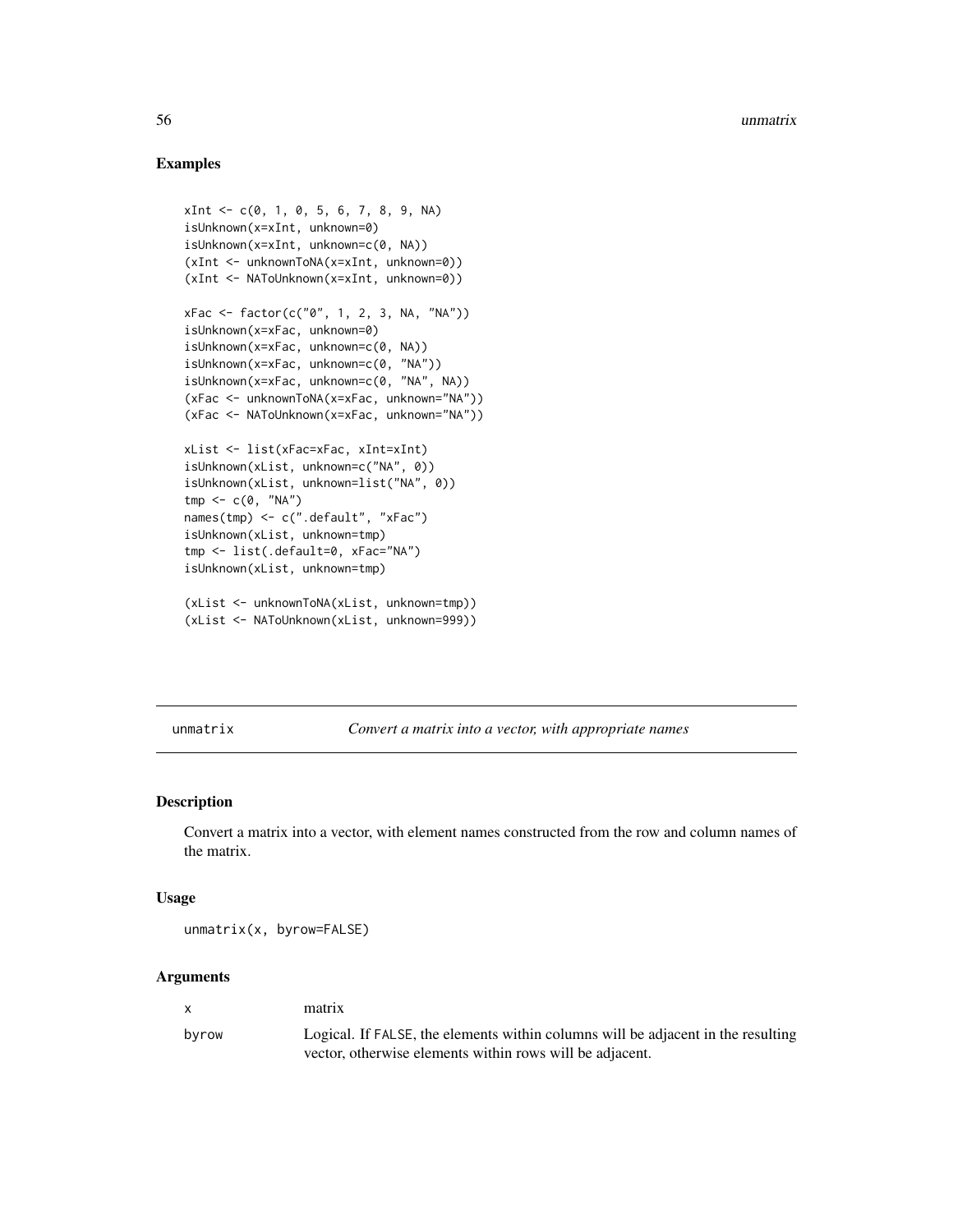## Examples

```
xInt <- c(0, 1, 0, 5, 6, 7, 8, 9, NA)
isUnknown(x=xInt, unknown=0)
isUnknown(x=xInt, unknown=c(0, NA))
(xInt <- unknownToNA(x=xInt, unknown=0))
(xInt <- NAToUnknown(x=xInt, unknown=0))

xFac <- factor(c("0", 1, 2, 3, NA, "NA"))
isUnknown(x=xFac, unknown=0)
isUnknown(x=xFac, unknown=c(0, NA))
isUnknown(x=xFac, unknown=c(0, "NA"))
isUnknown(x=xFac, unknown=c(0, "NA", NA))
(xFac <- unknownToNA(x=xFac, unknown="NA"))
(xFac <- NAToUnknown(x=xFac, unknown="NA"))

xList <- list(xFac=xFac, xInt=xInt)
isUnknown(xList, unknown=c("NA", 0))
isUnknown(xList, unknown=list("NA", 0))
tmp <- c(0, "NA")
names(tmp) <- c(".default", "xFac")
isUnknown(xList, unknown=tmp)
tmp <- list(.default=0, xFac="NA")
isUnknown(xList, unknown=tmp)

(xList <- unknownToNA(xList, unknown=tmp))
(xList <- NAToUnknown(xList, unknown=999))
```

---

# unmatrix *Convert a matrix into a vector, with appropriate names*

## Description

Convert a matrix into a vector, with element names constructed from the row and column names of the matrix.

## Usage

```
unmatrix(x, byrow=FALSE)
```

## Arguments

| | |
|---|---|
| x | matrix |
| byrow | Logical. If FALSE, the elements within columns will be adjacent in the resulting vector, otherwise elements within rows will be adjacent. |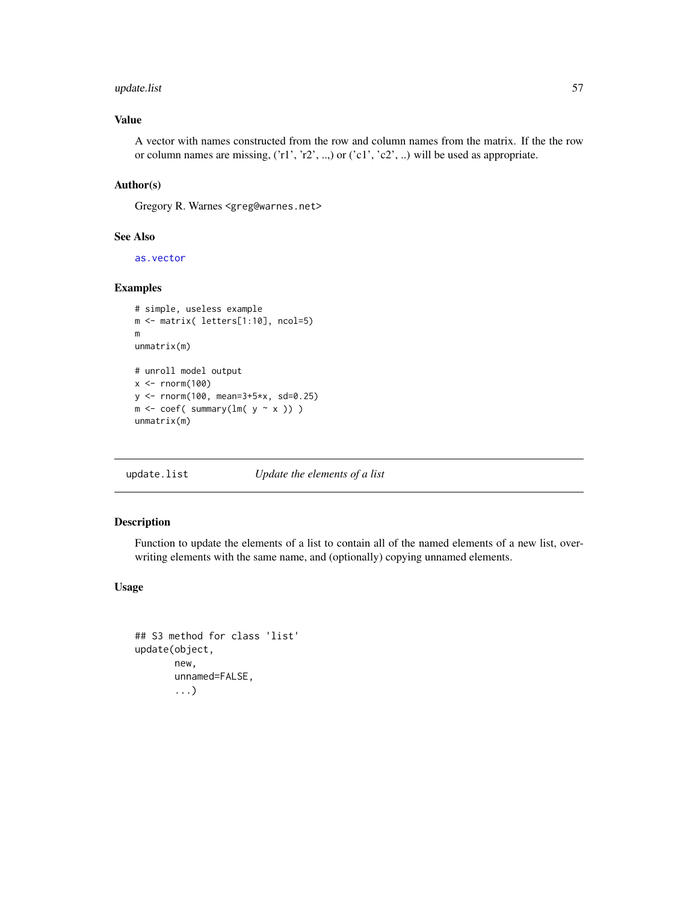## Value

A vector with names constructed from the row and column names from the matrix. If the the row or column names are missing, ('r1', 'r2', ..,) or ('c1', 'c2', ..) will be used as appropriate.

## Author(s)

Gregory R. Warnes <greg@warnes.net>

## See Also

as.vector

## Examples

```
# simple, useless example
m <- matrix( letters[1:10], ncol=5)
m
unmatrix(m)

# unroll model output
x <- rnorm(100)
y <- rnorm(100, mean=3+5*x, sd=0.25)
m <- coef( summary(lm( y ~ x )) )
unmatrix(m)
```

---

# update.list *Update the elements of a list*

## Description

Function to update the elements of a list to contain all of the named elements of a new list, overwriting elements with the same name, and (optionally) copying unnamed elements.

## Usage

```
## S3 method for class 'list'
update(object,
       new,
       unnamed=FALSE,
       ...)
```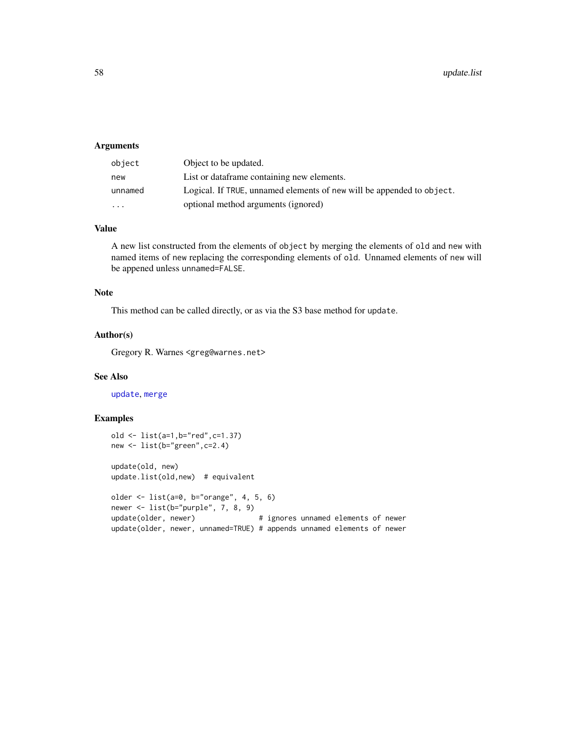### Arguments

| | |
|---|---|
| `object` | Object to be updated. |
| `new` | List or dataframe containing new elements. |
| `unnamed` | Logical. If `TRUE`, unnamed elements of `new` will be appended to `object`. |
| `...` | optional method arguments (ignored) |

### Value

A new list constructed from the elements of `object` by merging the elements of `old` and `new` with named items of `new` replacing the corresponding elements of `old`. Unnamed elements of `new` will be appened unless `unnamed=FALSE`.

### Note

This method can be called directly, or as via the S3 base method for `update`.

### Author(s)

Gregory R. Warnes <greg@warnes.net>

### See Also

`update`, `merge`

### Examples

```
old <- list(a=1,b="red",c=1.37)
new <- list(b="green",c=2.4)

update(old, new)
update.list(old,new)  # equivalent

older <- list(a=0, b="orange", 4, 5, 6)
newer <- list(b="purple", 7, 8, 9)
update(older, newer)               # ignores unnamed elements of newer
update(older, newer, unnamed=TRUE) # appends unnamed elements of newer
```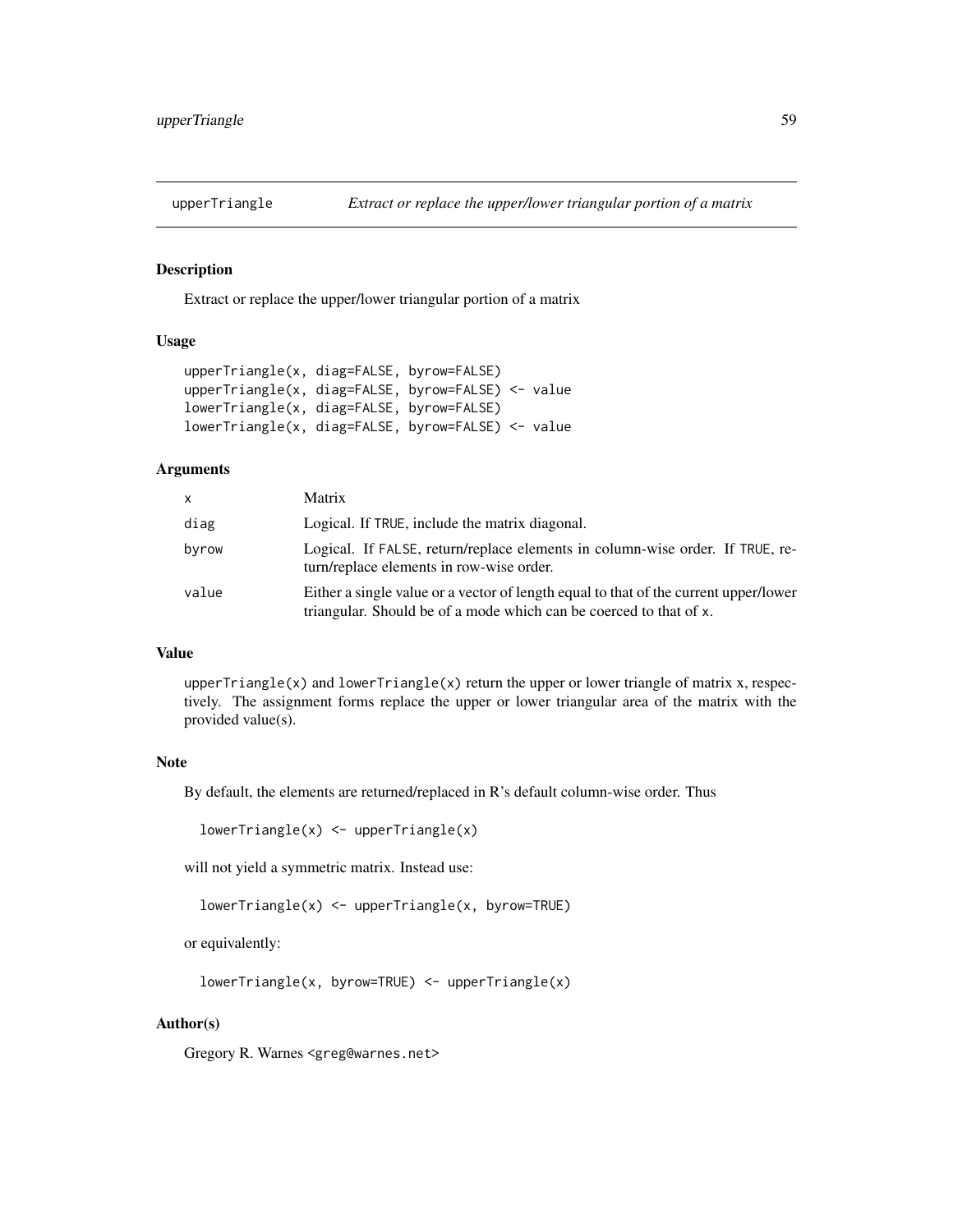## upperTriangle — *Extract or replace the upper/lower triangular portion of a matrix*

### Description

Extract or replace the upper/lower triangular portion of a matrix

### Usage

```
upperTriangle(x, diag=FALSE, byrow=FALSE)
upperTriangle(x, diag=FALSE, byrow=FALSE) <- value
lowerTriangle(x, diag=FALSE, byrow=FALSE)
lowerTriangle(x, diag=FALSE, byrow=FALSE) <- value
```

### Arguments

| | |
|---|---|
| `x` | Matrix |
| `diag` | Logical. If `TRUE`, include the matrix diagonal. |
| `byrow` | Logical. If `FALSE`, return/replace elements in column-wise order. If `TRUE`, return/replace elements in row-wise order. |
| `value` | Either a single value or a vector of length equal to that of the current upper/lower triangular. Should be of a mode which can be coerced to that of `x`. |

### Value

`upperTriangle(x)` and `lowerTriangle(x)` return the upper or lower triangle of matrix x, respectively. The assignment forms replace the upper or lower triangular area of the matrix with the provided value(s).

### Note

By default, the elements are returned/replaced in R's default column-wise order. Thus

```
lowerTriangle(x) <- upperTriangle(x)
```

will not yield a symmetric matrix. Instead use:

```
lowerTriangle(x) <- upperTriangle(x, byrow=TRUE)
```

or equivalently:

```
lowerTriangle(x, byrow=TRUE) <- upperTriangle(x)
```

### Author(s)

Gregory R. Warnes <greg@warnes.net>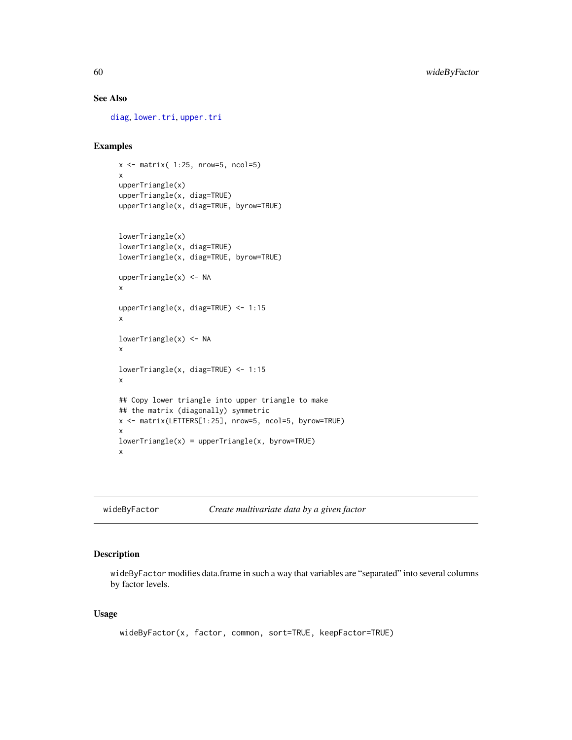## See Also

diag, lower.tri, upper.tri

## Examples

```
x <- matrix( 1:25, nrow=5, ncol=5)
x
upperTriangle(x)
upperTriangle(x, diag=TRUE)
upperTriangle(x, diag=TRUE, byrow=TRUE)


lowerTriangle(x)
lowerTriangle(x, diag=TRUE)
lowerTriangle(x, diag=TRUE, byrow=TRUE)

upperTriangle(x) <- NA
x

upperTriangle(x, diag=TRUE) <- 1:15
x

lowerTriangle(x) <- NA
x

lowerTriangle(x, diag=TRUE) <- 1:15
x

## Copy lower triangle into upper triangle to make
## the matrix (diagonally) symmetric
x <- matrix(LETTERS[1:25], nrow=5, ncol=5, byrow=TRUE)
x
lowerTriangle(x) = upperTriangle(x, byrow=TRUE)
x
```

---

# wideByFactor — *Create multivariate data by a given factor*

## Description

wideByFactor modifies data.frame in such a way that variables are "separated" into several columns by factor levels.

## Usage

```
wideByFactor(x, factor, common, sort=TRUE, keepFactor=TRUE)
```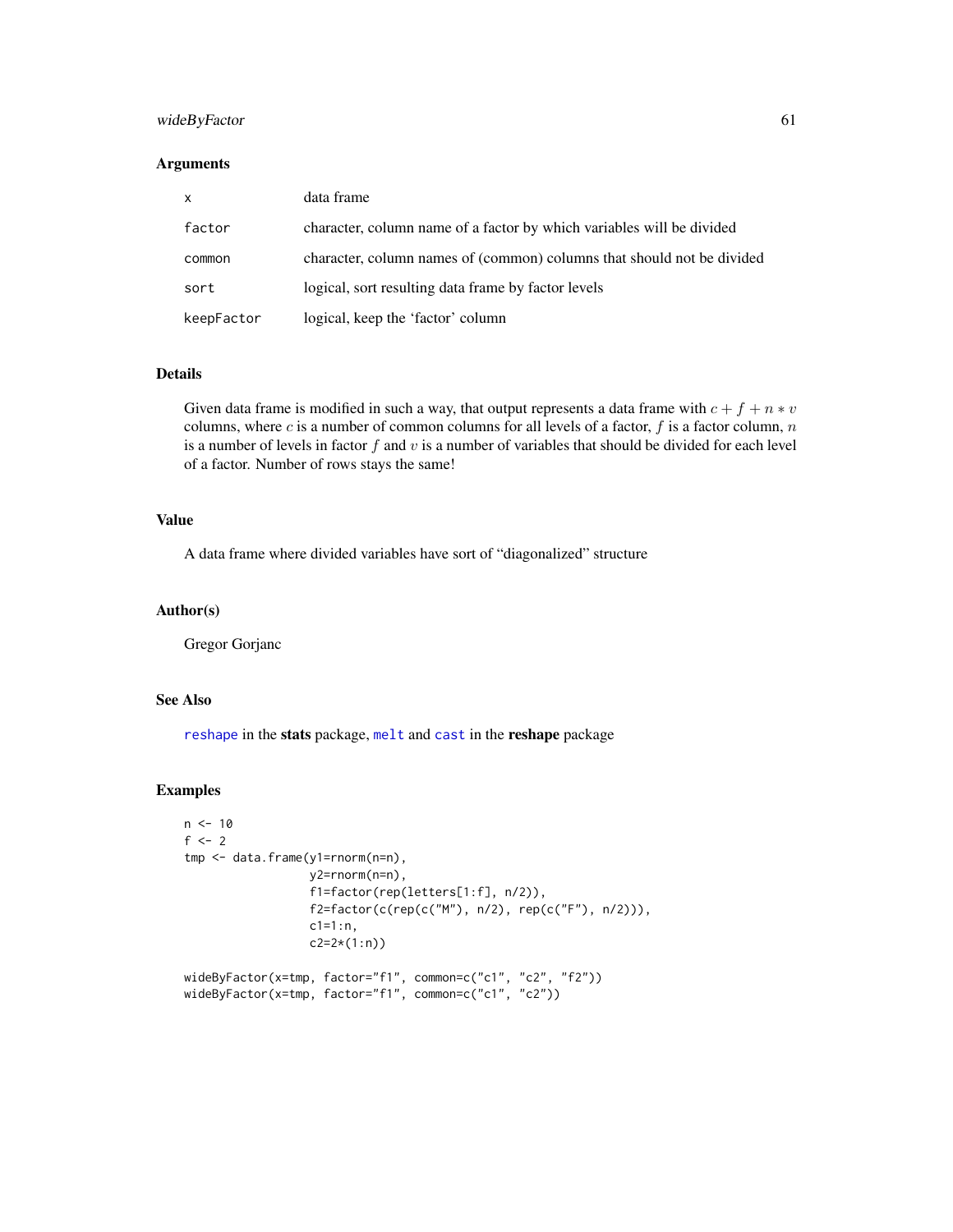## Arguments

| | |
|---|---|
| `x` | data frame |
| `factor` | character, column name of a factor by which variables will be divided |
| `common` | character, column names of (common) columns that should not be divided |
| `sort` | logical, sort resulting data frame by factor levels |
| `keepFactor` | logical, keep the 'factor' column |

## Details

Given data frame is modified in such a way, that output represents a data frame with $c + f + n * v$ columns, where $c$ is a number of common columns for all levels of a factor, $f$ is a factor column, $n$ is a number of levels in factor $f$ and $v$ is a number of variables that should be divided for each level of a factor. Number of rows stays the same!

## Value

A data frame where divided variables have sort of "diagonalized" structure

## Author(s)

Gregor Gorjanc

## See Also

`reshape` in the **stats** package, `melt` and `cast` in the **reshape** package

## Examples

```
n <- 10
f <- 2
tmp <- data.frame(y1=rnorm(n=n),
                  y2=rnorm(n=n),
                  f1=factor(rep(letters[1:f], n/2)),
                  f2=factor(c(rep(c("M"), n/2), rep(c("F"), n/2))),
                  c1=1:n,
                  c2=2*(1:n))

wideByFactor(x=tmp, factor="f1", common=c("c1", "c2", "f2"))
wideByFactor(x=tmp, factor="f1", common=c("c1", "c2"))
```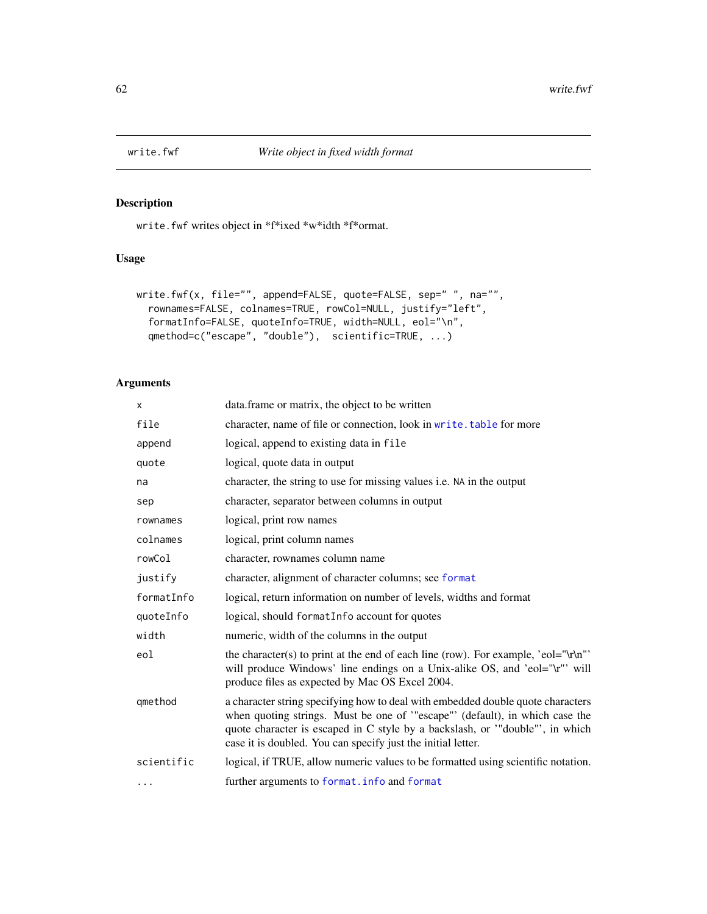write.fwf *Write object in fixed width format*

## Description

`write.fwf` writes object in \*f\*ixed \*w\*idth \*f\*ormat.

## Usage

```
write.fwf(x, file="", append=FALSE, quote=FALSE, sep=" ", na="",
  rownames=FALSE, colnames=TRUE, rowCol=NULL, justify="left",
  formatInfo=FALSE, quoteInfo=TRUE, width=NULL, eol="\n",
  qmethod=c("escape", "double"),  scientific=TRUE, ...)
```

## Arguments

| | |
|---|---|
| `x` | data.frame or matrix, the object to be written |
| `file` | character, name of file or connection, look in `write.table` for more |
| `append` | logical, append to existing data in `file` |
| `quote` | logical, quote data in output |
| `na` | character, the string to use for missing values i.e. `NA` in the output |
| `sep` | character, separator between columns in output |
| `rownames` | logical, print row names |
| `colnames` | logical, print column names |
| `rowCol` | character, rownames column name |
| `justify` | character, alignment of character columns; see `format` |
| `formatInfo` | logical, return information on number of levels, widths and format |
| `quoteInfo` | logical, should `formatInfo` account for quotes |
| `width` | numeric, width of the columns in the output |
| `eol` | the character(s) to print at the end of each line (row). For example, 'eol="\r\n"' will produce Windows' line endings on a Unix-alike OS, and 'eol="\r"' will produce files as expected by Mac OS Excel 2004. |
| `qmethod` | a character string specifying how to deal with embedded double quote characters when quoting strings. Must be one of '"escape"' (default), in which case the quote character is escaped in C style by a backslash, or '"double"', in which case it is doubled. You can specify just the initial letter. |
| `scientific` | logical, if TRUE, allow numeric values to be formatted using scientific notation. |
| `...` | further arguments to `format.info` and `format` |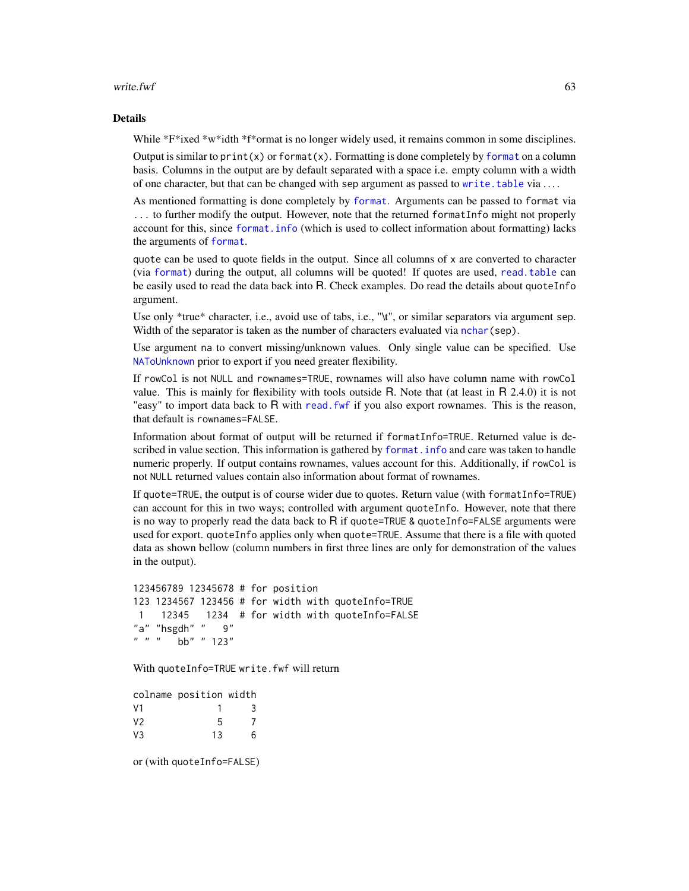## Details

While *F*ixed *w*idth *f*ormat is no longer widely used, it remains common in some disciplines.

Output is similar to `print(x)` or `format(x)`. Formatting is done completely by `format` on a column basis. Columns in the output are by default separated with a space i.e. empty column with a width of one character, but that can be changed with `sep` argument as passed to `write.table` via ....

As mentioned formatting is done completely by `format`. Arguments can be passed to `format` via ... to further modify the output. However, note that the returned `formatInfo` might not properly account for this, since `format.info` (which is used to collect information about formatting) lacks the arguments of `format`.

`quote` can be used to quote fields in the output. Since all columns of `x` are converted to character (via `format`) during the output, all columns will be quoted! If quotes are used, `read.table` can be easily used to read the data back into R. Check examples. Do read the details about `quoteInfo` argument.

Use only *true* character, i.e., avoid use of tabs, i.e., "\t", or similar separators via argument `sep`. Width of the separator is taken as the number of characters evaluated via `nchar(sep)`.

Use argument `na` to convert missing/unknown values. Only single value can be specified. Use `NAToUnknown` prior to export if you need greater flexibility.

If `rowCol` is not `NULL` and `rownames=TRUE`, rownames will also have column name with `rowCol` value. This is mainly for flexibility with tools outside R. Note that (at least in R 2.4.0) it is not "easy" to import data back to R with `read.fwf` if you also export rownames. This is the reason, that default is `rownames=FALSE`.

Information about format of output will be returned if `formatInfo=TRUE`. Returned value is described in value section. This information is gathered by `format.info` and care was taken to handle numeric properly. If output contains rownames, values account for this. Additionally, if `rowCol` is not `NULL` returned values contain also information about format of rownames.

If `quote=TRUE`, the output is of course wider due to quotes. Return value (with `formatInfo=TRUE`) can account for this in two ways; controlled with argument `quoteInfo`. However, note that there is no way to properly read the data back to R if `quote=TRUE & quoteInfo=FALSE` arguments were used for export. `quoteInfo` applies only when `quote=TRUE`. Assume that there is a file with quoted data as shown bellow (column numbers in first three lines are only for demonstration of the values in the output).

```
123456789 12345678 # for position
123 1234567 123456 # for width with quoteInfo=TRUE
 1   12345   1234  # for width with quoteInfo=FALSE
"a" "hsgdh" "   9"
" " "    bb" " 123"
```

With `quoteInfo=TRUE` `write.fwf` will return

```
colname position width
V1             1     3
V2             5     7
V3            13     6
```

or (with `quoteInfo=FALSE`)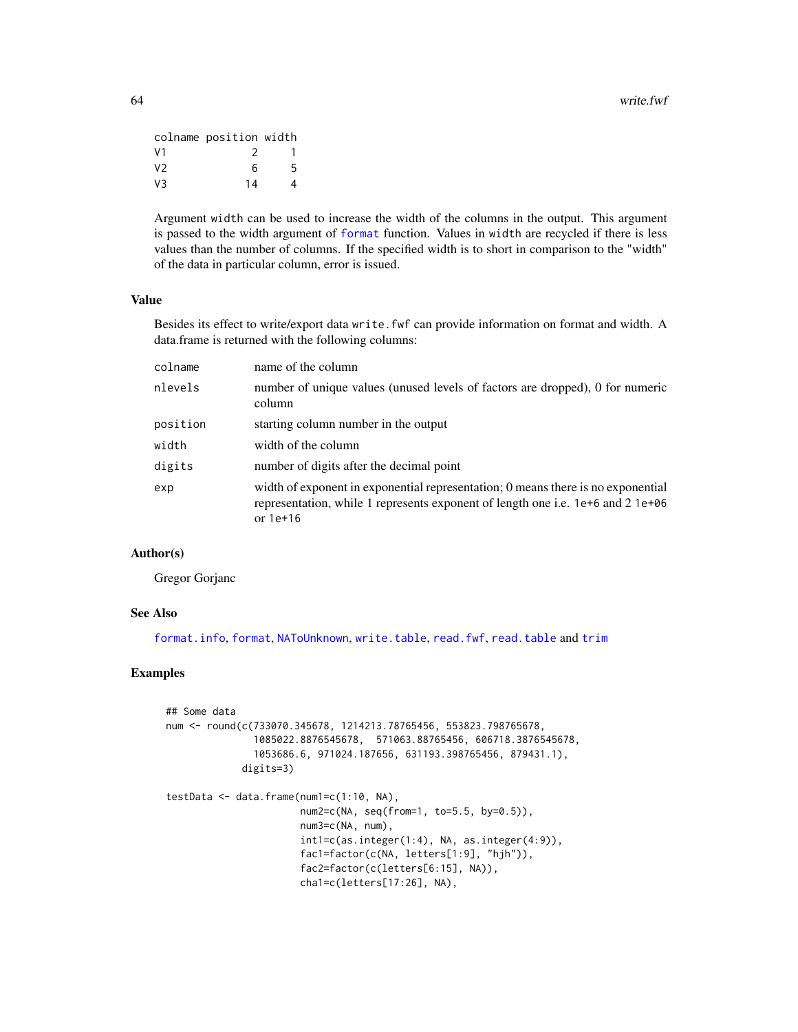```
colname position width
V1             2     1
V2             6     5
V3            14     4
```

Argument `width` can be used to increase the width of the columns in the output. This argument is passed to the width argument of `format` function. Values in `width` are recycled if there is less values than the number of columns. If the specified width is to short in comparison to the "width" of the data in particular column, error is issued.

## Value

Besides its effect to write/export data `write.fwf` can provide information on format and width. A data.frame is returned with the following columns:

| | |
|---|---|
| `colname` | name of the column |
| `nlevels` | number of unique values (unused levels of factors are dropped), 0 for numeric column |
| `position` | starting column number in the output |
| `width` | width of the column |
| `digits` | number of digits after the decimal point |
| `exp` | width of exponent in exponential representation; 0 means there is no exponential representation, while 1 represents exponent of length one i.e. `1e+6` and 2 `1e+06` or `1e+16` |

## Author(s)

Gregor Gorjanc

## See Also

`format.info`, `format`, `NAToUnknown`, `write.table`, `read.fwf`, `read.table` and `trim`

## Examples

```
## Some data
num <- round(c(733070.345678, 1214213.78765456, 553823.798765678,
               1085022.8876545678,  571063.88765456, 606718.3876545678,
               1053686.6, 971024.187656, 631193.398765456, 879431.1),
             digits=3)

testData <- data.frame(num1=c(1:10, NA),
                       num2=c(NA, seq(from=1, to=5.5, by=0.5)),
                       num3=c(NA, num),
                       int1=c(as.integer(1:4), NA, as.integer(4:9)),
                       fac1=factor(c(NA, letters[1:9], "hjh")),
                       fac2=factor(c(letters[6:15], NA)),
                       cha1=c(letters[17:26], NA),
```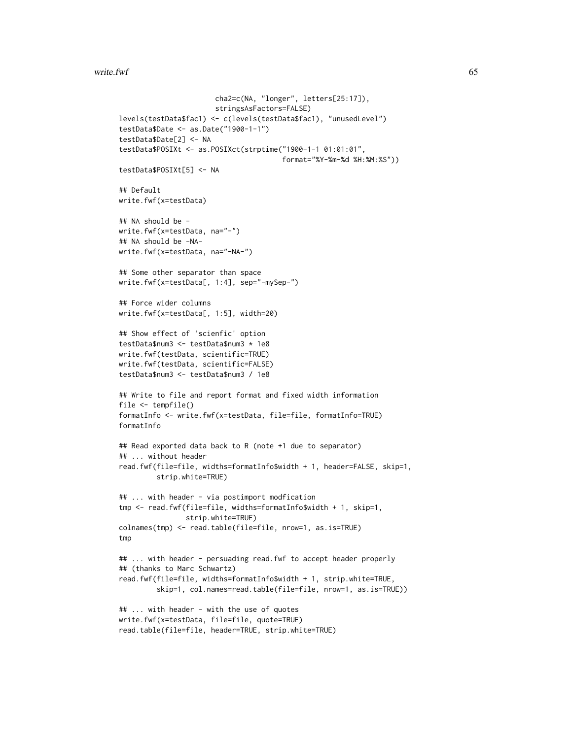```
                        cha2=c(NA, "longer", letters[25:17]),
                        stringsAsFactors=FALSE)
levels(testData$fac1) <- c(levels(testData$fac1), "unusedLevel")
testData$Date <- as.Date("1900-1-1")
testData$Date[2] <- NA
testData$POSIXt <- as.POSIXct(strptime("1900-1-1 01:01:01",
                                       format="%Y-%m-%d %H:%M:%S"))
testData$POSIXt[5] <- NA

## Default
write.fwf(x=testData)

## NA should be -
write.fwf(x=testData, na="-")
## NA should be -NA-
write.fwf(x=testData, na="-NA-")

## Some other separator than space
write.fwf(x=testData[, 1:4], sep="-mySep-")

## Force wider columns
write.fwf(x=testData[, 1:5], width=20)

## Show effect of 'scienfic' option
testData$num3 <- testData$num3 * 1e8
write.fwf(testData, scientific=TRUE)
write.fwf(testData, scientific=FALSE)
testData$num3 <- testData$num3 / 1e8

## Write to file and report format and fixed width information
file <- tempfile()
formatInfo <- write.fwf(x=testData, file=file, formatInfo=TRUE)
formatInfo

## Read exported data back to R (note +1 due to separator)
## ... without header
read.fwf(file=file, widths=formatInfo$width + 1, header=FALSE, skip=1,
         strip.white=TRUE)

## ... with header - via postimport modfication
tmp <- read.fwf(file=file, widths=formatInfo$width + 1, skip=1,
                strip.white=TRUE)
colnames(tmp) <- read.table(file=file, nrow=1, as.is=TRUE)
tmp

## ... with header - persuading read.fwf to accept header properly
## (thanks to Marc Schwartz)
read.fwf(file=file, widths=formatInfo$width + 1, strip.white=TRUE,
         skip=1, col.names=read.table(file=file, nrow=1, as.is=TRUE))

## ... with header - with the use of quotes
write.fwf(x=testData, file=file, quote=TRUE)
read.table(file=file, header=TRUE, strip.white=TRUE)
```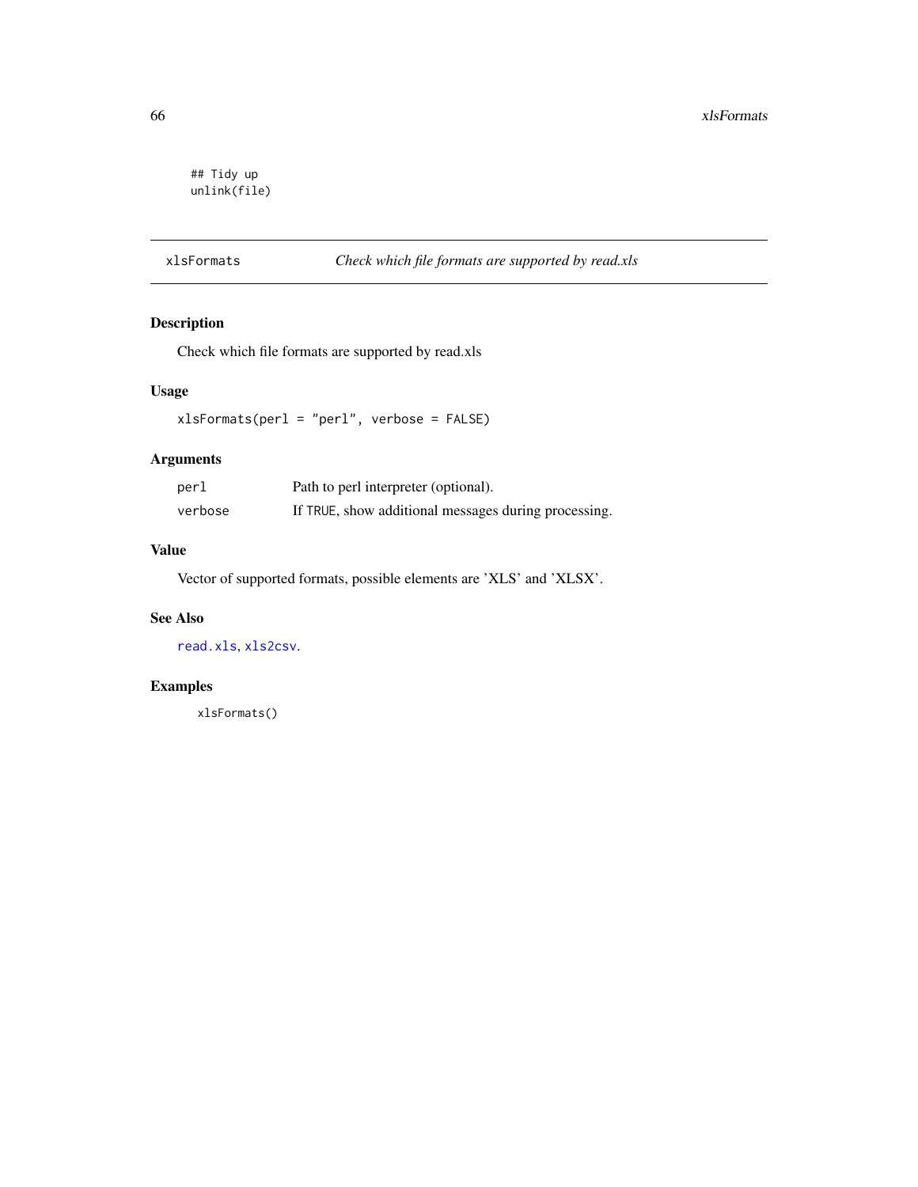```
## Tidy up
unlink(file)
```

## xlsFormats — *Check which file formats are supported by read.xls*

### Description

Check which file formats are supported by read.xls

### Usage

```
xlsFormats(perl = "perl", verbose = FALSE)
```

### Arguments

| | |
|---|---|
| `perl` | Path to perl interpreter (optional). |
| `verbose` | If `TRUE`, show additional messages during processing. |

### Value

Vector of supported formats, possible elements are 'XLS' and 'XLSX'.

### See Also

`read.xls`, `xls2csv`.

### Examples

```
xlsFormats()
```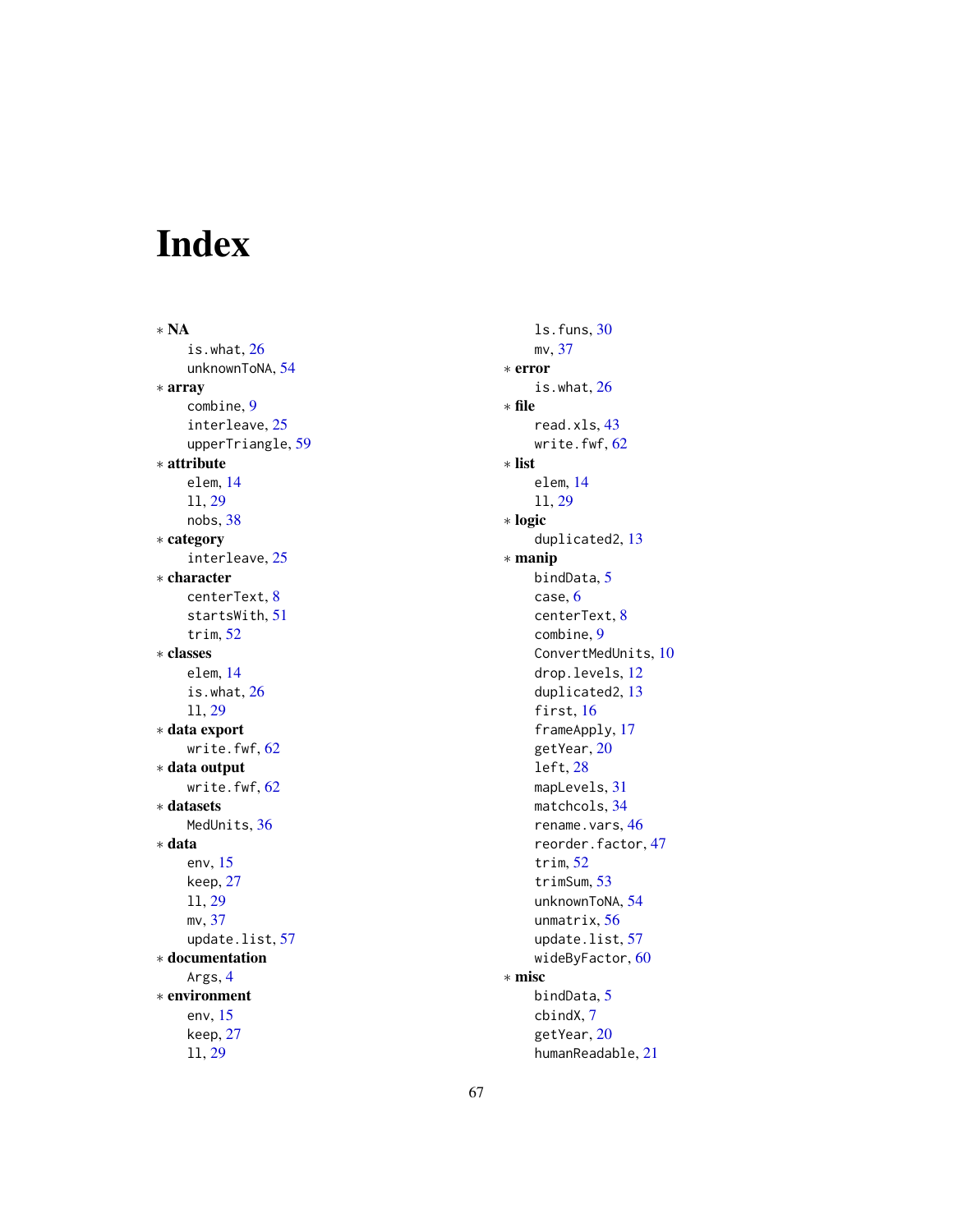# Index

∗ **NA**
- is.what, 26
- unknownToNA, 54

∗ **array**
- combine, 9
- interleave, 25
- upperTriangle, 59

∗ **attribute**
- elem, 14
- ll, 29
- nobs, 38

∗ **category**
- interleave, 25

∗ **character**
- centerText, 8
- startsWith, 51
- trim, 52

∗ **classes**
- elem, 14
- is.what, 26
- ll, 29

∗ **data export**
- write.fwf, 62

∗ **data output**
- write.fwf, 62

∗ **datasets**
- MedUnits, 36

∗ **data**
- env, 15
- keep, 27
- ll, 29
- mv, 37
- update.list, 57

∗ **documentation**
- Args, 4

∗ **environment**
- env, 15
- keep, 27
- ll, 29
- ls.funs, 30
- mv, 37

∗ **error**
- is.what, 26

∗ **file**
- read.xls, 43
- write.fwf, 62

∗ **list**
- elem, 14
- ll, 29

∗ **logic**
- duplicated2, 13

∗ **manip**
- bindData, 5
- case, 6
- centerText, 8
- combine, 9
- ConvertMedUnits, 10
- drop.levels, 12
- duplicated2, 13
- first, 16
- frameApply, 17
- getYear, 20
- left, 28
- mapLevels, 31
- matchcols, 34
- rename.vars, 46
- reorder.factor, 47
- trim, 52
- trimSum, 53
- unknownToNA, 54
- unmatrix, 56
- update.list, 57
- wideByFactor, 60

∗ **misc**
- bindData, 5
- cbindX, 7
- getYear, 20
- humanReadable, 21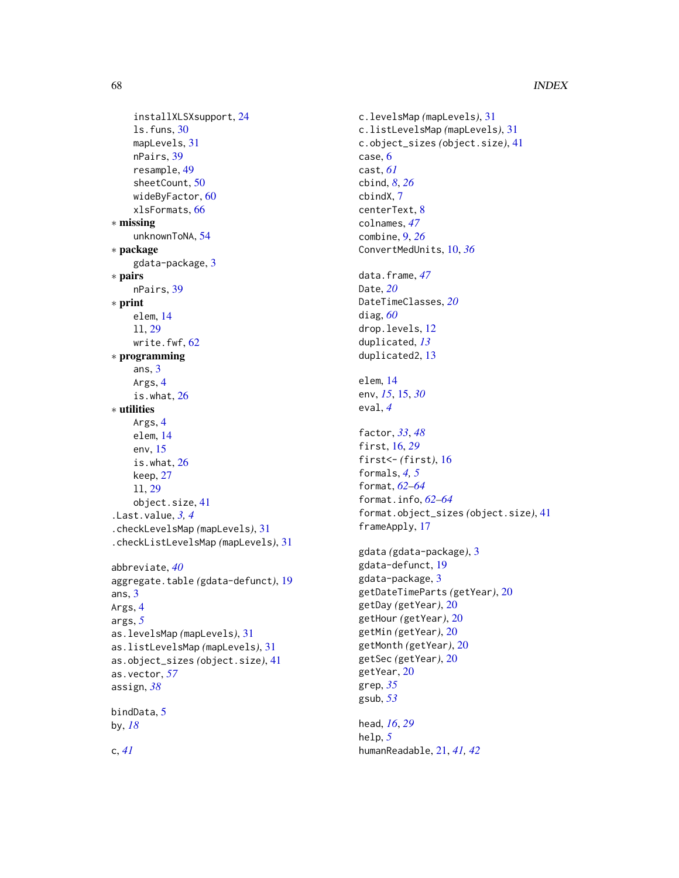installXLSXsupport, 24
ls.funs, 30
mapLevels, 31
nPairs, 39
resample, 49
sheetCount, 50
wideByFactor, 60
xlsFormats, 66

* **missing**
  - unknownToNA, 54
* **package**
  - gdata-package, 3
* **pairs**
  - nPairs, 39
* **print**
  - elem, 14
  - ll, 29
  - write.fwf, 62
* **programming**
  - ans, 3
  - Args, 4
  - is.what, 26
* **utilities**
  - Args, 4
  - elem, 14
  - env, 15
  - is.what, 26
  - keep, 27
  - ll, 29
  - object.size, 41

.Last.value, *3, 4*
.checkLevelsMap *(mapLevels)*, 31
.checkListLevelsMap *(mapLevels)*, 31

abbreviate, *40*
aggregate.table *(gdata-defunct)*, 19
ans, 3
Args, 4
args, *5*
as.levelsMap *(mapLevels)*, 31
as.listLevelsMap *(mapLevels)*, 31
as.object_sizes *(object.size)*, 41
as.vector, *57*
assign, *38*

bindData, 5
by, *18*

c, *41*
c.levelsMap *(mapLevels)*, 31
c.listLevelsMap *(mapLevels)*, 31
c.object_sizes *(object.size)*, 41
case, 6
cast, *61*
cbind, *8*, *26*
cbindX, 7
centerText, 8
colnames, *47*
combine, 9, *26*
ConvertMedUnits, 10, *36*

data.frame, *47*
Date, *20*
DateTimeClasses, *20*
diag, *60*
drop.levels, 12
duplicated, *13*
duplicated2, 13

elem, 14
env, *15*, 15, *30*
eval, *4*

factor, *33*, *48*
first, 16, *29*
first<- *(first)*, 16
formals, *4, 5*
format, *62–64*
format.info, *62–64*
format.object_sizes *(object.size)*, 41
frameApply, 17

gdata *(gdata-package)*, 3
gdata-defunct, 19
gdata-package, 3
getDateTimeParts *(getYear)*, 20
getDay *(getYear)*, 20
getHour *(getYear)*, 20
getMin *(getYear)*, 20
getMonth *(getYear)*, 20
getSec *(getYear)*, 20
getYear, 20
grep, *35*
gsub, *53*

head, *16*, *29*
help, *5*
humanReadable, 21, *41, 42*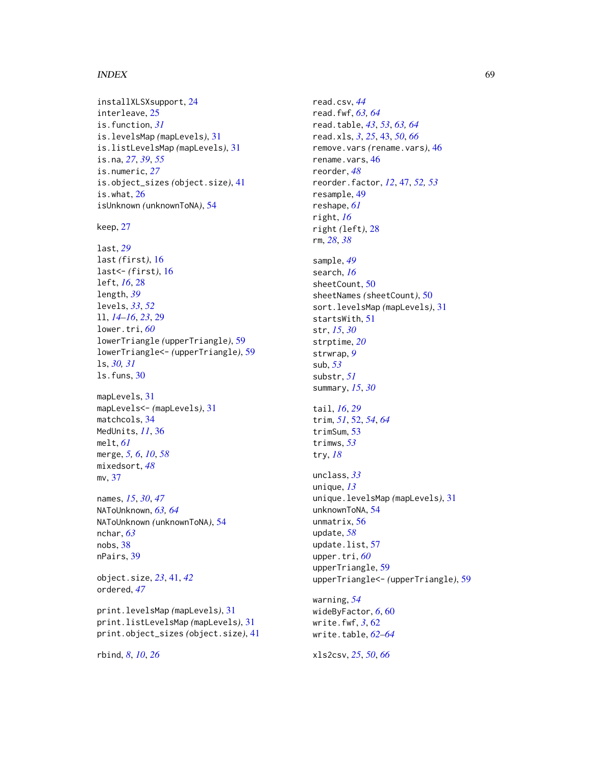installXLSXsupport, 24
interleave, 25
is.function, *31*
is.levelsMap *(*mapLevels*)*, 31
is.listLevelsMap *(*mapLevels*)*, 31
is.na, *27*, *39*, *55*
is.numeric, *27*
is.object_sizes *(*object.size*)*, 41
is.what, 26
isUnknown *(*unknownToNA*)*, 54

keep, 27

last, *29*
last *(*first*)*, 16
last<- *(*first*)*, 16
left, *16*, 28
length, *39*
levels, *33*, *52*
ll, *14–16*, *23*, 29
lower.tri, *60*
lowerTriangle *(*upperTriangle*)*, 59
lowerTriangle<- *(*upperTriangle*)*, 59
ls, *30, 31*
ls.funs, 30

mapLevels, 31
mapLevels<- *(*mapLevels*)*, 31
matchcols, 34
MedUnits, *11*, 36
melt, *61*
merge, *5, 6*, *10*, *58*
mixedsort, *48*
mv, 37

names, *15*, *30*, *47*
NAToUnknown, *63, 64*
NAToUnknown *(*unknownToNA*)*, 54
nchar, *63*
nobs, 38
nPairs, 39

object.size, *23*, 41, *42*
ordered, *47*

print.levelsMap *(*mapLevels*)*, 31
print.listLevelsMap *(*mapLevels*)*, 31
print.object_sizes *(*object.size*)*, 41

rbind, *8*, *10*, *26*
read.csv, *44*
read.fwf, *63, 64*
read.table, *43*, *53*, *63, 64*
read.xls, *3*, *25*, 43, *50*, *66*
remove.vars *(*rename.vars*)*, 46
rename.vars, 46
reorder, *48*
reorder.factor, *12*, 47, *52, 53*
resample, 49
reshape, *61*
right, *16*
right *(*left*)*, 28
rm, *28*, *38*

sample, *49*
search, *16*
sheetCount, 50
sheetNames *(*sheetCount*)*, 50
sort.levelsMap *(*mapLevels*)*, 31
startsWith, 51
str, *15*, *30*
strptime, *20*
strwrap, *9*
sub, *53*
substr, *51*
summary, *15*, *30*

tail, *16*, *29*
trim, *51*, 52, *54*, *64*
trimSum, 53
trimws, *53*
try, *18*

unclass, *33*
unique, *13*
unique.levelsMap *(*mapLevels*)*, 31
unknownToNA, 54
unmatrix, 56
update, *58*
update.list, 57
upper.tri, *60*
upperTriangle, 59
upperTriangle<- *(*upperTriangle*)*, 59

warning, *54*
wideByFactor, *6*, 60
write.fwf, *3*, 62
write.table, *62–64*

xls2csv, *25*, *50*, *66*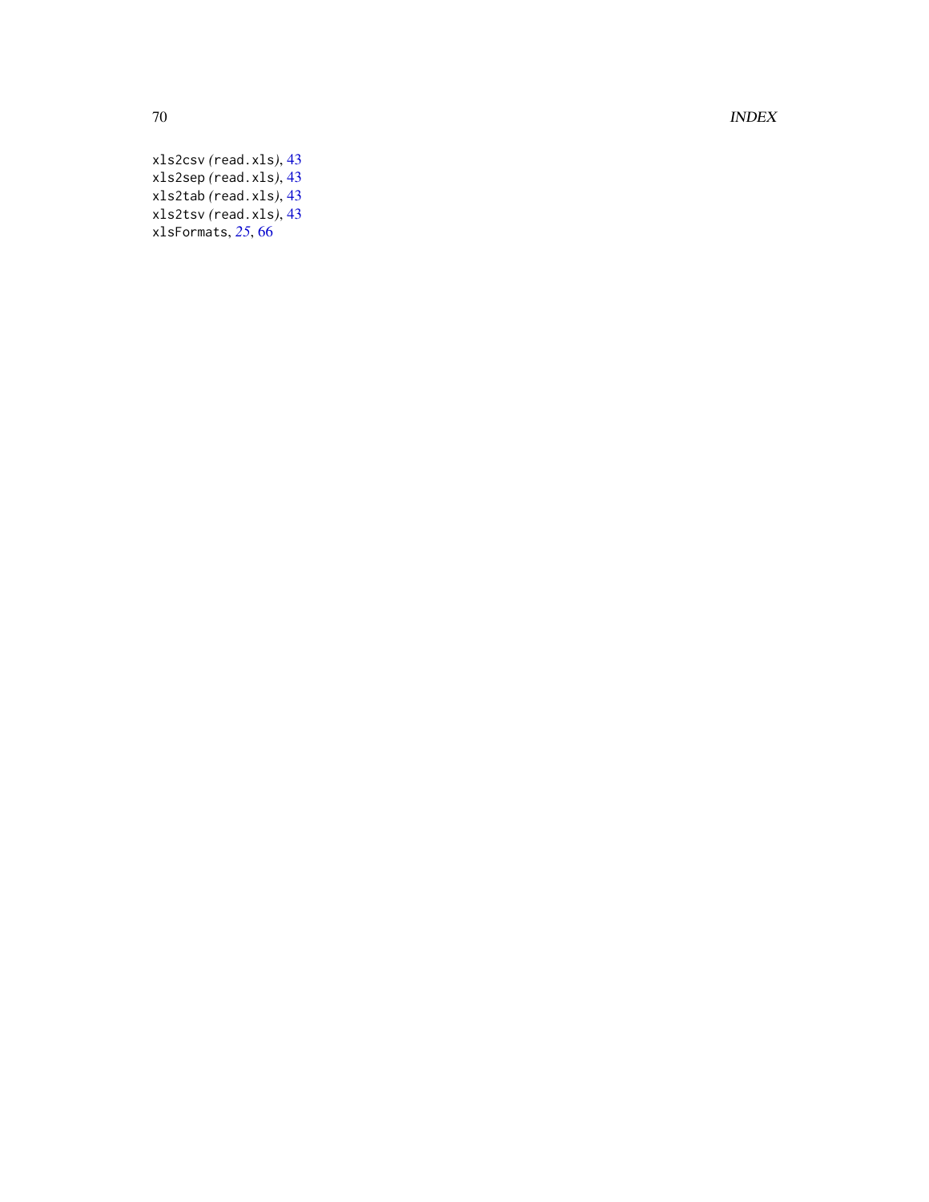xls2csv (read.xls), 43
xls2sep (read.xls), 43
xls2tab (read.xls), 43
xls2tsv (read.xls), 43
xlsFormats, *25*, 66